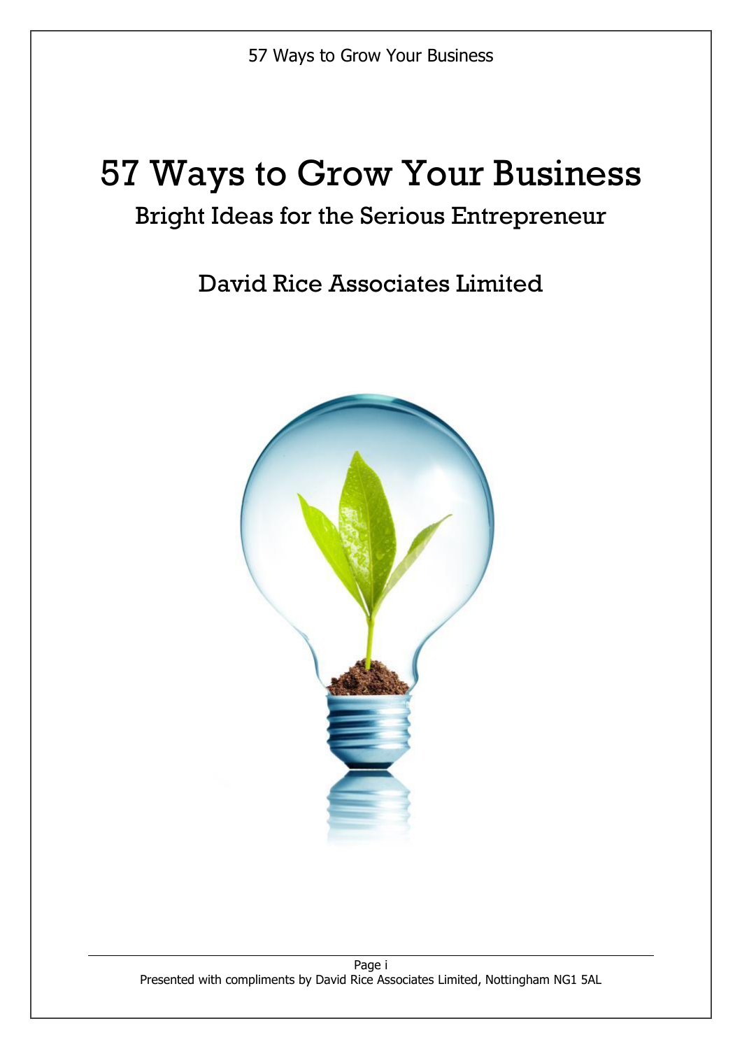# 57 Ways to Grow Your Business

## Bright Ideas for the Serious Entrepreneur

## David Rice Associates Limited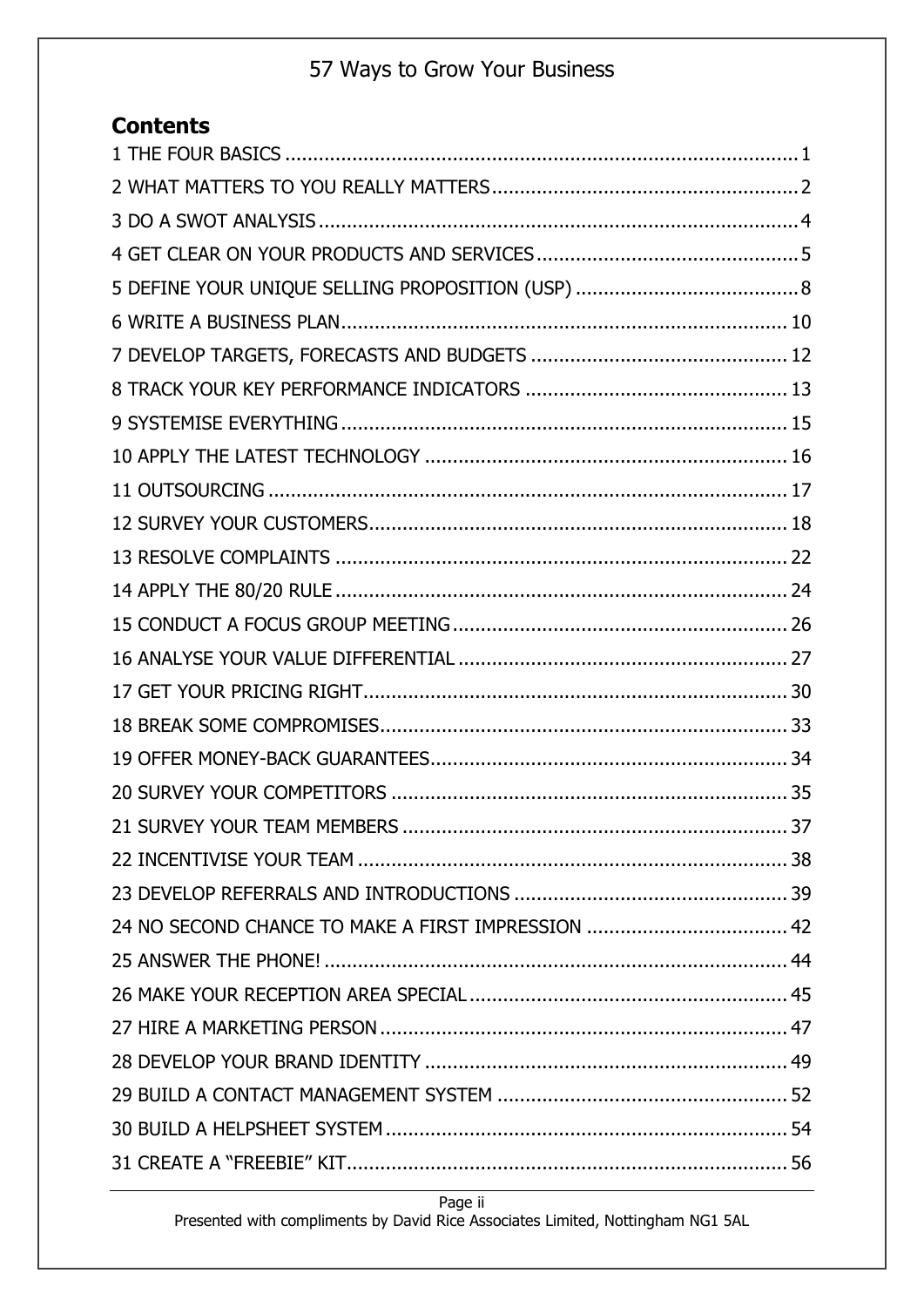## Contents

1 THE FOUR BASICS ........................................................................................... 1
2 WHAT MATTERS TO YOU REALLY MATTERS ...................................................... 2
3 DO A SWOT ANALYSIS .................................................................................... 4
4 GET CLEAR ON YOUR PRODUCTS AND SERVICES .............................................. 5
5 DEFINE YOUR UNIQUE SELLING PROPOSITION (USP) ....................................... 8
6 WRITE A BUSINESS PLAN ............................................................................... 10
7 DEVELOP TARGETS, FORECASTS AND BUDGETS ............................................. 12
8 TRACK YOUR KEY PERFORMANCE INDICATORS .............................................. 13
9 SYSTEMISE EVERYTHING ............................................................................... 15
10 APPLY THE LATEST TECHNOLOGY ................................................................ 16
11 OUTSOURCING ............................................................................................ 17
12 SURVEY YOUR CUSTOMERS .......................................................................... 18
13 RESOLVE COMPLAINTS ................................................................................ 22
14 APPLY THE 80/20 RULE ................................................................................ 24
15 CONDUCT A FOCUS GROUP MEETING ........................................................... 26
16 ANALYSE YOUR VALUE DIFFERENTIAL .......................................................... 27
17 GET YOUR PRICING RIGHT ........................................................................... 30
18 BREAK SOME COMPROMISES ........................................................................ 33
19 OFFER MONEY-BACK GUARANTEES ............................................................... 34
20 SURVEY YOUR COMPETITORS ...................................................................... 35
21 SURVEY YOUR TEAM MEMBERS .................................................................... 37
22 INCENTIVISE YOUR TEAM ............................................................................ 38
23 DEVELOP REFERRALS AND INTRODUCTIONS ................................................ 39
24 NO SECOND CHANCE TO MAKE A FIRST IMPRESSION .................................... 42
25 ANSWER THE PHONE! .................................................................................. 44
26 MAKE YOUR RECEPTION AREA SPECIAL ......................................................... 45
27 HIRE A MARKETING PERSON ........................................................................ 47
28 DEVELOP YOUR BRAND IDENTITY ................................................................ 49
29 BUILD A CONTACT MANAGEMENT SYSTEM ................................................... 52
30 BUILD A HELPSHEET SYSTEM ....................................................................... 54
31 CREATE A "FREEBIE" KIT .............................................................................. 56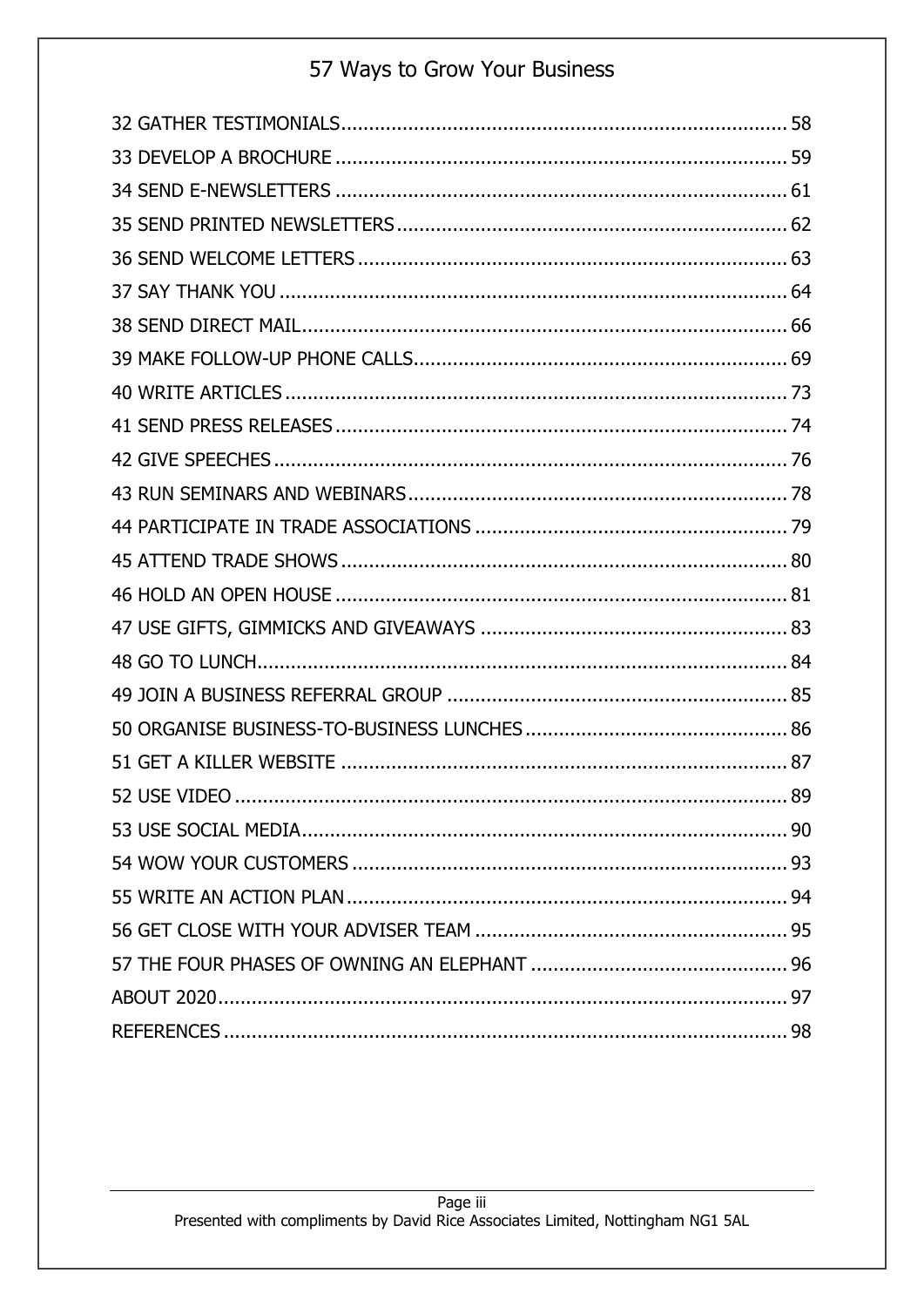32 GATHER TESTIMONIALS ........ 58
33 DEVELOP A BROCHURE ........ 59
34 SEND E-NEWSLETTERS ........ 61
35 SEND PRINTED NEWSLETTERS ........ 62
36 SEND WELCOME LETTERS ........ 63
37 SAY THANK YOU ........ 64
38 SEND DIRECT MAIL ........ 66
39 MAKE FOLLOW-UP PHONE CALLS ........ 69
40 WRITE ARTICLES ........ 73
41 SEND PRESS RELEASES ........ 74
42 GIVE SPEECHES ........ 76
43 RUN SEMINARS AND WEBINARS ........ 78
44 PARTICIPATE IN TRADE ASSOCIATIONS ........ 79
45 ATTEND TRADE SHOWS ........ 80
46 HOLD AN OPEN HOUSE ........ 81
47 USE GIFTS, GIMMICKS AND GIVEAWAYS ........ 83
48 GO TO LUNCH ........ 84
49 JOIN A BUSINESS REFERRAL GROUP ........ 85
50 ORGANISE BUSINESS-TO-BUSINESS LUNCHES ........ 86
51 GET A KILLER WEBSITE ........ 87
52 USE VIDEO ........ 89
53 USE SOCIAL MEDIA ........ 90
54 WOW YOUR CUSTOMERS ........ 93
55 WRITE AN ACTION PLAN ........ 94
56 GET CLOSE WITH YOUR ADVISER TEAM ........ 95
57 THE FOUR PHASES OF OWNING AN ELEPHANT ........ 96
ABOUT 2020 ........ 97
REFERENCES ........ 98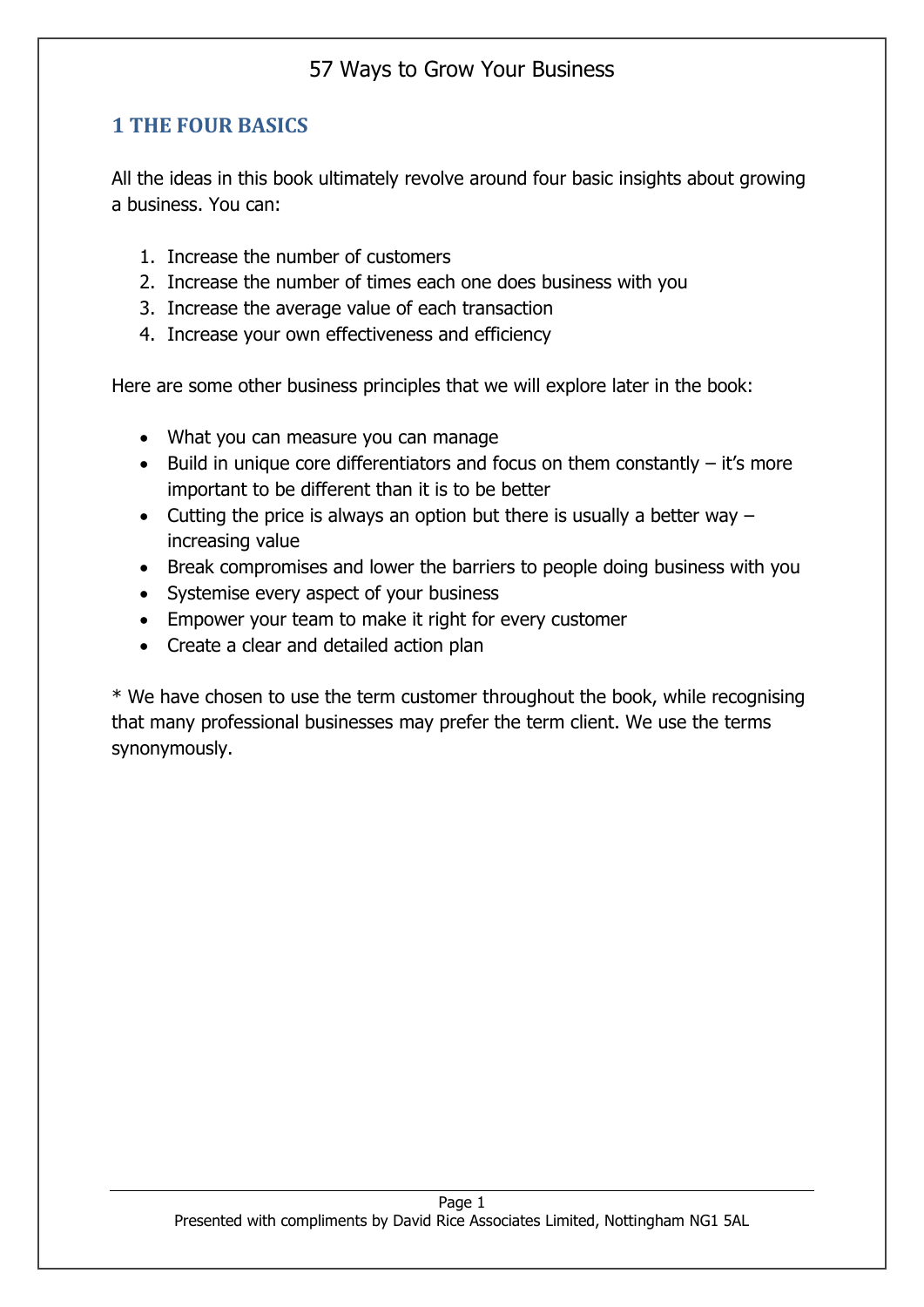## 1 THE FOUR BASICS

All the ideas in this book ultimately revolve around four basic insights about growing a business. You can:

1. Increase the number of customers
2. Increase the number of times each one does business with you
3. Increase the average value of each transaction
4. Increase your own effectiveness and efficiency

Here are some other business principles that we will explore later in the book:

- What you can measure you can manage
- Build in unique core differentiators and focus on them constantly – it's more important to be different than it is to be better
- Cutting the price is always an option but there is usually a better way – increasing value
- Break compromises and lower the barriers to people doing business with you
- Systemise every aspect of your business
- Empower your team to make it right for every customer
- Create a clear and detailed action plan

* We have chosen to use the term customer throughout the book, while recognising that many professional businesses may prefer the term client. We use the terms synonymously.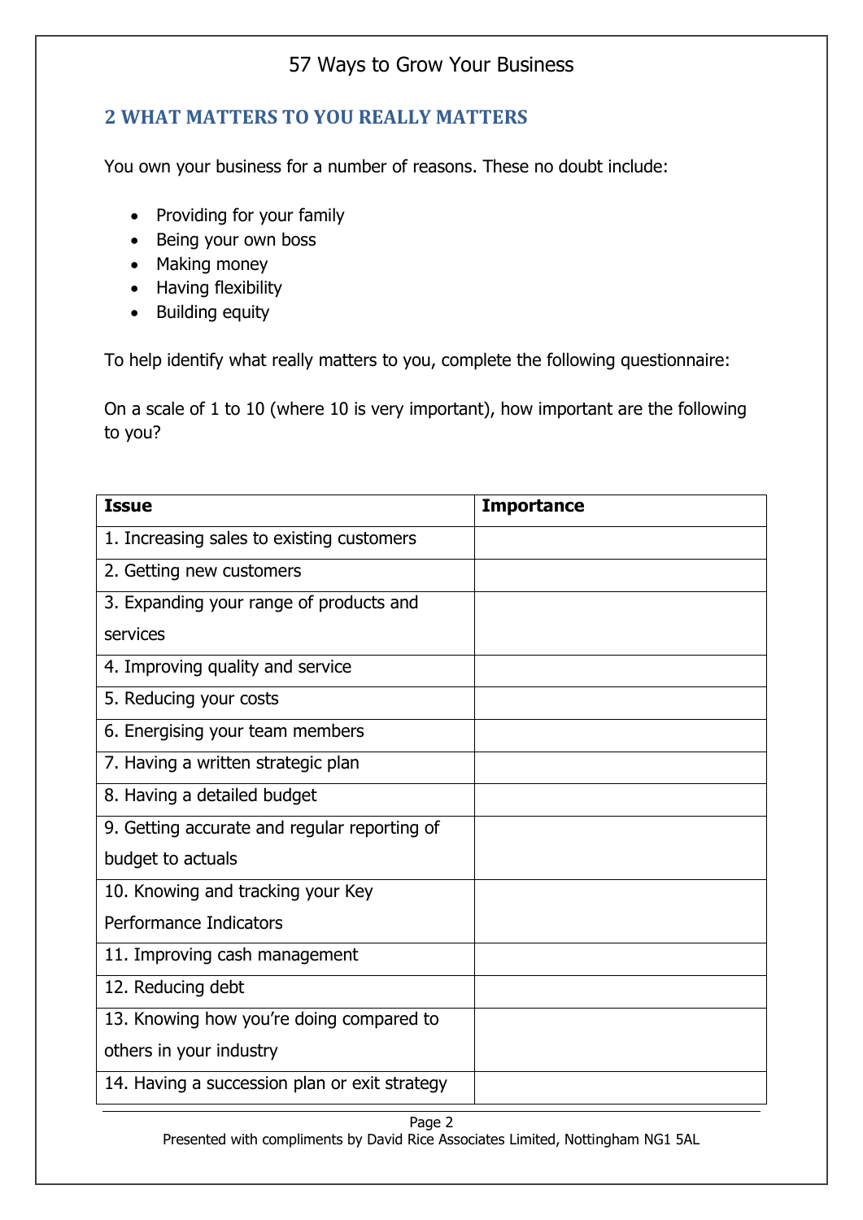## 2 WHAT MATTERS TO YOU REALLY MATTERS

You own your business for a number of reasons. These no doubt include:

- Providing for your family
- Being your own boss
- Making money
- Having flexibility
- Building equity

To help identify what really matters to you, complete the following questionnaire:

On a scale of 1 to 10 (where 10 is very important), how important are the following to you?

| Issue | Importance |
|---|---|
| 1. Increasing sales to existing customers | |
| 2. Getting new customers | |
| 3. Expanding your range of products and services | |
| 4. Improving quality and service | |
| 5. Reducing your costs | |
| 6. Energising your team members | |
| 7. Having a written strategic plan | |
| 8. Having a detailed budget | |
| 9. Getting accurate and regular reporting of budget to actuals | |
| 10. Knowing and tracking your Key Performance Indicators | |
| 11. Improving cash management | |
| 12. Reducing debt | |
| 13. Knowing how you're doing compared to others in your industry | |
| 14. Having a succession plan or exit strategy | |

Presented with compliments by David Rice Associates Limited, Nottingham NG1 5AL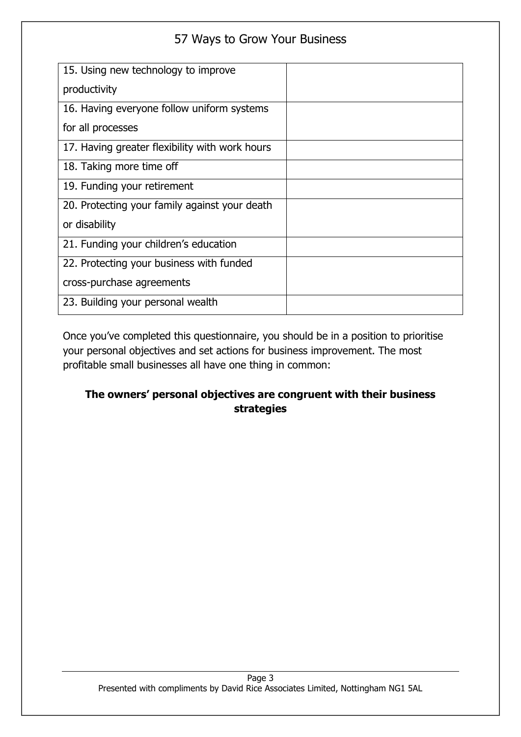| | |
|---|---|
| 15. Using new technology to improve productivity | |
| 16. Having everyone follow uniform systems for all processes | |
| 17. Having greater flexibility with work hours | |
| 18. Taking more time off | |
| 19. Funding your retirement | |
| 20. Protecting your family against your death or disability | |
| 21. Funding your children's education | |
| 22. Protecting your business with funded cross-purchase agreements | |
| 23. Building your personal wealth | |

Once you've completed this questionnaire, you should be in a position to prioritise your personal objectives and set actions for business improvement. The most profitable small businesses all have one thing in common:

**The owners' personal objectives are congruent with their business strategies**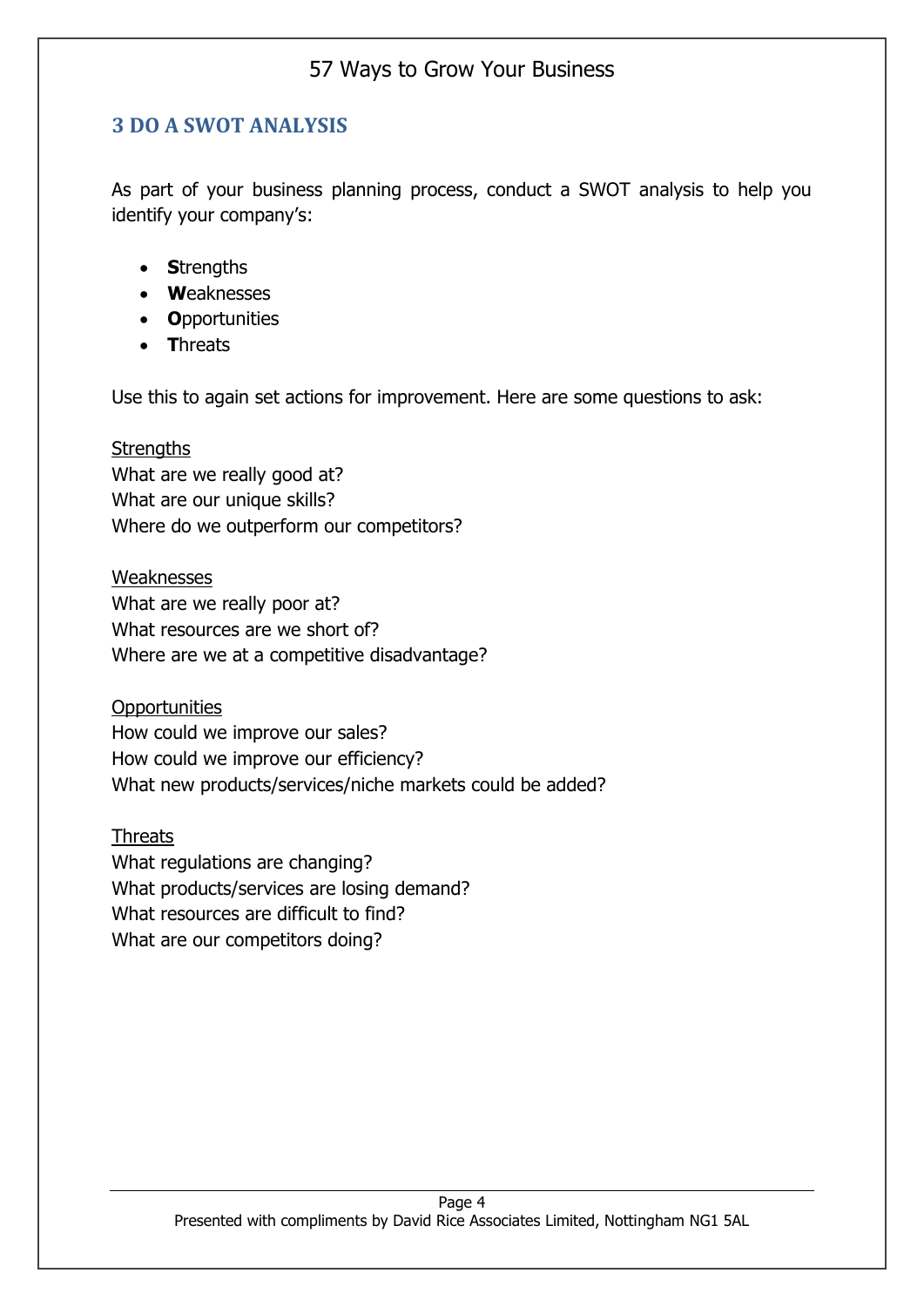## 3 DO A SWOT ANALYSIS

As part of your business planning process, conduct a SWOT analysis to help you identify your company's:

- **S**trengths
- **W**eaknesses
- **O**pportunities
- **T**hreats

Use this to again set actions for improvement. Here are some questions to ask:

Strengths
What are we really good at?
What are our unique skills?
Where do we outperform our competitors?

Weaknesses
What are we really poor at?
What resources are we short of?
Where are we at a competitive disadvantage?

Opportunities
How could we improve our sales?
How could we improve our efficiency?
What new products/services/niche markets could be added?

Threats
What regulations are changing?
What products/services are losing demand?
What resources are difficult to find?
What are our competitors doing?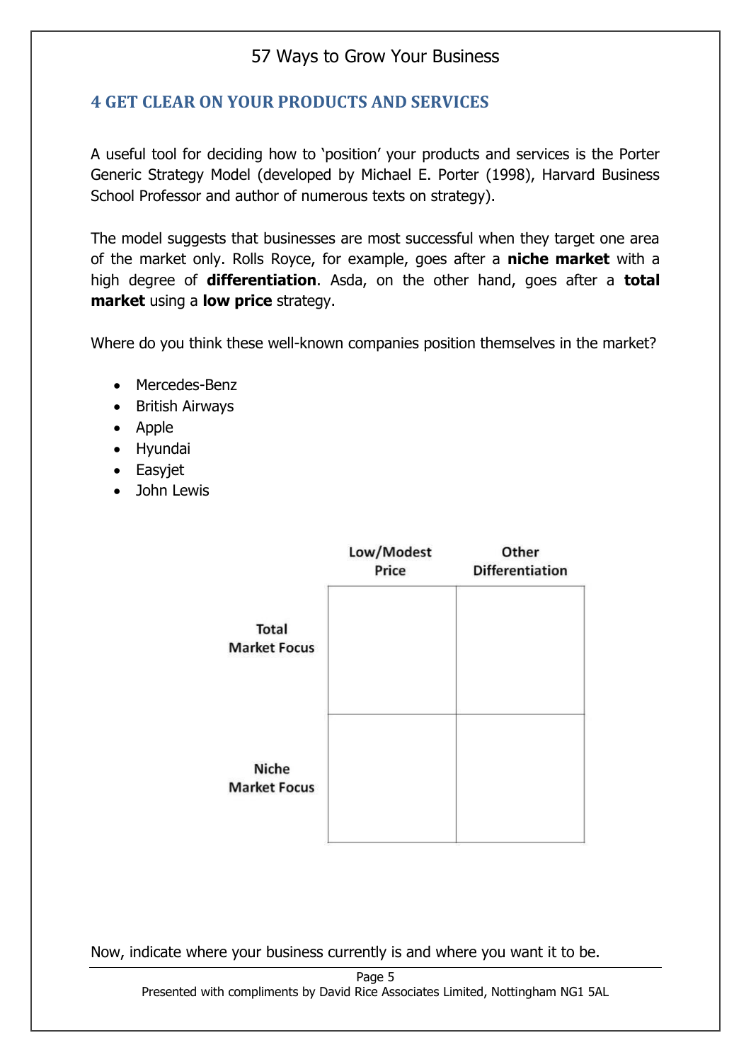## 4 GET CLEAR ON YOUR PRODUCTS AND SERVICES

A useful tool for deciding how to 'position' your products and services is the Porter Generic Strategy Model (developed by Michael E. Porter (1998), Harvard Business School Professor and author of numerous texts on strategy).

The model suggests that businesses are most successful when they target one area of the market only. Rolls Royce, for example, goes after a **niche market** with a high degree of **differentiation**. Asda, on the other hand, goes after a **total market** using a **low price** strategy.

Where do you think these well-known companies position themselves in the market?

- Mercedes-Benz
- British Airways
- Apple
- Hyundai
- Easyjet
- John Lewis

| | Low/Modest Price | Other Differentiation |
|---|---|---|
| Total Market Focus | | |
| Niche Market Focus | | |

Now, indicate where your business currently is and where you want it to be.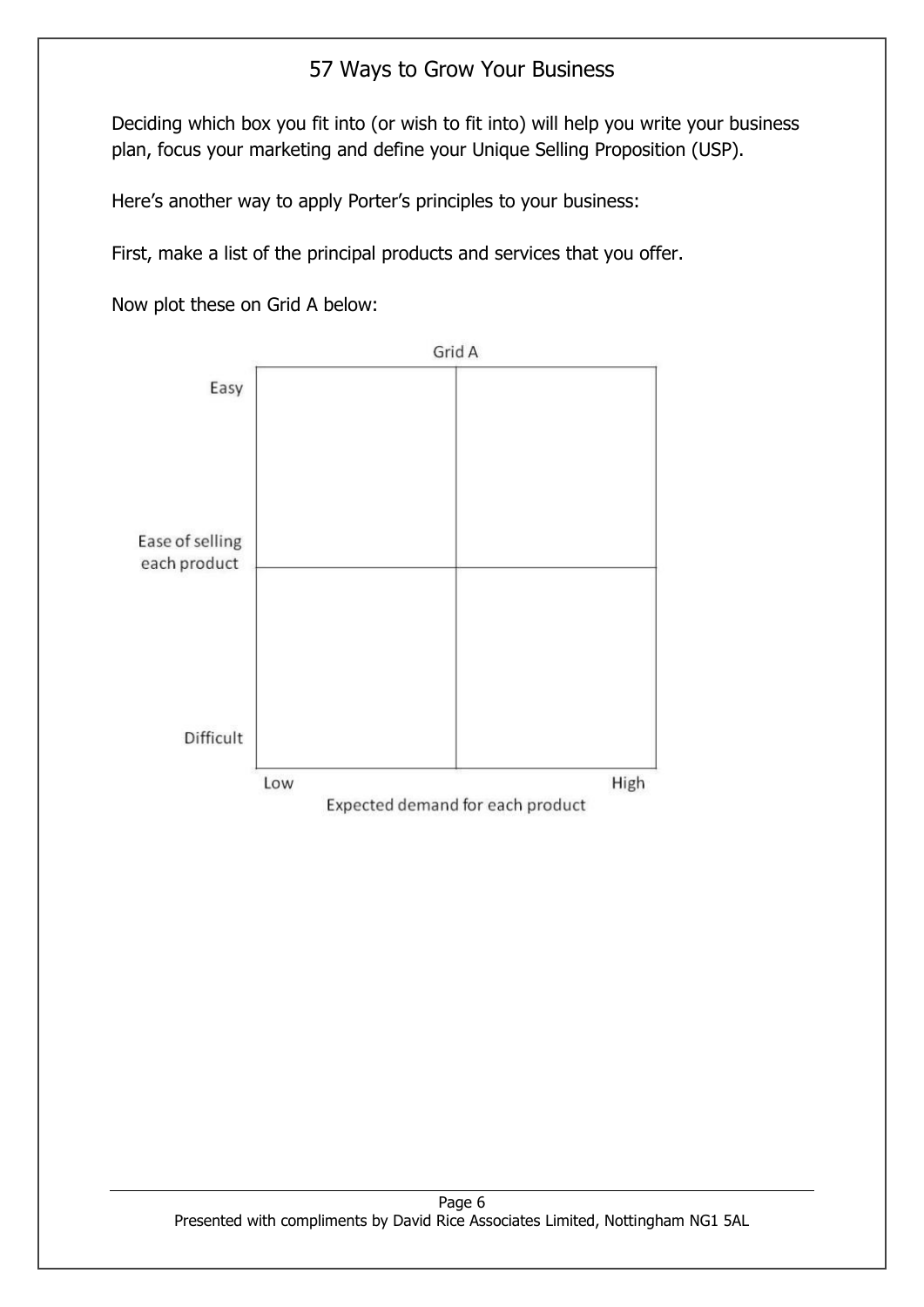Deciding which box you fit into (or wish to fit into) will help you write your business plan, focus your marketing and define your Unique Selling Proposition (USP).

Here's another way to apply Porter's principles to your business:

First, make a list of the principal products and services that you offer.

Now plot these on Grid A below:

Grid A

Ease of selling each product: Easy – Difficult

Expected demand for each product: Low – High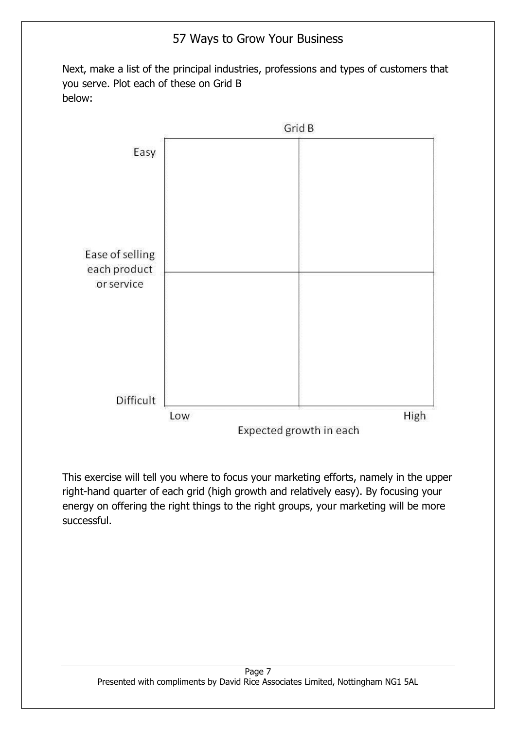Next, make a list of the principal industries, professions and types of customers that you serve. Plot each of these on Grid B below:

Grid B

| Ease of selling each product or service | Low (Expected growth in each) | High (Expected growth in each) |
| --- | --- | --- |
| Easy | | |
| Difficult | | |

This exercise will tell you where to focus your marketing efforts, namely in the upper right-hand quarter of each grid (high growth and relatively easy). By focusing your energy on offering the right things to the right groups, your marketing will be more successful.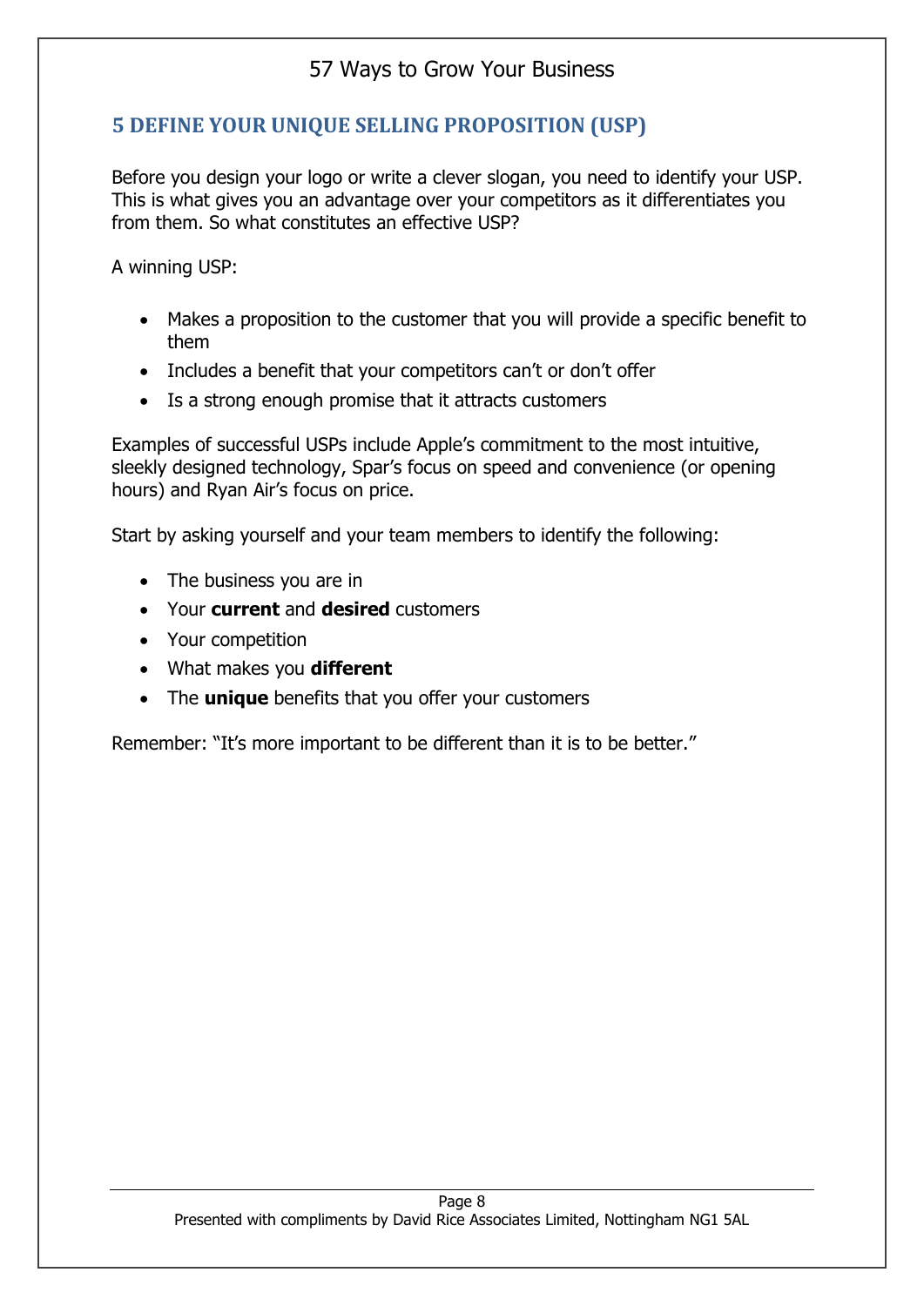## 5 DEFINE YOUR UNIQUE SELLING PROPOSITION (USP)

Before you design your logo or write a clever slogan, you need to identify your USP. This is what gives you an advantage over your competitors as it differentiates you from them. So what constitutes an effective USP?

A winning USP:

- Makes a proposition to the customer that you will provide a specific benefit to them
- Includes a benefit that your competitors can't or don't offer
- Is a strong enough promise that it attracts customers

Examples of successful USPs include Apple's commitment to the most intuitive, sleekly designed technology, Spar's focus on speed and convenience (or opening hours) and Ryan Air's focus on price.

Start by asking yourself and your team members to identify the following:

- The business you are in
- Your **current** and **desired** customers
- Your competition
- What makes you **different**
- The **unique** benefits that you offer your customers

Remember: "It's more important to be different than it is to be better."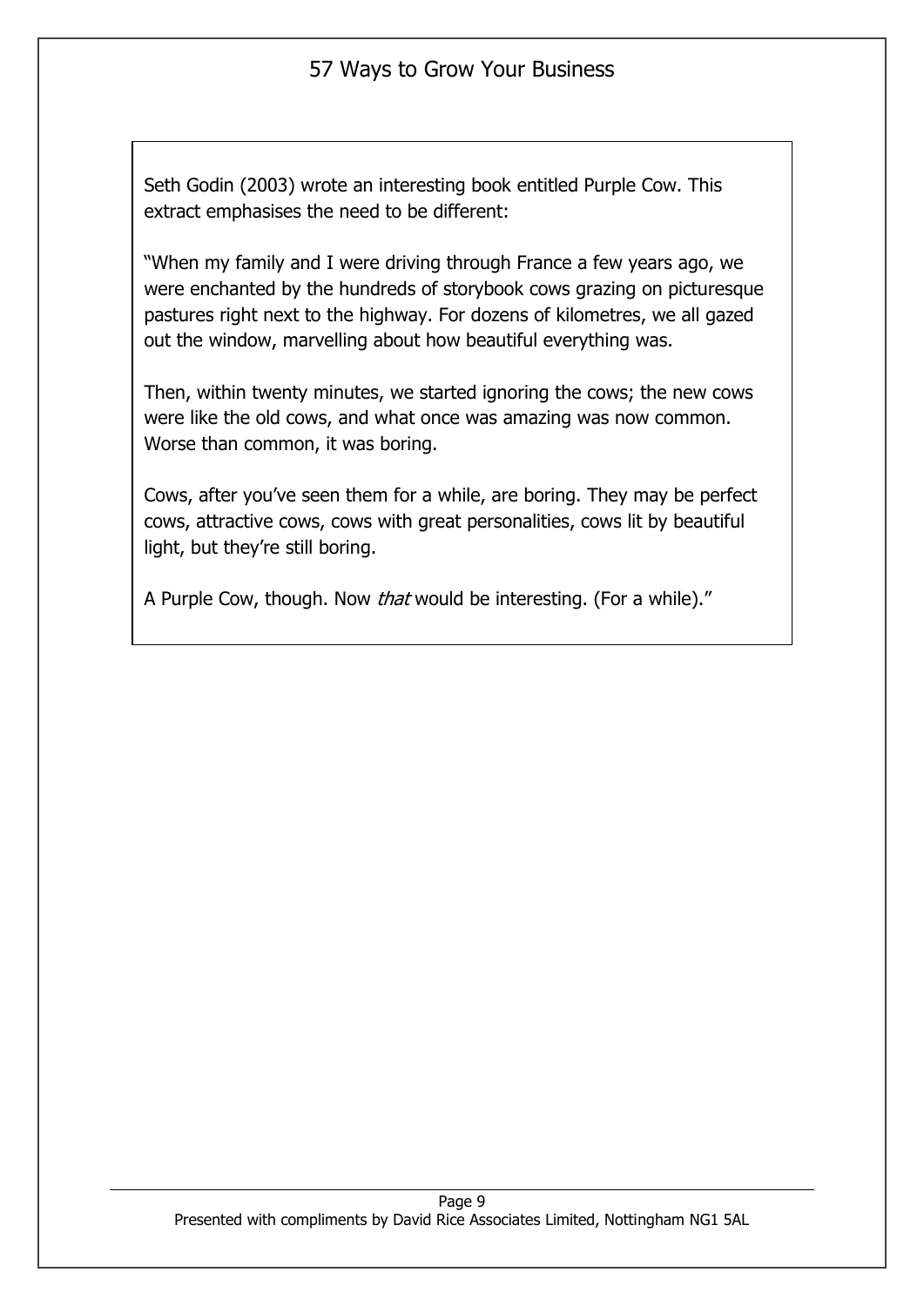Seth Godin (2003) wrote an interesting book entitled Purple Cow. This extract emphasises the need to be different:

"When my family and I were driving through France a few years ago, we were enchanted by the hundreds of storybook cows grazing on picturesque pastures right next to the highway. For dozens of kilometres, we all gazed out the window, marvelling about how beautiful everything was.

Then, within twenty minutes, we started ignoring the cows; the new cows were like the old cows, and what once was amazing was now common. Worse than common, it was boring.

Cows, after you've seen them for a while, are boring. They may be perfect cows, attractive cows, cows with great personalities, cows lit by beautiful light, but they're still boring.

A Purple Cow, though. Now *that* would be interesting. (For a while)."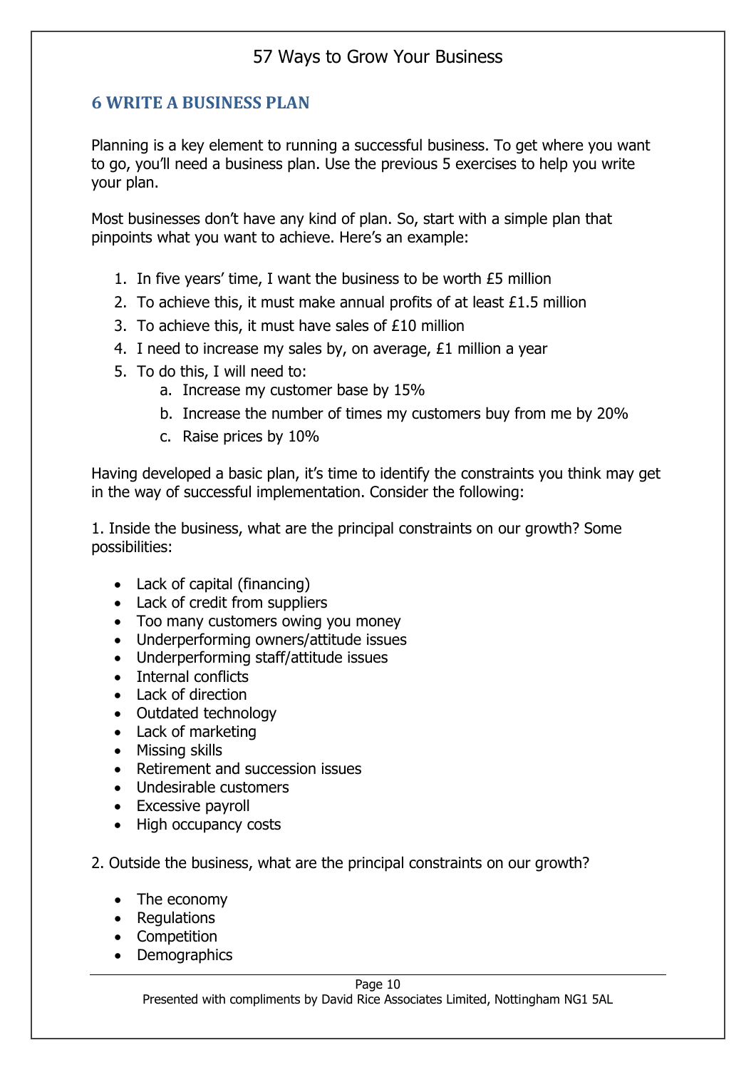## 6 WRITE A BUSINESS PLAN

Planning is a key element to running a successful business. To get where you want to go, you'll need a business plan. Use the previous 5 exercises to help you write your plan.

Most businesses don't have any kind of plan. So, start with a simple plan that pinpoints what you want to achieve. Here's an example:

1. In five years' time, I want the business to be worth £5 million
2. To achieve this, it must make annual profits of at least £1.5 million
3. To achieve this, it must have sales of £10 million
4. I need to increase my sales by, on average, £1 million a year
5. To do this, I will need to:
    a. Increase my customer base by 15%
    b. Increase the number of times my customers buy from me by 20%
    c. Raise prices by 10%

Having developed a basic plan, it's time to identify the constraints you think may get in the way of successful implementation. Consider the following:

1. Inside the business, what are the principal constraints on our growth? Some possibilities:

- Lack of capital (financing)
- Lack of credit from suppliers
- Too many customers owing you money
- Underperforming owners/attitude issues
- Underperforming staff/attitude issues
- Internal conflicts
- Lack of direction
- Outdated technology
- Lack of marketing
- Missing skills
- Retirement and succession issues
- Undesirable customers
- Excessive payroll
- High occupancy costs

2. Outside the business, what are the principal constraints on our growth?

- The economy
- Regulations
- Competition
- Demographics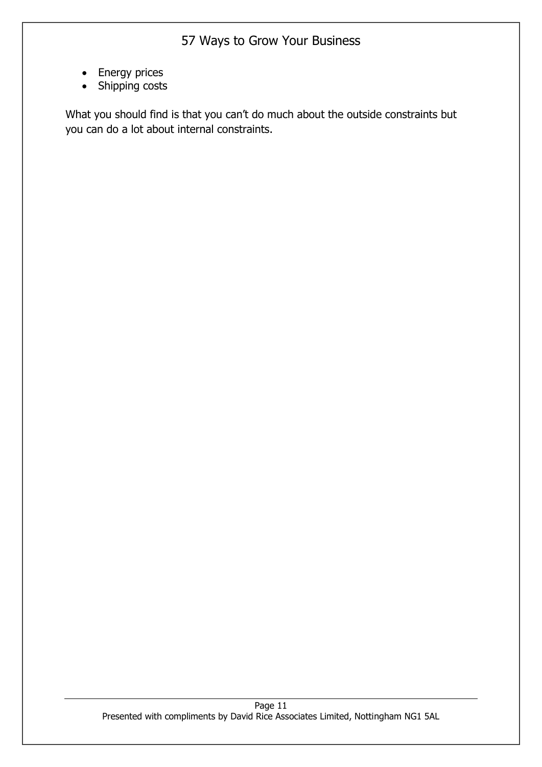- Energy prices
- Shipping costs

What you should find is that you can't do much about the outside constraints but you can do a lot about internal constraints.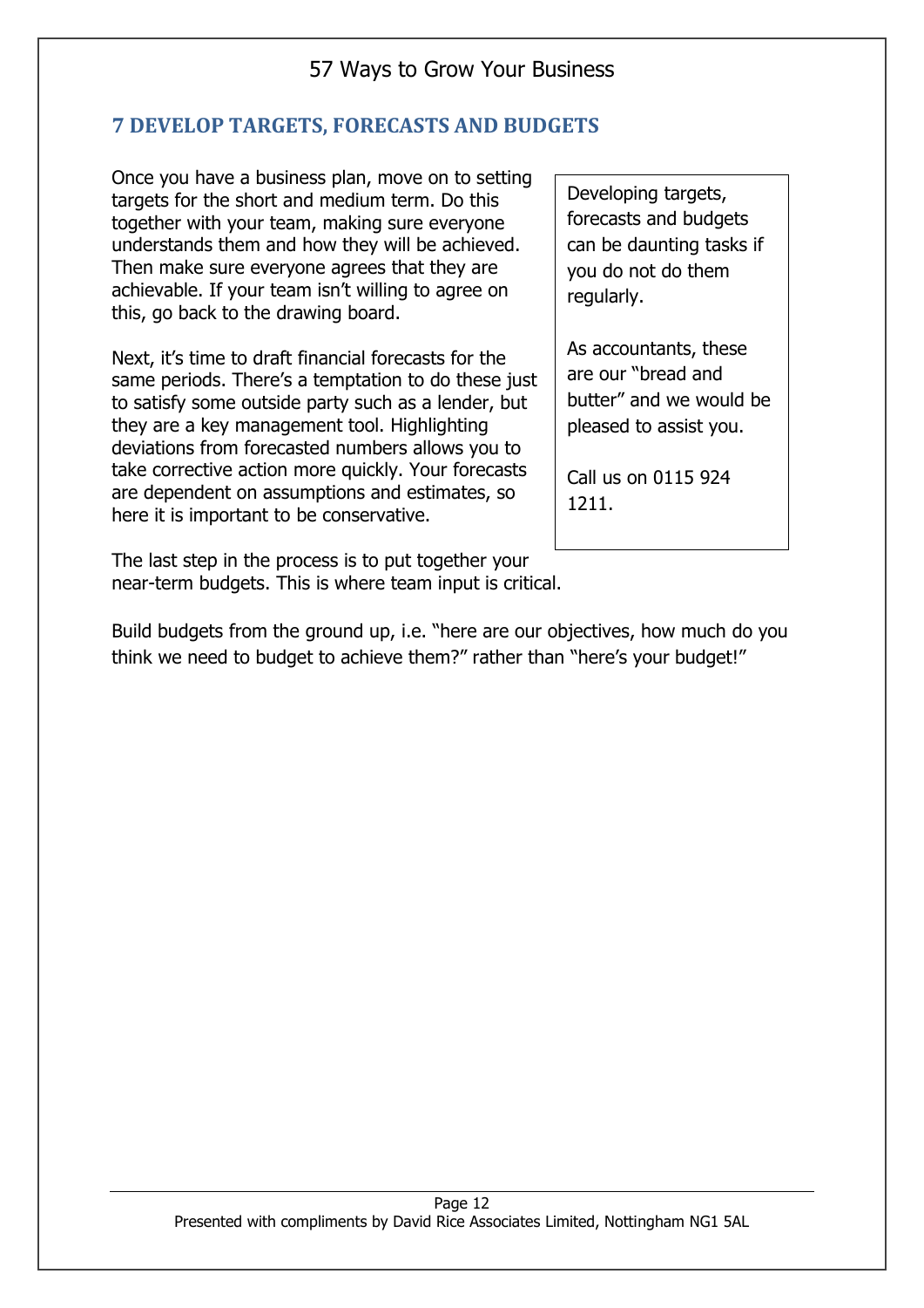## 7 DEVELOP TARGETS, FORECASTS AND BUDGETS

Once you have a business plan, move on to setting targets for the short and medium term. Do this together with your team, making sure everyone understands them and how they will be achieved. Then make sure everyone agrees that they are achievable. If your team isn't willing to agree on this, go back to the drawing board.

Next, it's time to draft financial forecasts for the same periods. There's a temptation to do these just to satisfy some outside party such as a lender, but they are a key management tool. Highlighting deviations from forecasted numbers allows you to take corrective action more quickly. Your forecasts are dependent on assumptions and estimates, so here it is important to be conservative.

The last step in the process is to put together your near-term budgets. This is where team input is critical.

Build budgets from the ground up, i.e. "here are our objectives, how much do you think we need to budget to achieve them?" rather than "here's your budget!"

> Developing targets, forecasts and budgets can be daunting tasks if you do not do them regularly.
>
> As accountants, these are our "bread and butter" and we would be pleased to assist you.
>
> Call us on 0115 924 1211.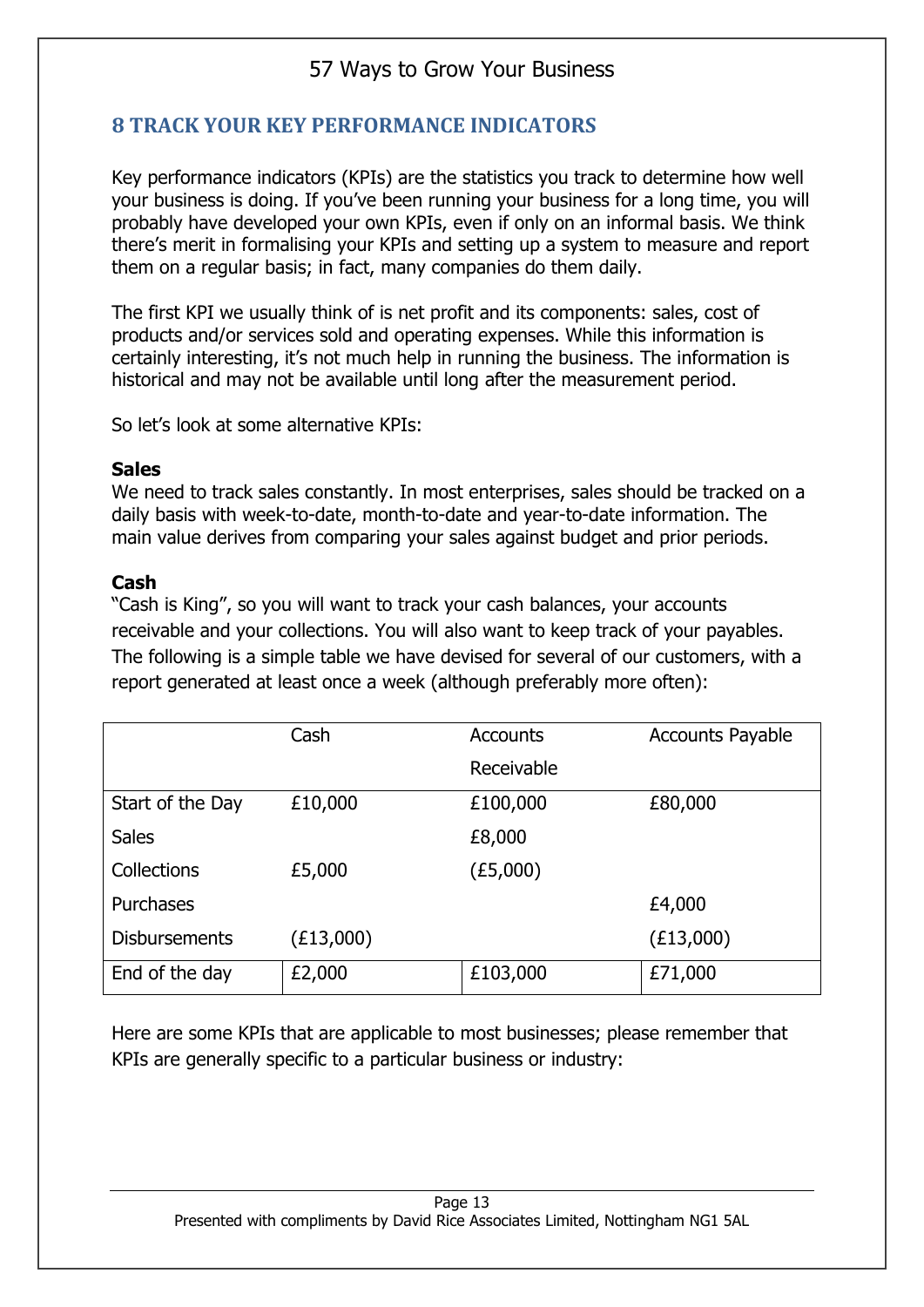## 8 TRACK YOUR KEY PERFORMANCE INDICATORS

Key performance indicators (KPIs) are the statistics you track to determine how well your business is doing. If you've been running your business for a long time, you will probably have developed your own KPIs, even if only on an informal basis. We think there's merit in formalising your KPIs and setting up a system to measure and report them on a regular basis; in fact, many companies do them daily.

The first KPI we usually think of is net profit and its components: sales, cost of products and/or services sold and operating expenses. While this information is certainly interesting, it's not much help in running the business. The information is historical and may not be available until long after the measurement period.

So let's look at some alternative KPIs:

**Sales**
We need to track sales constantly. In most enterprises, sales should be tracked on a daily basis with week-to-date, month-to-date and year-to-date information. The main value derives from comparing your sales against budget and prior periods.

**Cash**
"Cash is King", so you will want to track your cash balances, your accounts receivable and your collections. You will also want to keep track of your payables. The following is a simple table we have devised for several of our customers, with a report generated at least once a week (although preferably more often):

| | Cash | Accounts Receivable | Accounts Payable |
|---|---|---|---|
| Start of the Day | £10,000 | £100,000 | £80,000 |
| Sales | | £8,000 | |
| Collections | £5,000 | (£5,000) | |
| Purchases | | | £4,000 |
| Disbursements | (£13,000) | | (£13,000) |
| End of the day | £2,000 | £103,000 | £71,000 |

Here are some KPIs that are applicable to most businesses; please remember that KPIs are generally specific to a particular business or industry: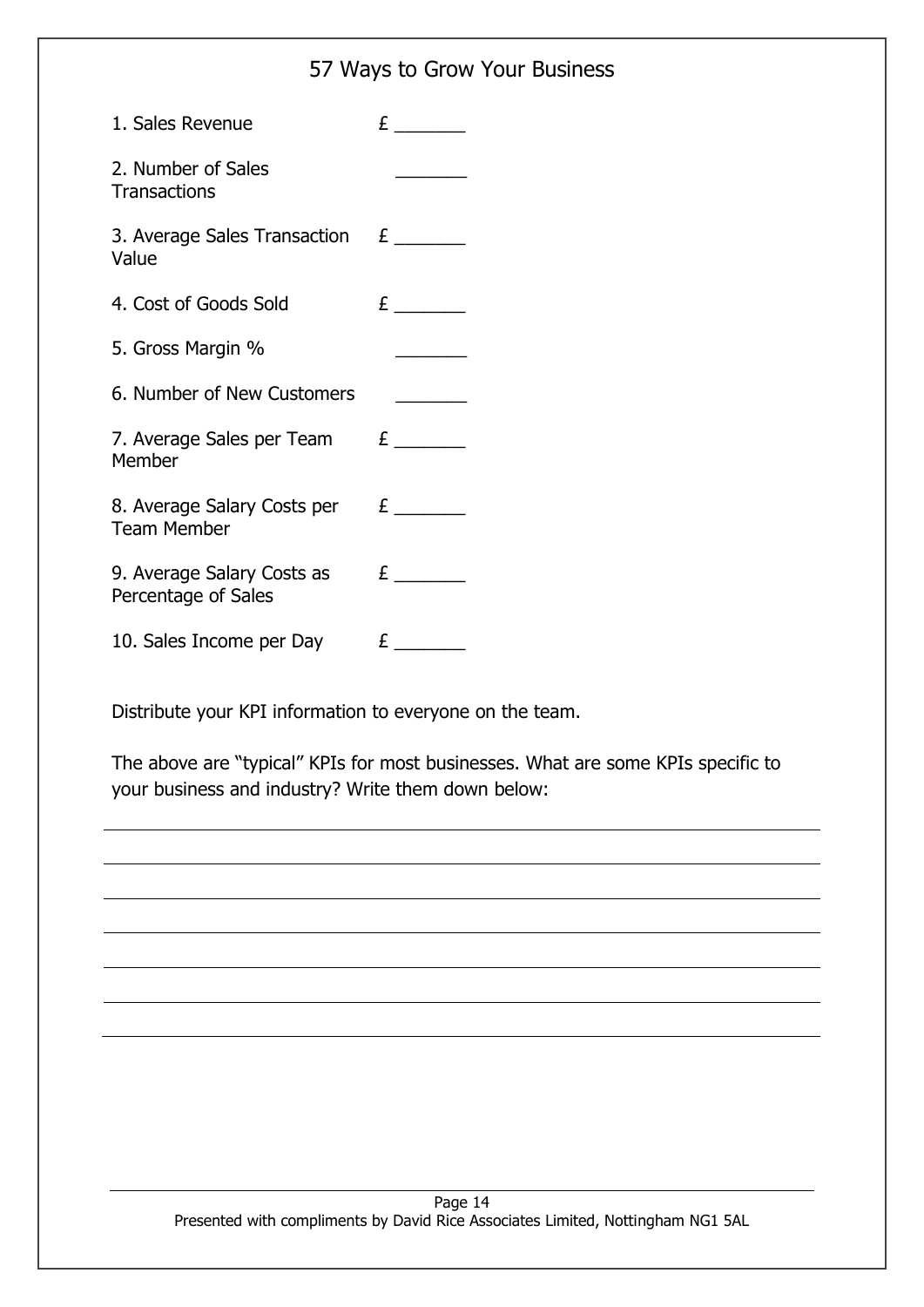1. Sales Revenue £ _______
2. Number of Sales Transactions _______
3. Average Sales Transaction Value £ _______
4. Cost of Goods Sold £ _______
5. Gross Margin % _______
6. Number of New Customers _______
7. Average Sales per Team Member £ _______
8. Average Salary Costs per Team Member £ _______
9. Average Salary Costs as Percentage of Sales £ _______
10. Sales Income per Day £ _______

Distribute your KPI information to everyone on the team.

The above are "typical" KPIs for most businesses. What are some KPIs specific to your business and industry? Write them down below:

_______________________________________________

_______________________________________________

_______________________________________________

_______________________________________________

_______________________________________________

_______________________________________________

_______________________________________________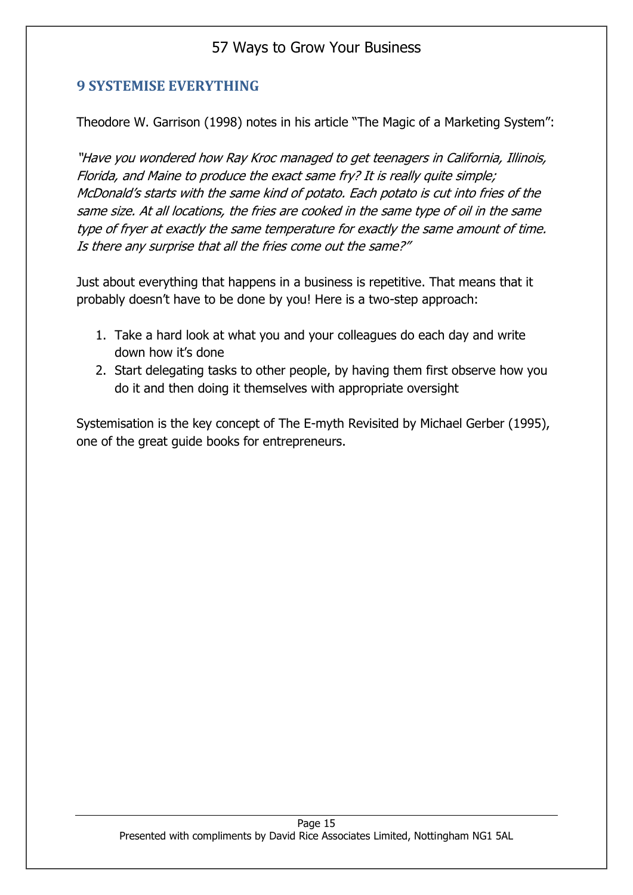## 9 SYSTEMISE EVERYTHING

Theodore W. Garrison (1998) notes in his article "The Magic of a Marketing System":

*"Have you wondered how Ray Kroc managed to get teenagers in California, Illinois, Florida, and Maine to produce the exact same fry? It is really quite simple; McDonald's starts with the same kind of potato. Each potato is cut into fries of the same size. At all locations, the fries are cooked in the same type of oil in the same type of fryer at exactly the same temperature for exactly the same amount of time. Is there any surprise that all the fries come out the same?"*

Just about everything that happens in a business is repetitive. That means that it probably doesn't have to be done by you! Here is a two-step approach:

1. Take a hard look at what you and your colleagues do each day and write down how it's done
2. Start delegating tasks to other people, by having them first observe how you do it and then doing it themselves with appropriate oversight

Systemisation is the key concept of The E-myth Revisited by Michael Gerber (1995), one of the great guide books for entrepreneurs.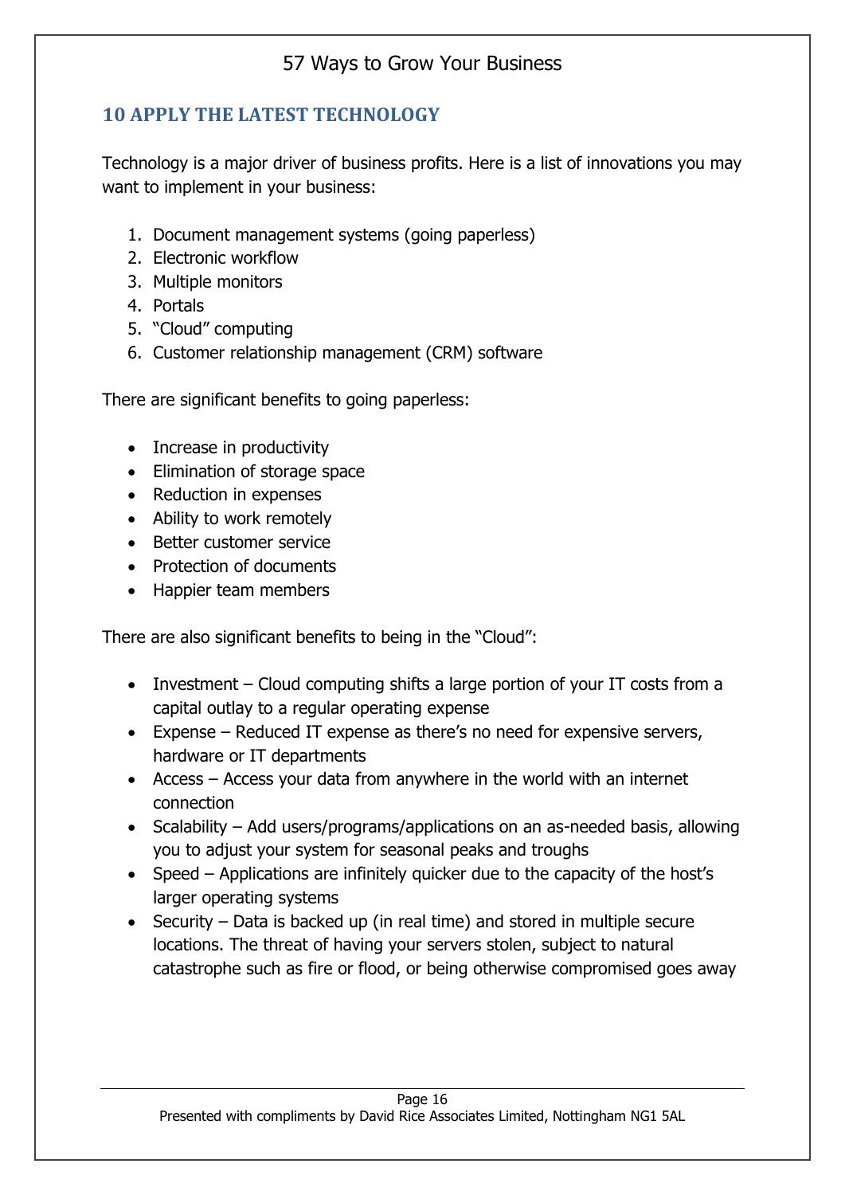## 10 APPLY THE LATEST TECHNOLOGY

Technology is a major driver of business profits. Here is a list of innovations you may want to implement in your business:

1. Document management systems (going paperless)
2. Electronic workflow
3. Multiple monitors
4. Portals
5. "Cloud" computing
6. Customer relationship management (CRM) software

There are significant benefits to going paperless:

- Increase in productivity
- Elimination of storage space
- Reduction in expenses
- Ability to work remotely
- Better customer service
- Protection of documents
- Happier team members

There are also significant benefits to being in the "Cloud":

- Investment – Cloud computing shifts a large portion of your IT costs from a capital outlay to a regular operating expense
- Expense – Reduced IT expense as there's no need for expensive servers, hardware or IT departments
- Access – Access your data from anywhere in the world with an internet connection
- Scalability – Add users/programs/applications on an as-needed basis, allowing you to adjust your system for seasonal peaks and troughs
- Speed – Applications are infinitely quicker due to the capacity of the host's larger operating systems
- Security – Data is backed up (in real time) and stored in multiple secure locations. The threat of having your servers stolen, subject to natural catastrophe such as fire or flood, or being otherwise compromised goes away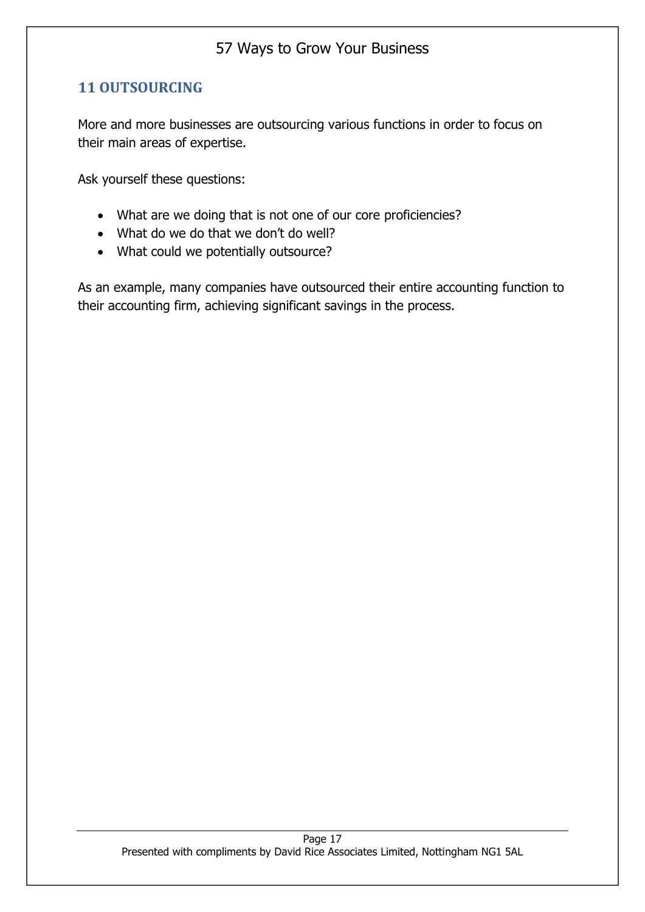## 11 OUTSOURCING

More and more businesses are outsourcing various functions in order to focus on their main areas of expertise.

Ask yourself these questions:

- What are we doing that is not one of our core proficiencies?
- What do we do that we don't do well?
- What could we potentially outsource?

As an example, many companies have outsourced their entire accounting function to their accounting firm, achieving significant savings in the process.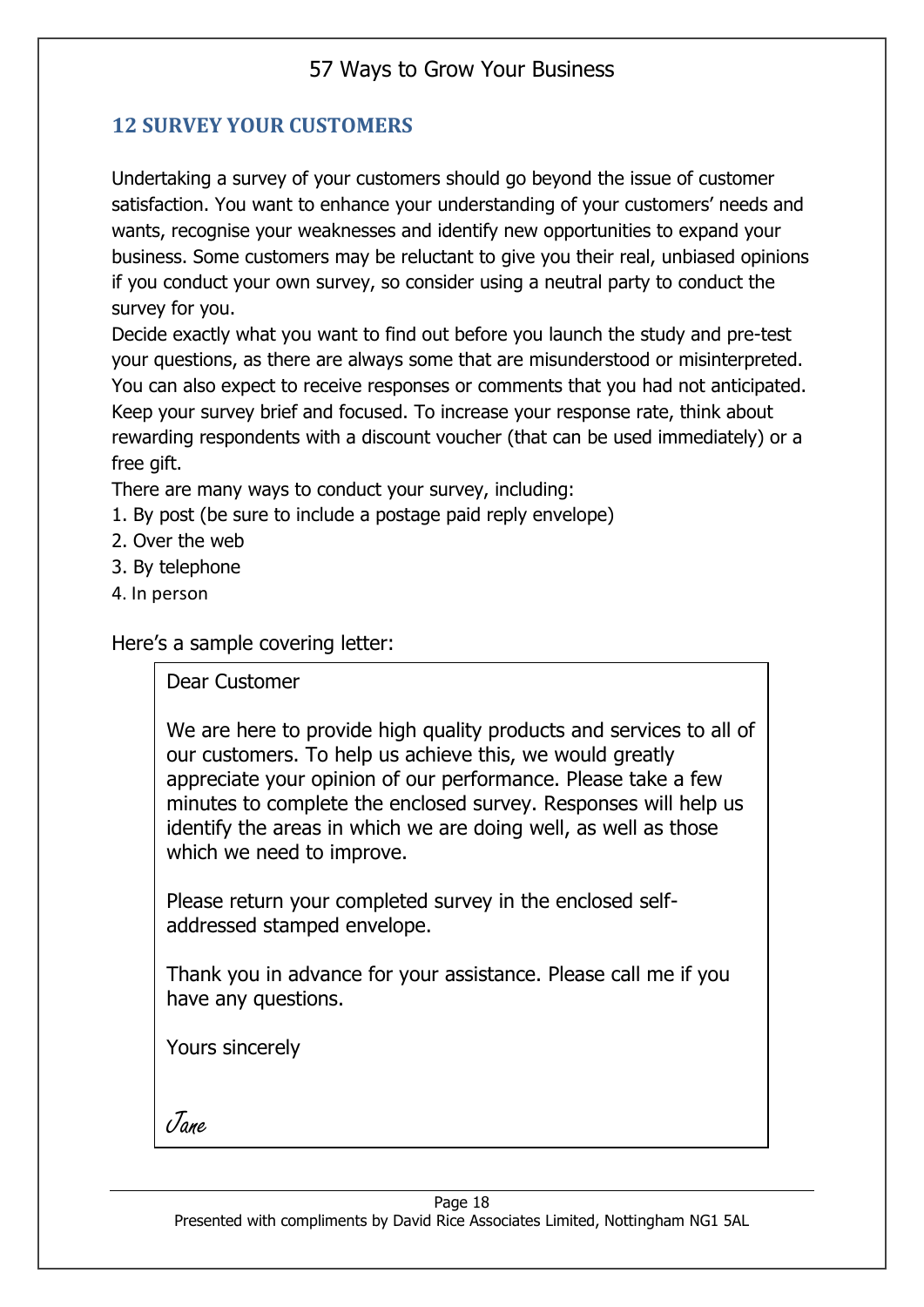## 12 SURVEY YOUR CUSTOMERS

Undertaking a survey of your customers should go beyond the issue of customer satisfaction. You want to enhance your understanding of your customers' needs and wants, recognise your weaknesses and identify new opportunities to expand your business. Some customers may be reluctant to give you their real, unbiased opinions if you conduct your own survey, so consider using a neutral party to conduct the survey for you.

Decide exactly what you want to find out before you launch the study and pre-test your questions, as there are always some that are misunderstood or misinterpreted. You can also expect to receive responses or comments that you had not anticipated. Keep your survey brief and focused. To increase your response rate, think about rewarding respondents with a discount voucher (that can be used immediately) or a free gift.

There are many ways to conduct your survey, including:

1. By post (be sure to include a postage paid reply envelope)
2. Over the web
3. By telephone
4. In person

Here's a sample covering letter:

> Dear Customer
>
> We are here to provide high quality products and services to all of our customers. To help us achieve this, we would greatly appreciate your opinion of our performance. Please take a few minutes to complete the enclosed survey. Responses will help us identify the areas in which we are doing well, as well as those which we need to improve.
>
> Please return your completed survey in the enclosed self-addressed stamped envelope.
>
> Thank you in advance for your assistance. Please call me if you have any questions.
>
> Yours sincerely
>
> *Jane*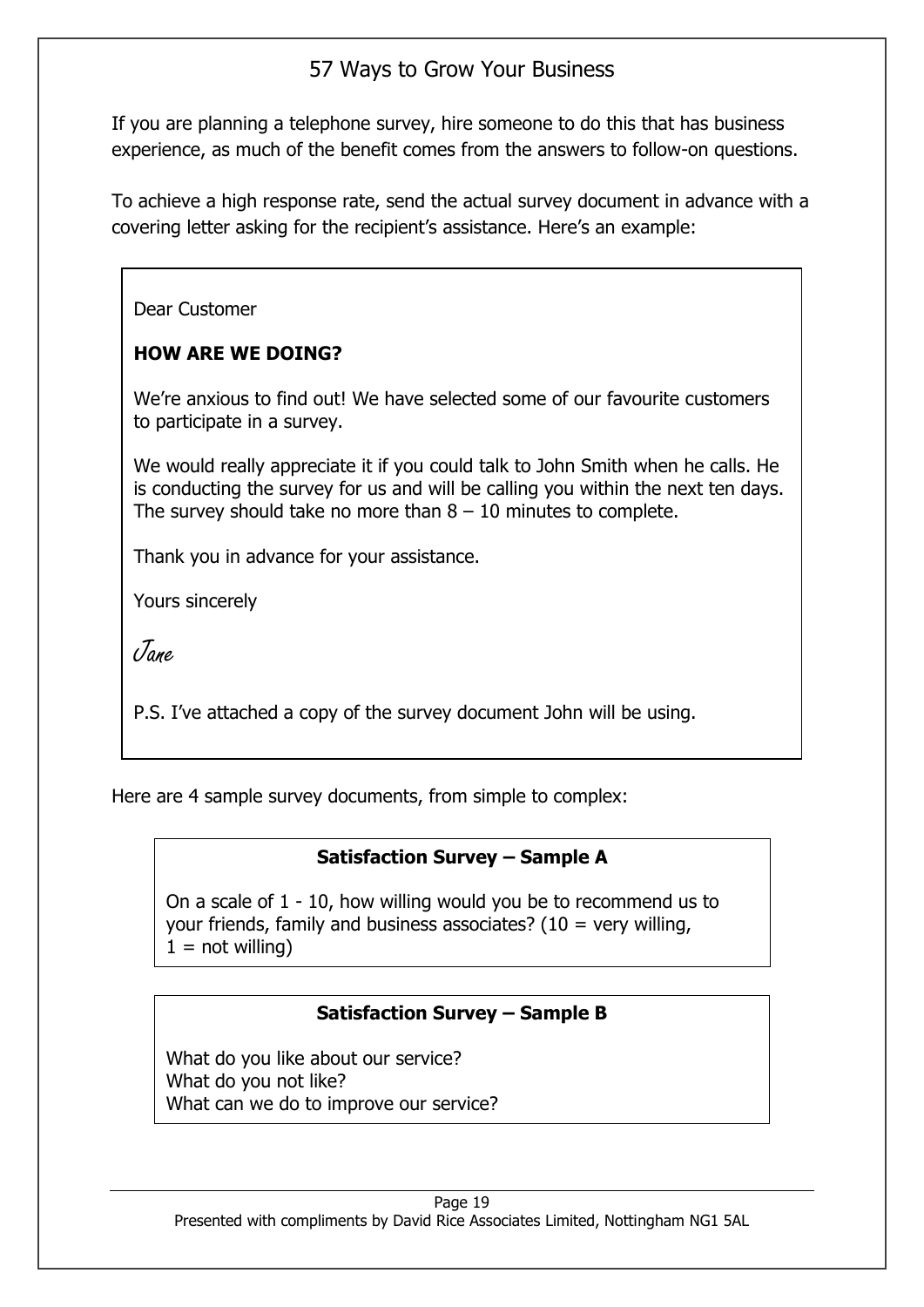If you are planning a telephone survey, hire someone to do this that has business experience, as much of the benefit comes from the answers to follow-on questions.

To achieve a high response rate, send the actual survey document in advance with a covering letter asking for the recipient's assistance. Here's an example:

> Dear Customer
>
> **HOW ARE WE DOING?**
>
> We're anxious to find out! We have selected some of our favourite customers to participate in a survey.
>
> We would really appreciate it if you could talk to John Smith when he calls. He is conducting the survey for us and will be calling you within the next ten days. The survey should take no more than 8 – 10 minutes to complete.
>
> Thank you in advance for your assistance.
>
> Yours sincerely
>
> *Jane*
>
> P.S. I've attached a copy of the survey document John will be using.

Here are 4 sample survey documents, from simple to complex:

> **Satisfaction Survey – Sample A**
>
> On a scale of 1 - 10, how willing would you be to recommend us to your friends, family and business associates? (10 = very willing, 1 = not willing)

> **Satisfaction Survey – Sample B**
>
> What do you like about our service?
> What do you not like?
> What can we do to improve our service?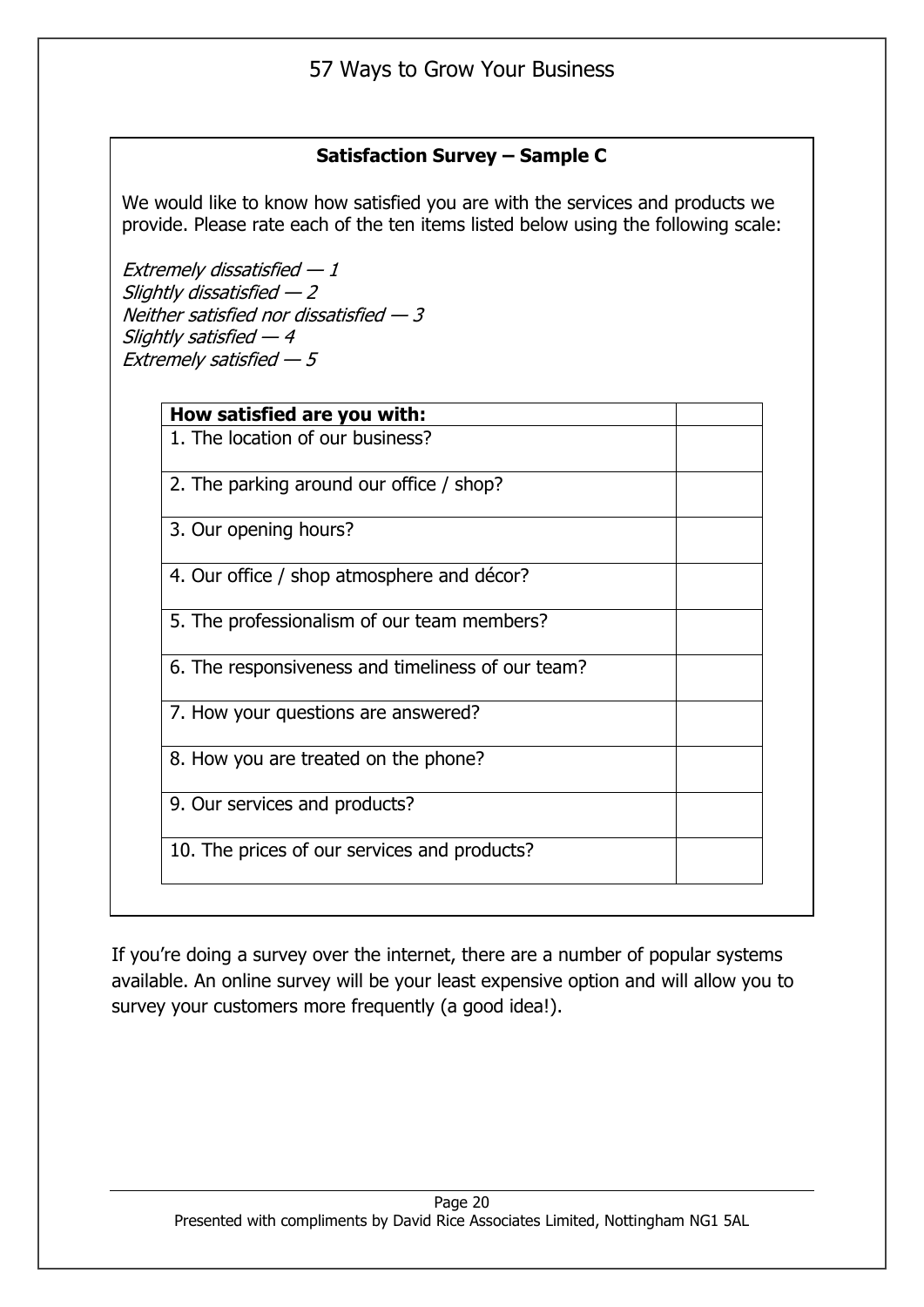**Satisfaction Survey – Sample C**

We would like to know how satisfied you are with the services and products we provide. Please rate each of the ten items listed below using the following scale:

*Extremely dissatisfied — 1*
*Slightly dissatisfied — 2*
*Neither satisfied nor dissatisfied — 3*
*Slightly satisfied — 4*
*Extremely satisfied — 5*

| **How satisfied are you with:** | |
|---|---|
| 1. The location of our business? | |
| 2. The parking around our office / shop? | |
| 3. Our opening hours? | |
| 4. Our office / shop atmosphere and décor? | |
| 5. The professionalism of our team members? | |
| 6. The responsiveness and timeliness of our team? | |
| 7. How your questions are answered? | |
| 8. How you are treated on the phone? | |
| 9. Our services and products? | |
| 10. The prices of our services and products? | |

If you're doing a survey over the internet, there are a number of popular systems available. An online survey will be your least expensive option and will allow you to survey your customers more frequently (a good idea!).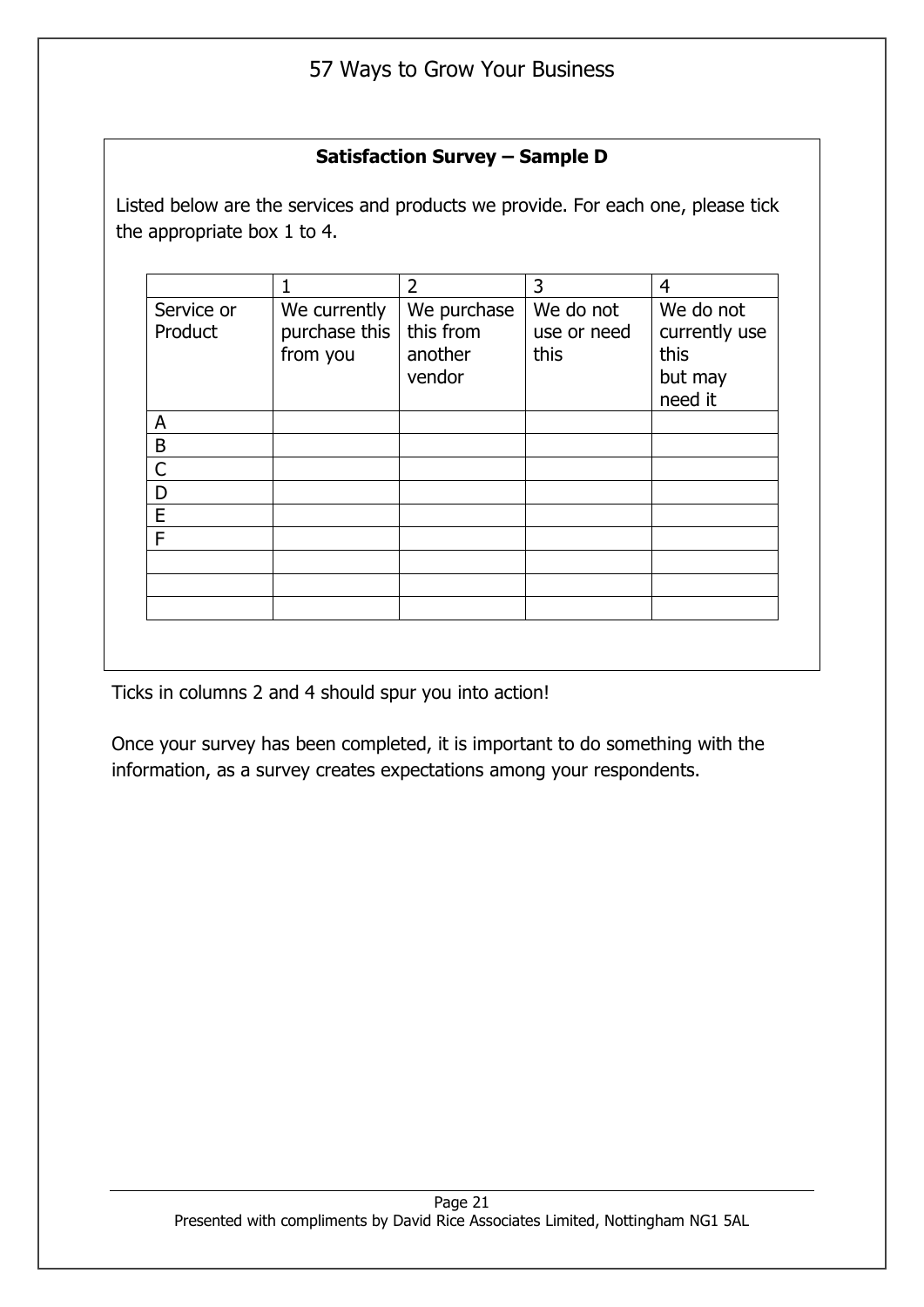**Satisfaction Survey – Sample D**

Listed below are the services and products we provide. For each one, please tick the appropriate box 1 to 4.

| | 1 | 2 | 3 | 4 |
|---|---|---|---|---|
| Service or Product | We currently purchase this from you | We purchase this from another vendor | We do not use or need this | We do not currently use this but may need it |
| A | | | | |
| B | | | | |
| C | | | | |
| D | | | | |
| E | | | | |
| F | | | | |
| | | | | |
| | | | | |
| | | | | |

Ticks in columns 2 and 4 should spur you into action!

Once your survey has been completed, it is important to do something with the information, as a survey creates expectations among your respondents.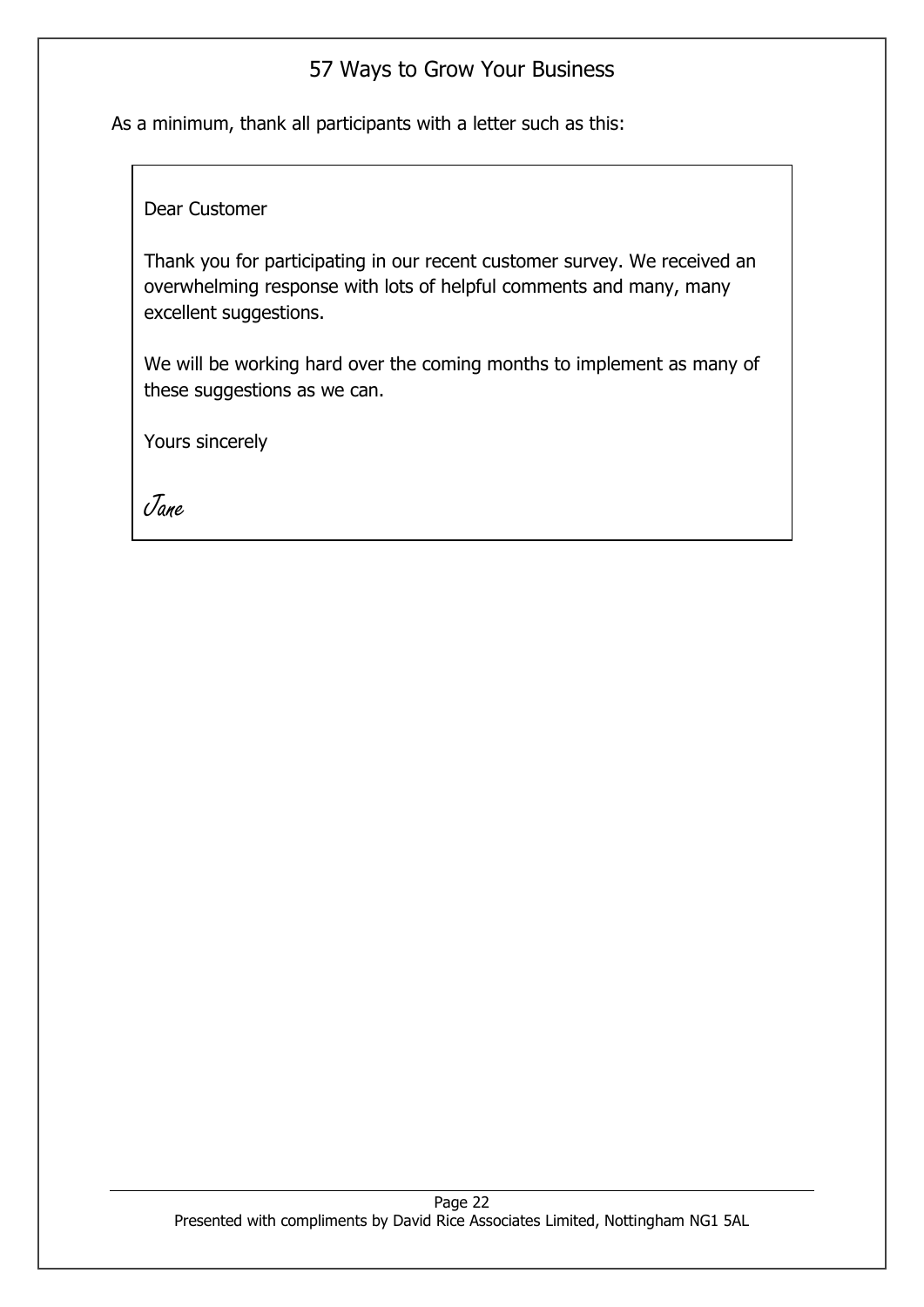As a minimum, thank all participants with a letter such as this:

> Dear Customer
>
> Thank you for participating in our recent customer survey. We received an overwhelming response with lots of helpful comments and many, many excellent suggestions.
>
> We will be working hard over the coming months to implement as many of these suggestions as we can.
>
> Yours sincerely
>
> *Jane*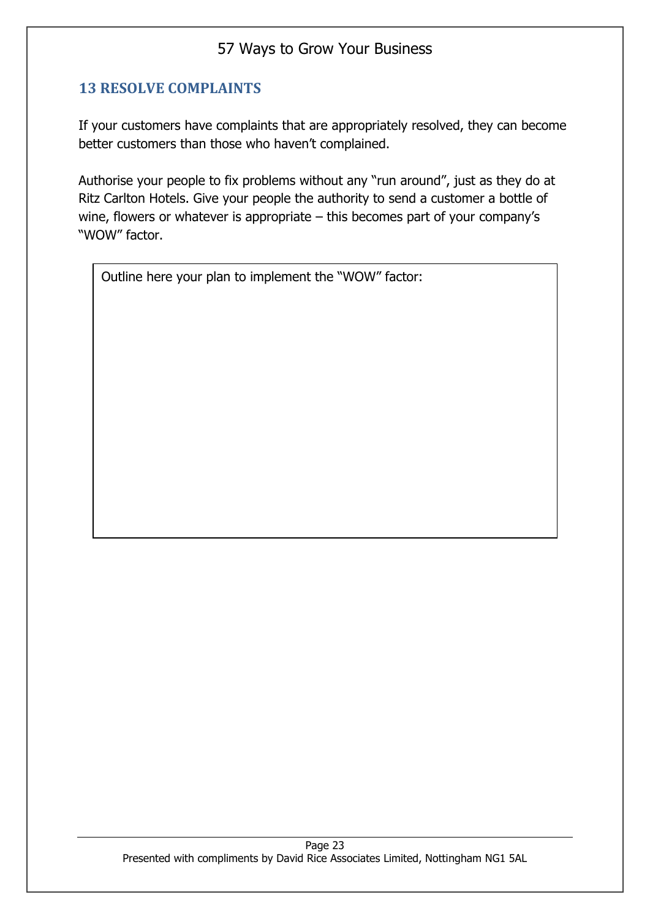## 13 RESOLVE COMPLAINTS

If your customers have complaints that are appropriately resolved, they can become better customers than those who haven't complained.

Authorise your people to fix problems without any "run around", just as they do at Ritz Carlton Hotels. Give your people the authority to send a customer a bottle of wine, flowers or whatever is appropriate – this becomes part of your company's "WOW" factor.

| Outline here your plan to implement the "WOW" factor: |
| --- |
| |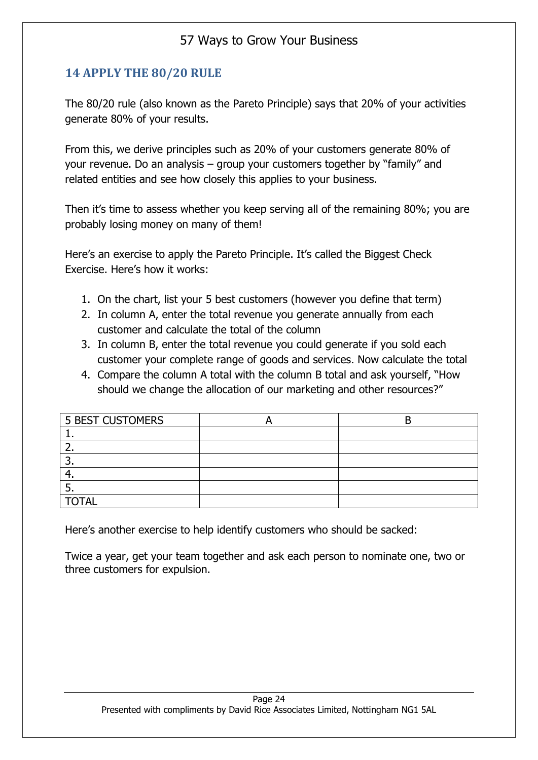## 14 APPLY THE 80/20 RULE

The 80/20 rule (also known as the Pareto Principle) says that 20% of your activities generate 80% of your results.

From this, we derive principles such as 20% of your customers generate 80% of your revenue. Do an analysis – group your customers together by "family" and related entities and see how closely this applies to your business.

Then it's time to assess whether you keep serving all of the remaining 80%; you are probably losing money on many of them!

Here's an exercise to apply the Pareto Principle. It's called the Biggest Check Exercise. Here's how it works:

1. On the chart, list your 5 best customers (however you define that term)
2. In column A, enter the total revenue you generate annually from each customer and calculate the total of the column
3. In column B, enter the total revenue you could generate if you sold each customer your complete range of goods and services. Now calculate the total
4. Compare the column A total with the column B total and ask yourself, "How should we change the allocation of our marketing and other resources?"

| 5 BEST CUSTOMERS | A | B |
|---|---|---|
| 1. | | |
| 2. | | |
| 3. | | |
| 4. | | |
| 5. | | |
| TOTAL | | |

Here's another exercise to help identify customers who should be sacked:

Twice a year, get your team together and ask each person to nominate one, two or three customers for expulsion.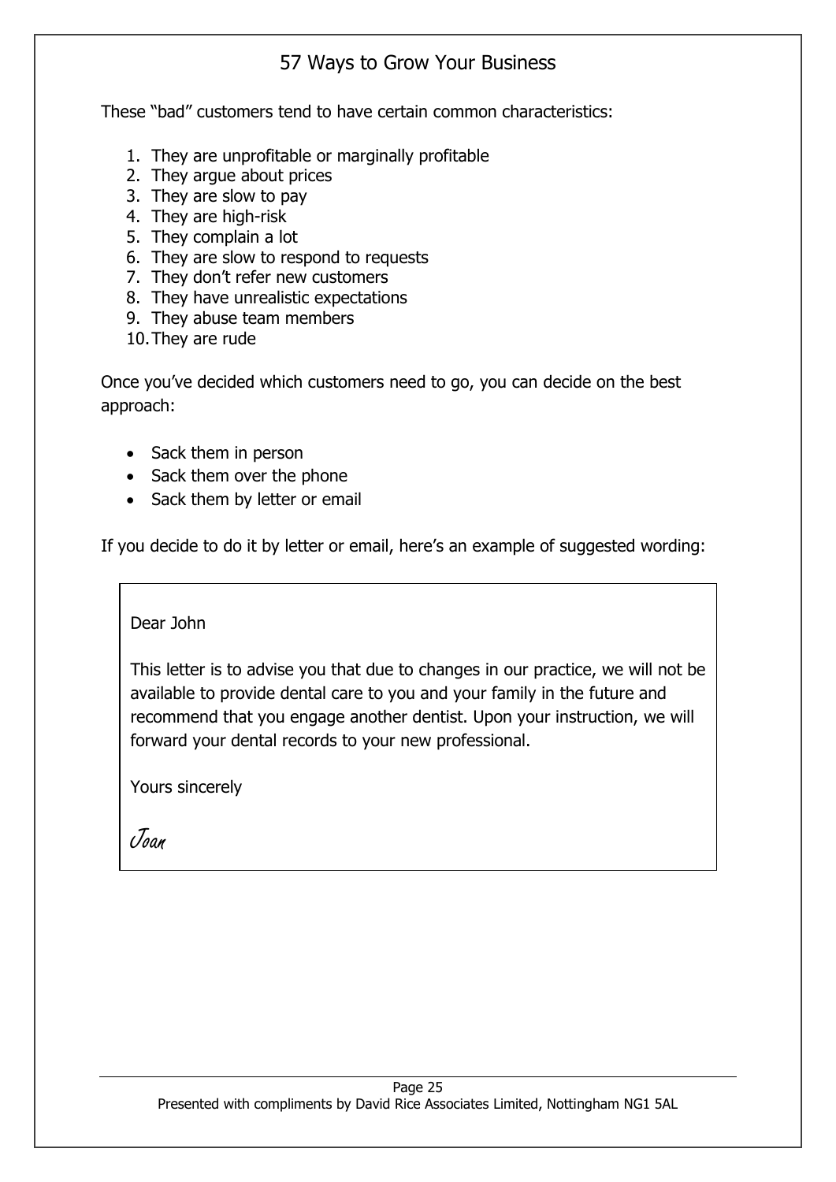These "bad" customers tend to have certain common characteristics:

1. They are unprofitable or marginally profitable
2. They argue about prices
3. They are slow to pay
4. They are high-risk
5. They complain a lot
6. They are slow to respond to requests
7. They don't refer new customers
8. They have unrealistic expectations
9. They abuse team members
10. They are rude

Once you've decided which customers need to go, you can decide on the best approach:

- Sack them in person
- Sack them over the phone
- Sack them by letter or email

If you decide to do it by letter or email, here's an example of suggested wording:

> Dear John
>
> This letter is to advise you that due to changes in our practice, we will not be available to provide dental care to you and your family in the future and recommend that you engage another dentist. Upon your instruction, we will forward your dental records to your new professional.
>
> Yours sincerely
>
> *Joan*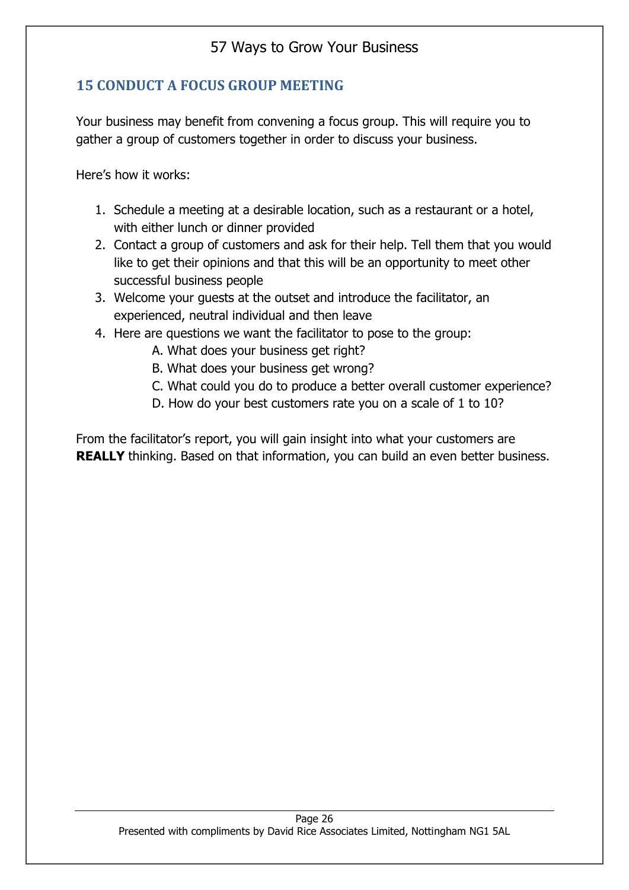## 15 CONDUCT A FOCUS GROUP MEETING

Your business may benefit from convening a focus group. This will require you to gather a group of customers together in order to discuss your business.

Here's how it works:

1. Schedule a meeting at a desirable location, such as a restaurant or a hotel, with either lunch or dinner provided
2. Contact a group of customers and ask for their help. Tell them that you would like to get their opinions and that this will be an opportunity to meet other successful business people
3. Welcome your guests at the outset and introduce the facilitator, an experienced, neutral individual and then leave
4. Here are questions we want the facilitator to pose to the group:
   A. What does your business get right?
   B. What does your business get wrong?
   C. What could you do to produce a better overall customer experience?
   D. How do your best customers rate you on a scale of 1 to 10?

From the facilitator's report, you will gain insight into what your customers are **REALLY** thinking. Based on that information, you can build an even better business.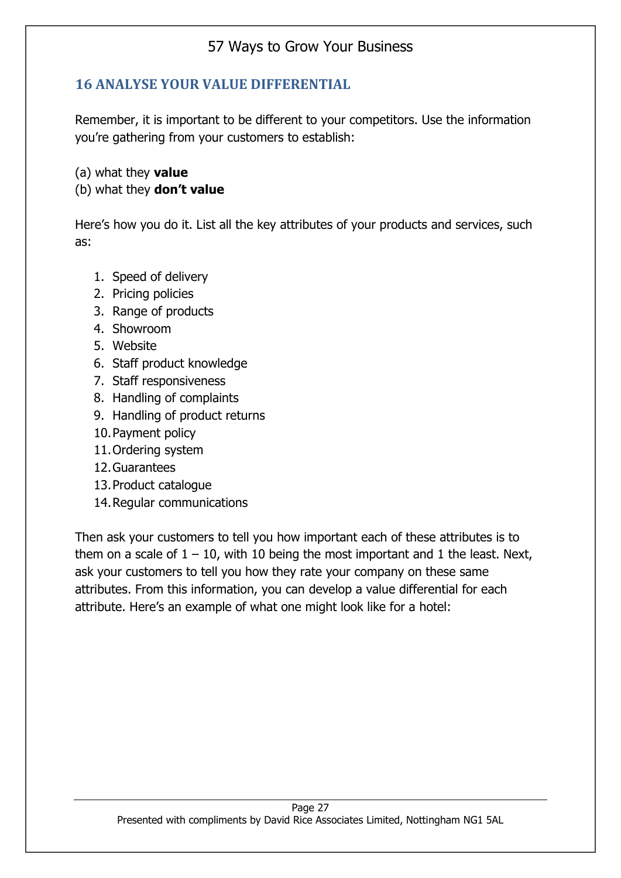## 16 ANALYSE YOUR VALUE DIFFERENTIAL

Remember, it is important to be different to your competitors. Use the information you're gathering from your customers to establish:

(a) what they **value**
(b) what they **don't value**

Here's how you do it. List all the key attributes of your products and services, such as:

1. Speed of delivery
2. Pricing policies
3. Range of products
4. Showroom
5. Website
6. Staff product knowledge
7. Staff responsiveness
8. Handling of complaints
9. Handling of product returns
10. Payment policy
11. Ordering system
12. Guarantees
13. Product catalogue
14. Regular communications

Then ask your customers to tell you how important each of these attributes is to them on a scale of 1 – 10, with 10 being the most important and 1 the least. Next, ask your customers to tell you how they rate your company on these same attributes. From this information, you can develop a value differential for each attribute. Here's an example of what one might look like for a hotel: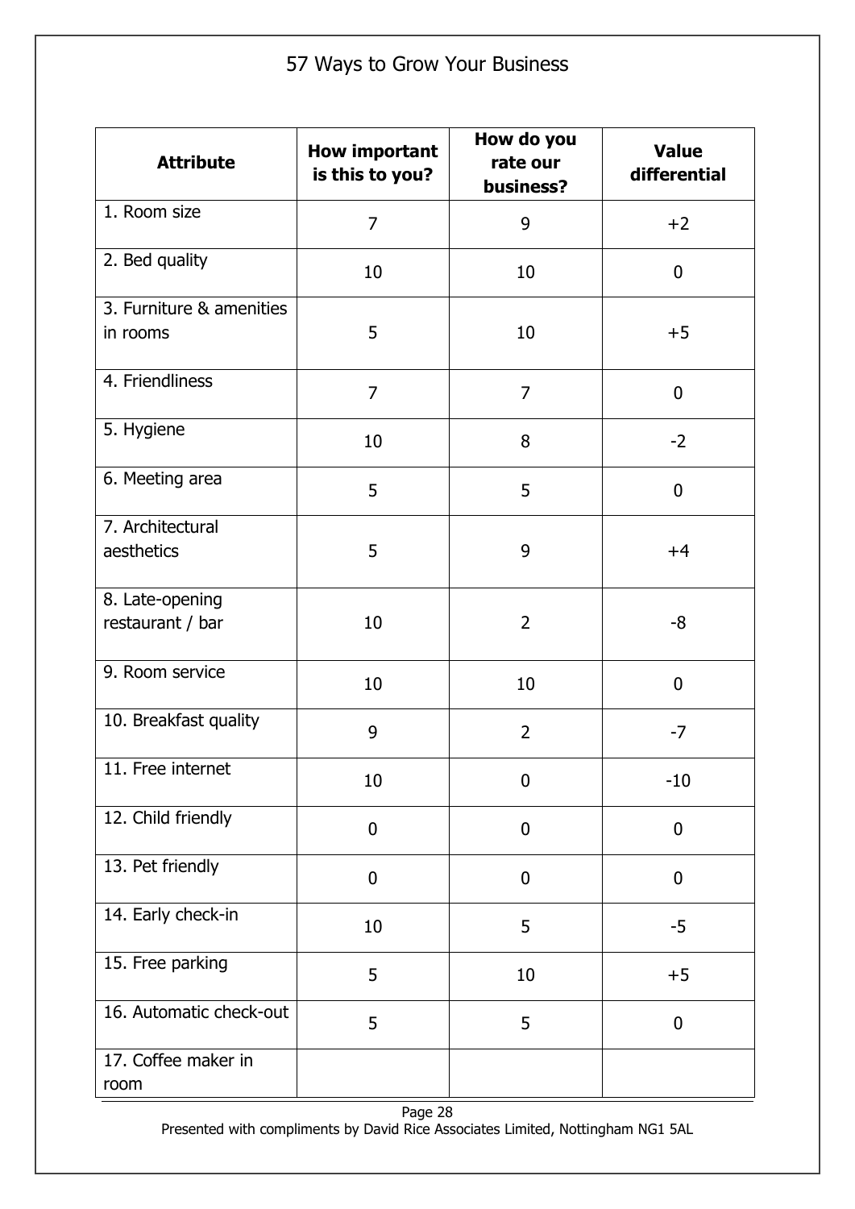| Attribute | How important is this to you? | How do you rate our business? | Value differential |
| --- | --- | --- | --- |
| 1. Room size | 7 | 9 | +2 |
| 2. Bed quality | 10 | 10 | 0 |
| 3. Furniture & amenities in rooms | 5 | 10 | +5 |
| 4. Friendliness | 7 | 7 | 0 |
| 5. Hygiene | 10 | 8 | -2 |
| 6. Meeting area | 5 | 5 | 0 |
| 7. Architectural aesthetics | 5 | 9 | +4 |
| 8. Late-opening restaurant / bar | 10 | 2 | -8 |
| 9. Room service | 10 | 10 | 0 |
| 10. Breakfast quality | 9 | 2 | -7 |
| 11. Free internet | 10 | 0 | -10 |
| 12. Child friendly | 0 | 0 | 0 |
| 13. Pet friendly | 0 | 0 | 0 |
| 14. Early check-in | 10 | 5 | -5 |
| 15. Free parking | 5 | 10 | +5 |
| 16. Automatic check-out | 5 | 5 | 0 |
| 17. Coffee maker in room | | | |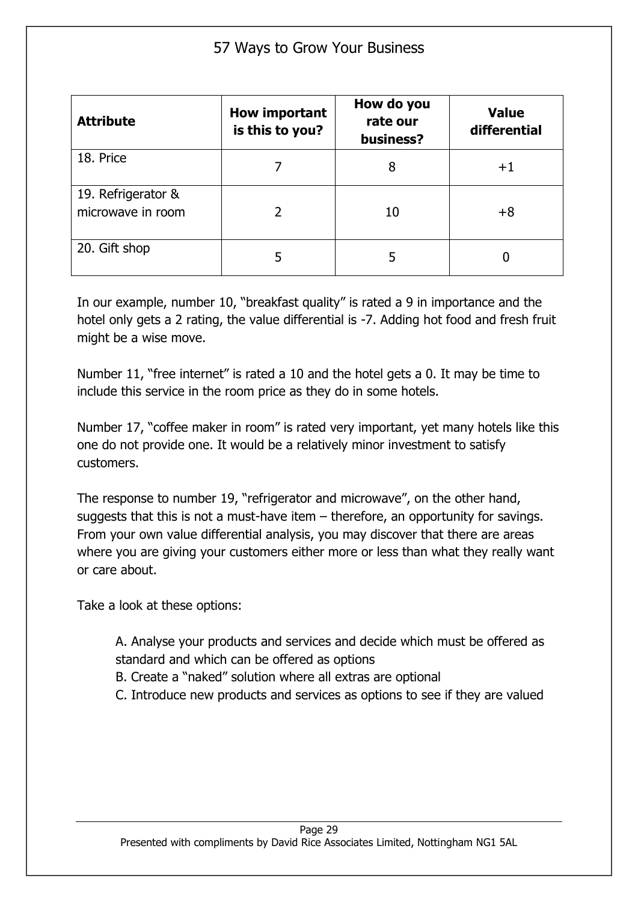| Attribute | How important is this to you? | How do you rate our business? | Value differential |
|---|---|---|---|
| 18. Price | 7 | 8 | +1 |
| 19. Refrigerator & microwave in room | 2 | 10 | +8 |
| 20. Gift shop | 5 | 5 | 0 |

In our example, number 10, "breakfast quality" is rated a 9 in importance and the hotel only gets a 2 rating, the value differential is -7. Adding hot food and fresh fruit might be a wise move.

Number 11, "free internet" is rated a 10 and the hotel gets a 0. It may be time to include this service in the room price as they do in some hotels.

Number 17, "coffee maker in room" is rated very important, yet many hotels like this one do not provide one. It would be a relatively minor investment to satisfy customers.

The response to number 19, "refrigerator and microwave", on the other hand, suggests that this is not a must-have item – therefore, an opportunity for savings. From your own value differential analysis, you may discover that there are areas where you are giving your customers either more or less than what they really want or care about.

Take a look at these options:

A. Analyse your products and services and decide which must be offered as standard and which can be offered as options
B. Create a "naked" solution where all extras are optional
C. Introduce new products and services as options to see if they are valued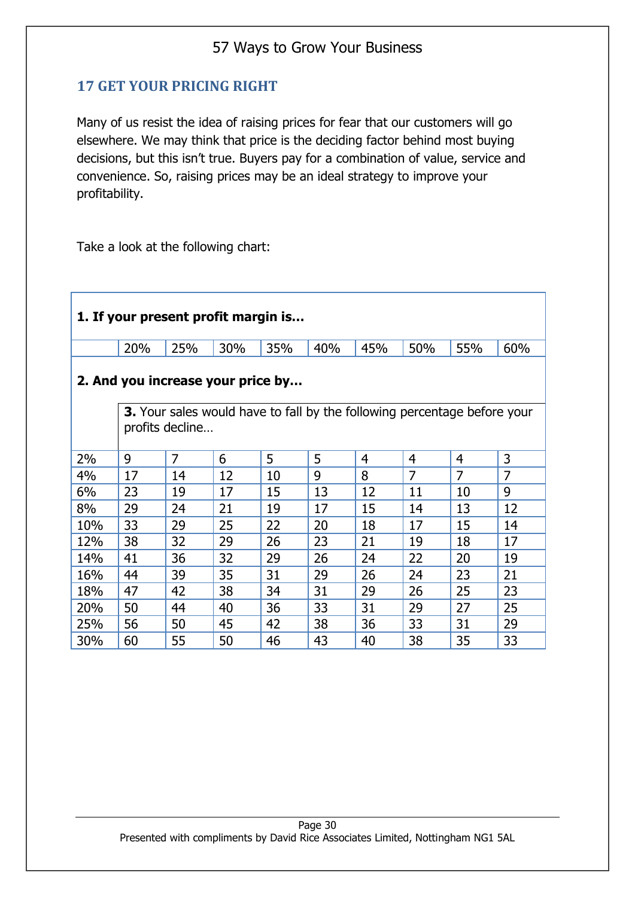## 17 GET YOUR PRICING RIGHT

Many of us resist the idea of raising prices for fear that our customers will go elsewhere. We may think that price is the deciding factor behind most buying decisions, but this isn't true. Buyers pay for a combination of value, service and convenience. So, raising prices may be an ideal strategy to improve your profitability.

Take a look at the following chart:

| **1. If your present profit margin is…** | | | | | | | | | |
|---|---|---|---|---|---|---|---|---|---|
| | 20% | 25% | 30% | 35% | 40% | 45% | 50% | 55% | 60% |
| **2. And you increase your price by…** | **3.** Your sales would have to fall by the following percentage before your profits decline… | | | | | | | | |
| 2% | 9 | 7 | 6 | 5 | 5 | 4 | 4 | 4 | 3 |
| 4% | 17 | 14 | 12 | 10 | 9 | 8 | 7 | 7 | 7 |
| 6% | 23 | 19 | 17 | 15 | 13 | 12 | 11 | 10 | 9 |
| 8% | 29 | 24 | 21 | 19 | 17 | 15 | 14 | 13 | 12 |
| 10% | 33 | 29 | 25 | 22 | 20 | 18 | 17 | 15 | 14 |
| 12% | 38 | 32 | 29 | 26 | 23 | 21 | 19 | 18 | 17 |
| 14% | 41 | 36 | 32 | 29 | 26 | 24 | 22 | 20 | 19 |
| 16% | 44 | 39 | 35 | 31 | 29 | 26 | 24 | 23 | 21 |
| 18% | 47 | 42 | 38 | 34 | 31 | 29 | 26 | 25 | 23 |
| 20% | 50 | 44 | 40 | 36 | 33 | 31 | 29 | 27 | 25 |
| 25% | 56 | 50 | 45 | 42 | 38 | 36 | 33 | 31 | 29 |
| 30% | 60 | 55 | 50 | 46 | 43 | 40 | 38 | 35 | 33 |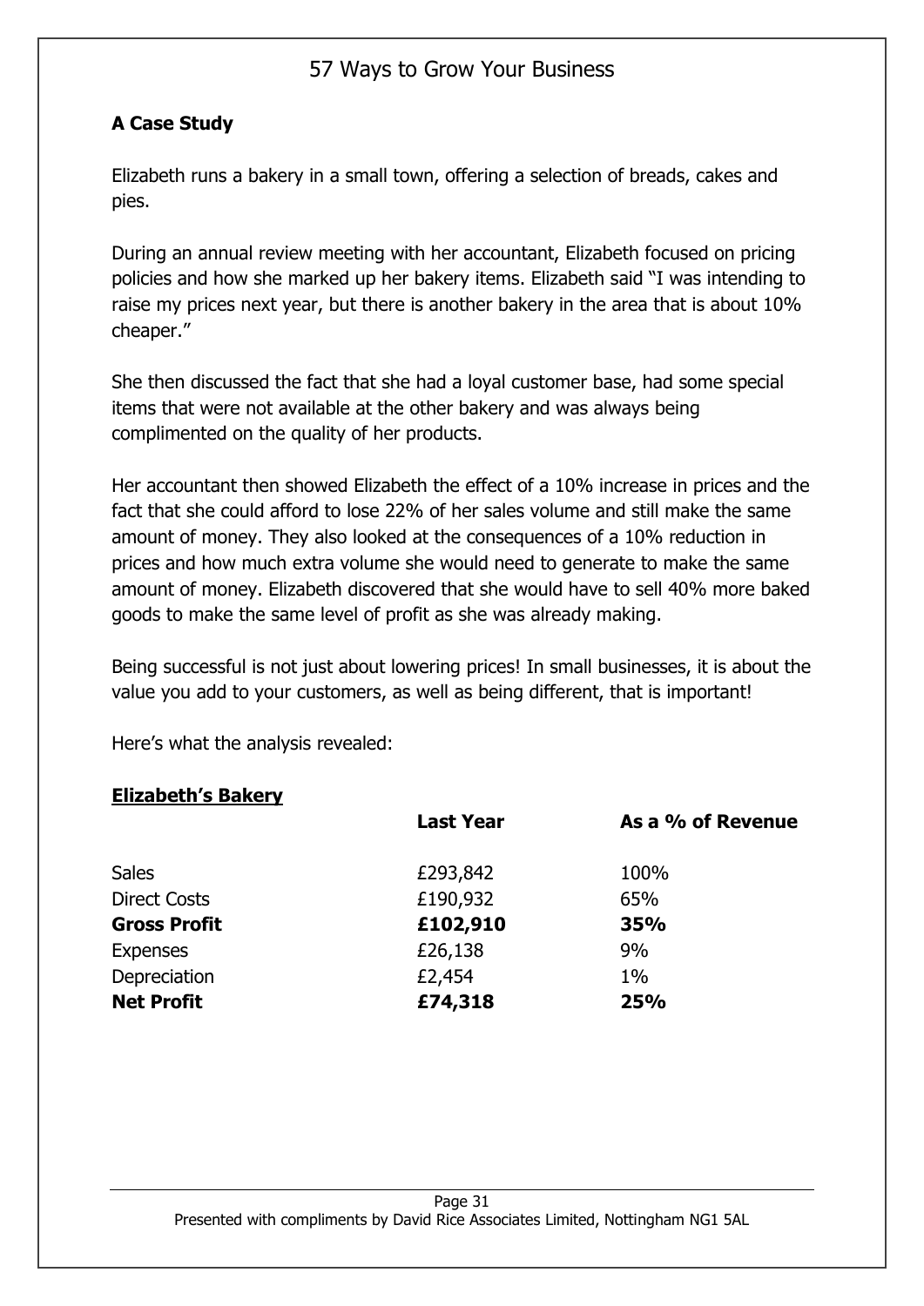## A Case Study

Elizabeth runs a bakery in a small town, offering a selection of breads, cakes and pies.

During an annual review meeting with her accountant, Elizabeth focused on pricing policies and how she marked up her bakery items. Elizabeth said "I was intending to raise my prices next year, but there is another bakery in the area that is about 10% cheaper."

She then discussed the fact that she had a loyal customer base, had some special items that were not available at the other bakery and was always being complimented on the quality of her products.

Her accountant then showed Elizabeth the effect of a 10% increase in prices and the fact that she could afford to lose 22% of her sales volume and still make the same amount of money. They also looked at the consequences of a 10% reduction in prices and how much extra volume she would need to generate to make the same amount of money. Elizabeth discovered that she would have to sell 40% more baked goods to make the same level of profit as she was already making.

Being successful is not just about lowering prices! In small businesses, it is about the value you add to your customers, as well as being different, that is important!

Here's what the analysis revealed:

**Elizabeth's Bakery**

| | Last Year | As a % of Revenue |
|---|---|---|
| Sales | £293,842 | 100% |
| Direct Costs | £190,932 | 65% |
| **Gross Profit** | **£102,910** | **35%** |
| Expenses | £26,138 | 9% |
| Depreciation | £2,454 | 1% |
| **Net Profit** | **£74,318** | **25%** |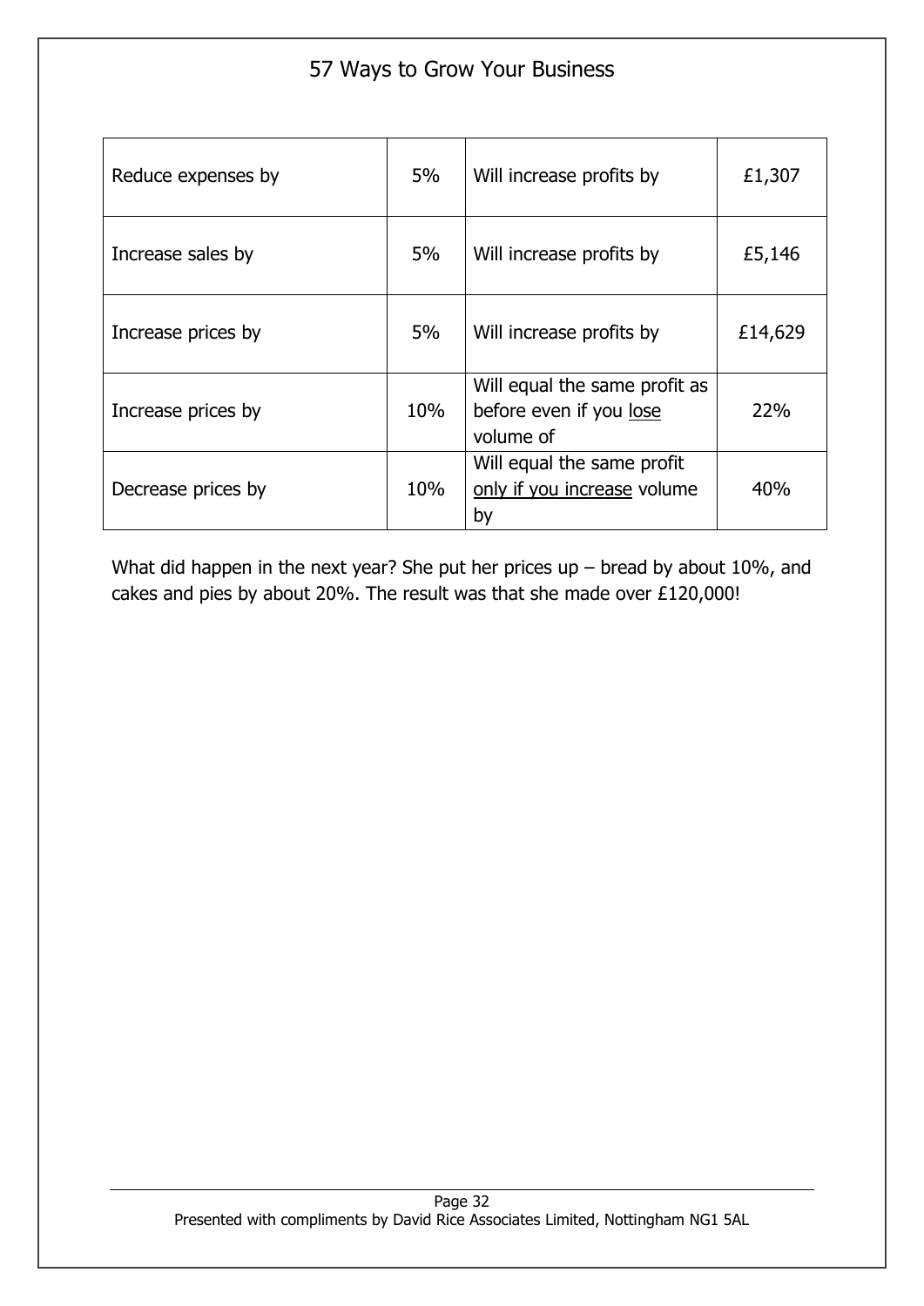| | | | |
|---|---|---|---|
| Reduce expenses by | 5% | Will increase profits by | £1,307 |
| Increase sales by | 5% | Will increase profits by | £5,146 |
| Increase prices by | 5% | Will increase profits by | £14,629 |
| Increase prices by | 10% | Will equal the same profit as before even if you lose volume of | 22% |
| Decrease prices by | 10% | Will equal the same profit only if you increase volume by | 40% |

What did happen in the next year? She put her prices up – bread by about 10%, and cakes and pies by about 20%. The result was that she made over £120,000!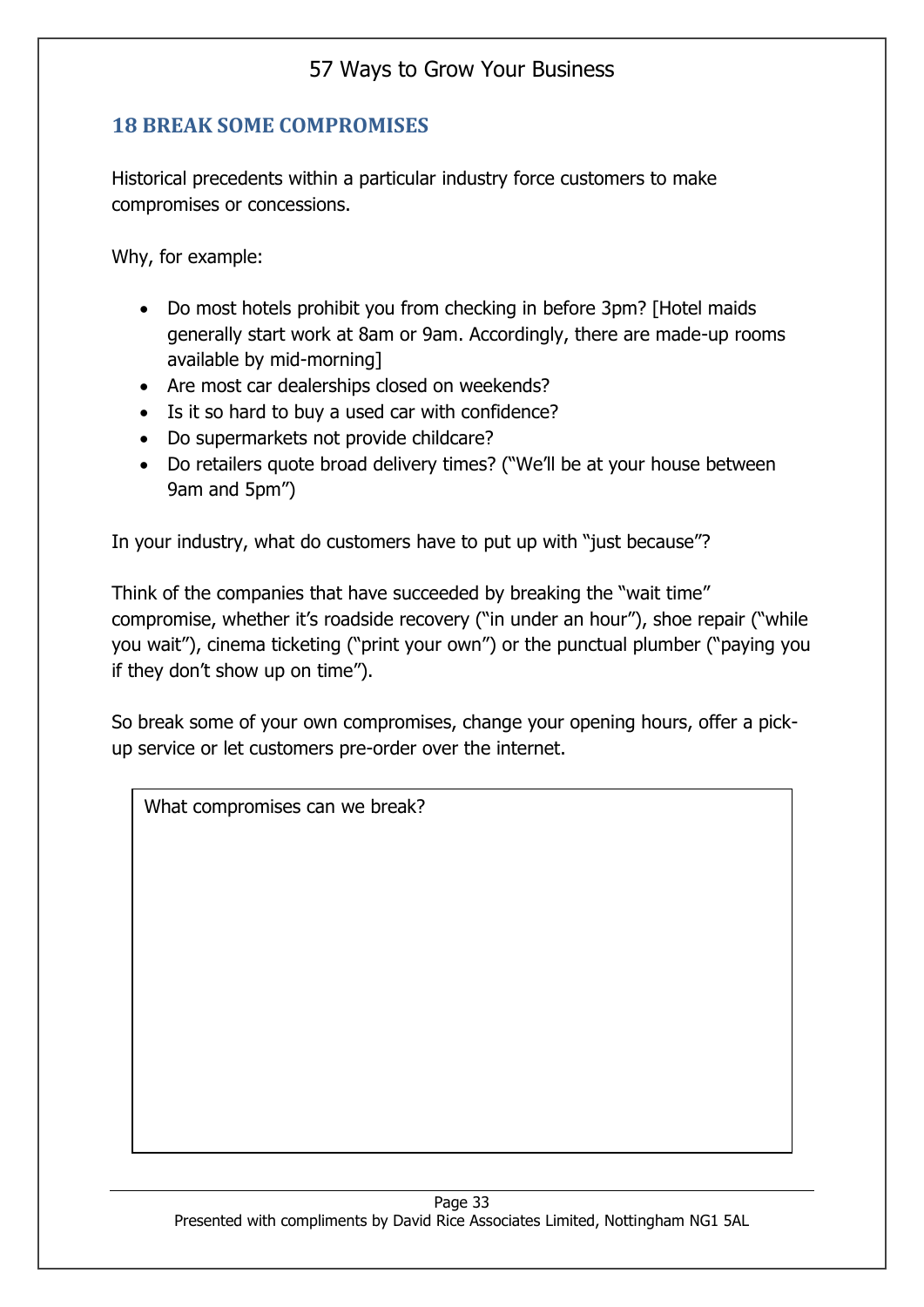## 18 BREAK SOME COMPROMISES

Historical precedents within a particular industry force customers to make compromises or concessions.

Why, for example:

- Do most hotels prohibit you from checking in before 3pm? [Hotel maids generally start work at 8am or 9am. Accordingly, there are made-up rooms available by mid-morning]
- Are most car dealerships closed on weekends?
- Is it so hard to buy a used car with confidence?
- Do supermarkets not provide childcare?
- Do retailers quote broad delivery times? ("We'll be at your house between 9am and 5pm")

In your industry, what do customers have to put up with "just because"?

Think of the companies that have succeeded by breaking the "wait time" compromise, whether it's roadside recovery ("in under an hour"), shoe repair ("while you wait"), cinema ticketing ("print your own") or the punctual plumber ("paying you if they don't show up on time").

So break some of your own compromises, change your opening hours, offer a pick-up service or let customers pre-order over the internet.

| What compromises can we break? |
|---|
| |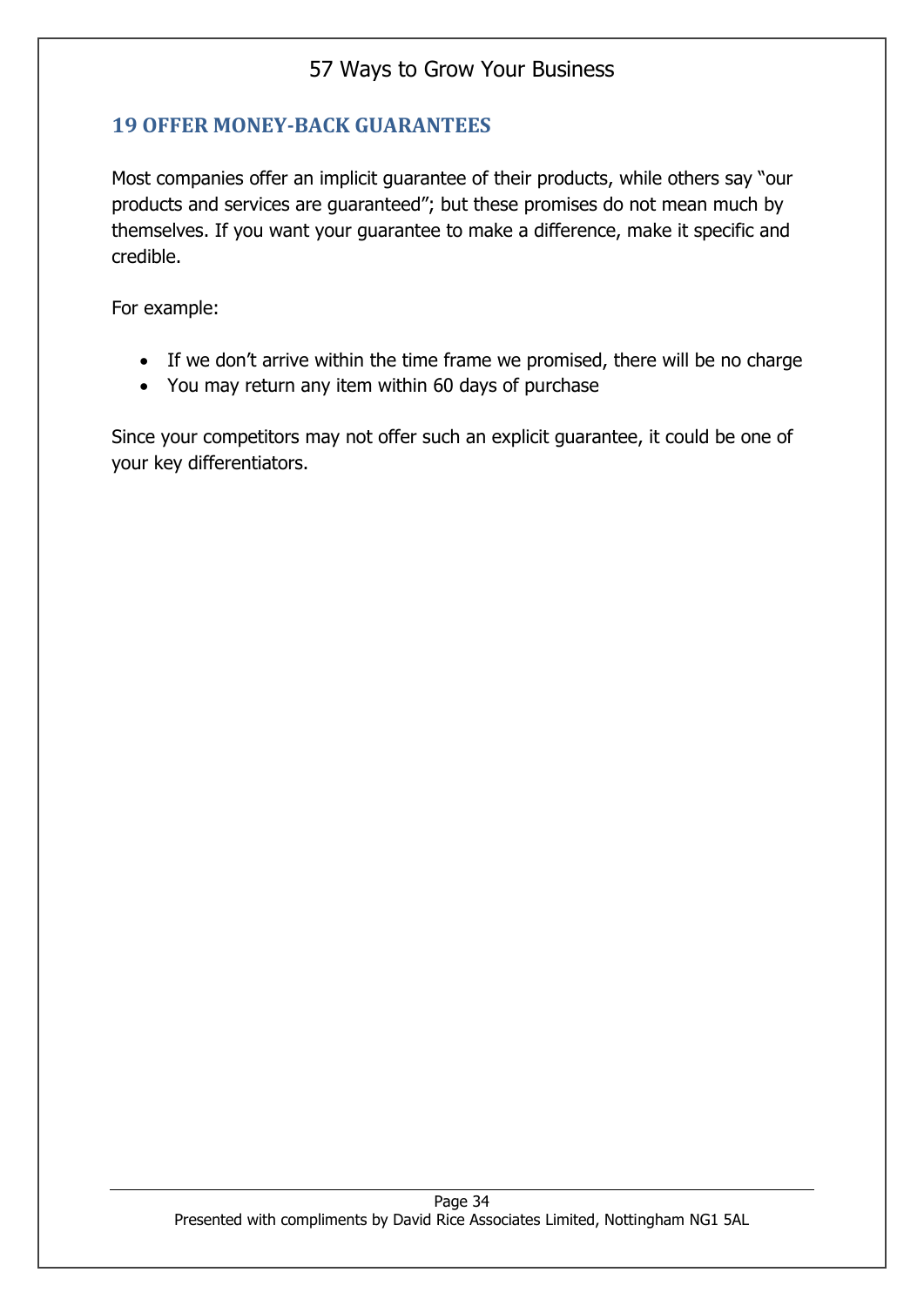## 19 OFFER MONEY-BACK GUARANTEES

Most companies offer an implicit guarantee of their products, while others say "our products and services are guaranteed"; but these promises do not mean much by themselves. If you want your guarantee to make a difference, make it specific and credible.

For example:

- If we don't arrive within the time frame we promised, there will be no charge
- You may return any item within 60 days of purchase

Since your competitors may not offer such an explicit guarantee, it could be one of your key differentiators.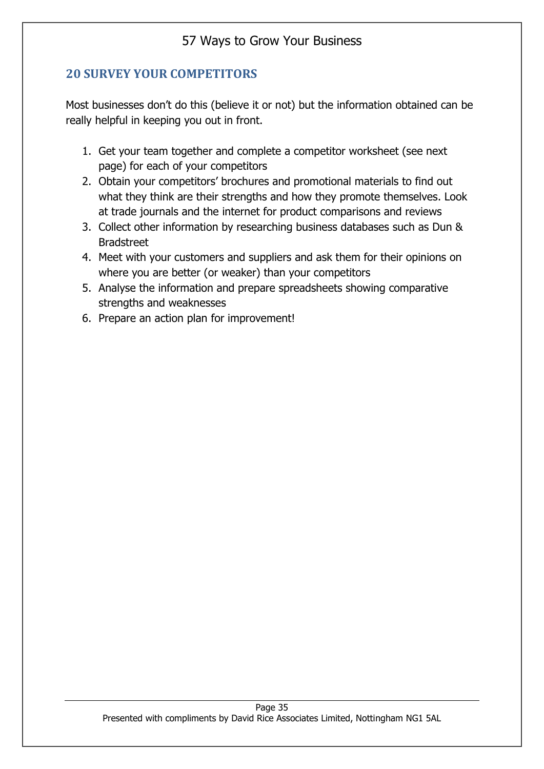## 20 SURVEY YOUR COMPETITORS

Most businesses don't do this (believe it or not) but the information obtained can be really helpful in keeping you out in front.

1. Get your team together and complete a competitor worksheet (see next page) for each of your competitors
2. Obtain your competitors' brochures and promotional materials to find out what they think are their strengths and how they promote themselves. Look at trade journals and the internet for product comparisons and reviews
3. Collect other information by researching business databases such as Dun & Bradstreet
4. Meet with your customers and suppliers and ask them for their opinions on where you are better (or weaker) than your competitors
5. Analyse the information and prepare spreadsheets showing comparative strengths and weaknesses
6. Prepare an action plan for improvement!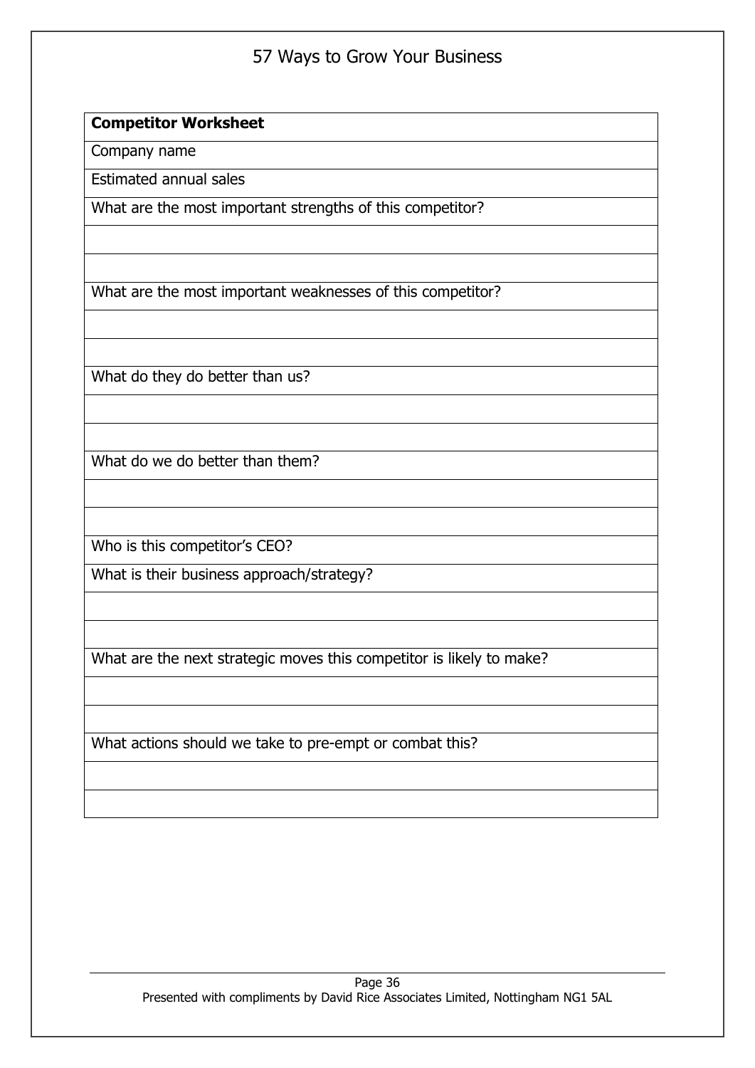| **Competitor Worksheet** |
| --- |
| Company name |
| Estimated annual sales |
| What are the most important strengths of this competitor? |
| |
| |
| What are the most important weaknesses of this competitor? |
| |
| |
| What do they do better than us? |
| |
| |
| What do we do better than them? |
| |
| |
| Who is this competitor's CEO? |
| What is their business approach/strategy? |
| |
| |
| What are the next strategic moves this competitor is likely to make? |
| |
| |
| What actions should we take to pre-empt or combat this? |
| |
| |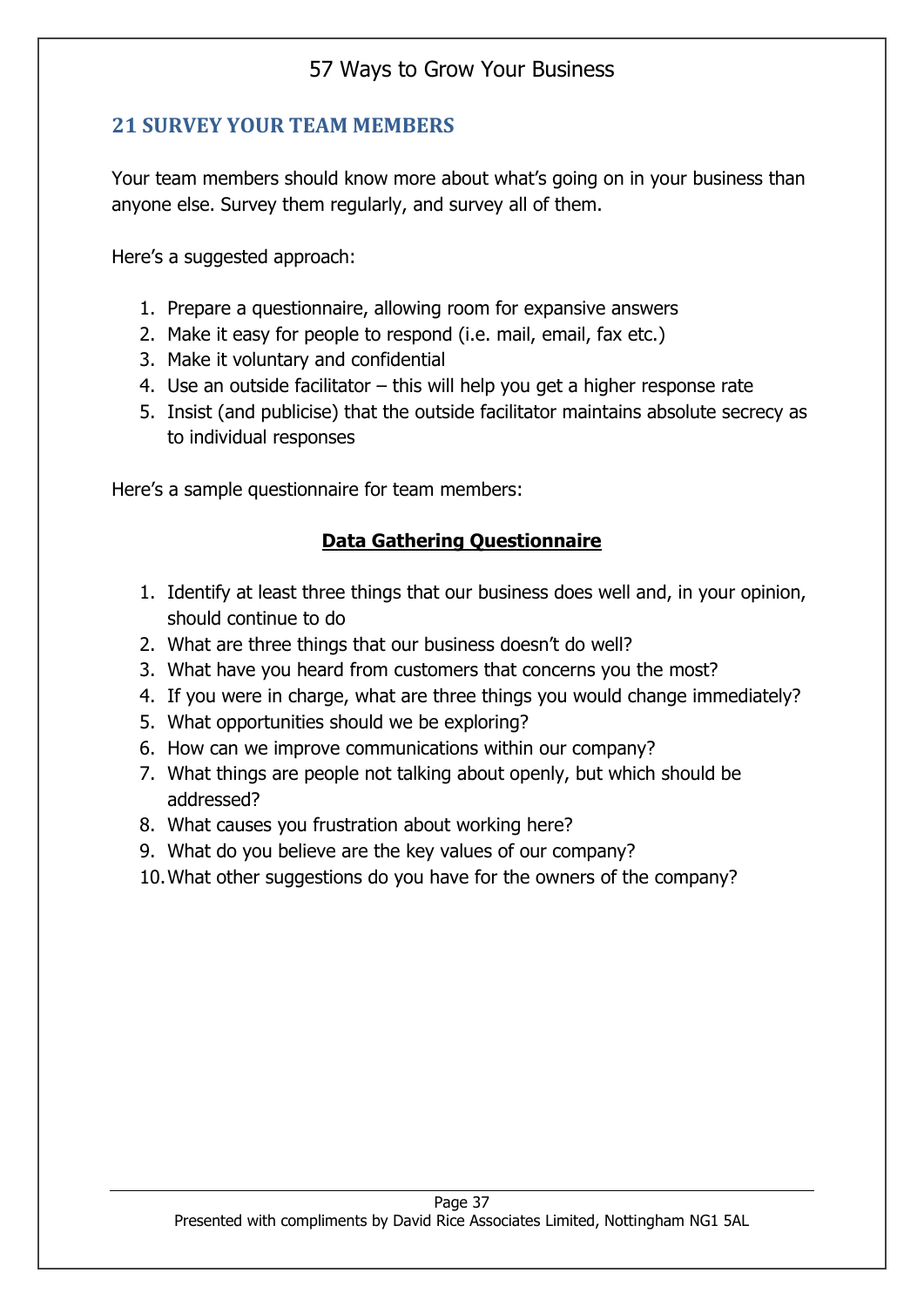## 21 SURVEY YOUR TEAM MEMBERS

Your team members should know more about what's going on in your business than anyone else. Survey them regularly, and survey all of them.

Here's a suggested approach:

1. Prepare a questionnaire, allowing room for expansive answers
2. Make it easy for people to respond (i.e. mail, email, fax etc.)
3. Make it voluntary and confidential
4. Use an outside facilitator – this will help you get a higher response rate
5. Insist (and publicise) that the outside facilitator maintains absolute secrecy as to individual responses

Here's a sample questionnaire for team members:

**Data Gathering Questionnaire**

1. Identify at least three things that our business does well and, in your opinion, should continue to do
2. What are three things that our business doesn't do well?
3. What have you heard from customers that concerns you the most?
4. If you were in charge, what are three things you would change immediately?
5. What opportunities should we be exploring?
6. How can we improve communications within our company?
7. What things are people not talking about openly, but which should be addressed?
8. What causes you frustration about working here?
9. What do you believe are the key values of our company?
10. What other suggestions do you have for the owners of the company?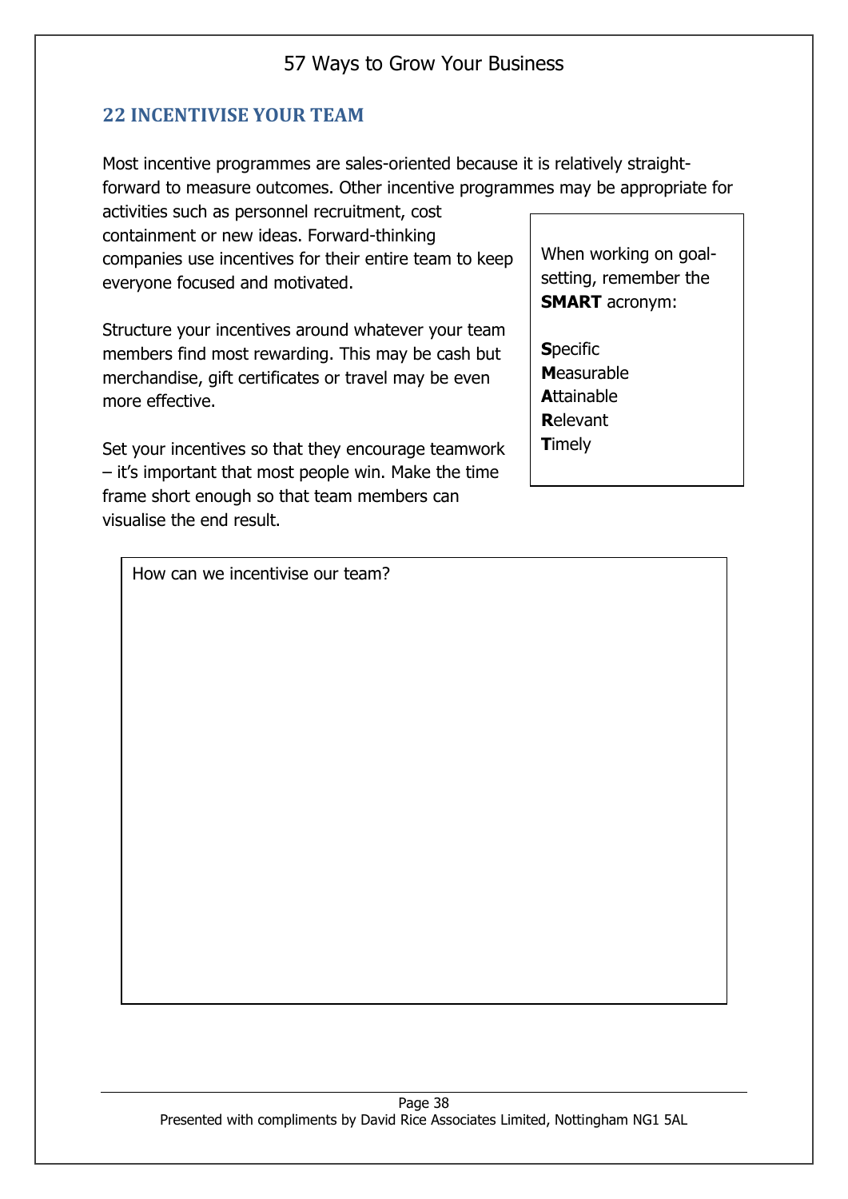## 22 INCENTIVISE YOUR TEAM

Most incentive programmes are sales-oriented because it is relatively straight-forward to measure outcomes. Other incentive programmes may be appropriate for activities such as personnel recruitment, cost containment or new ideas. Forward-thinking companies use incentives for their entire team to keep everyone focused and motivated.

Structure your incentives around whatever your team members find most rewarding. This may be cash but merchandise, gift certificates or travel may be even more effective.

Set your incentives so that they encourage teamwork – it's important that most people win. Make the time frame short enough so that team members can visualise the end result.

> When working on goal-setting, remember the **SMART** acronym:
>
> **S**pecific
> **M**easurable
> **A**ttainable
> **R**elevant
> **T**imely

How can we incentivise our team?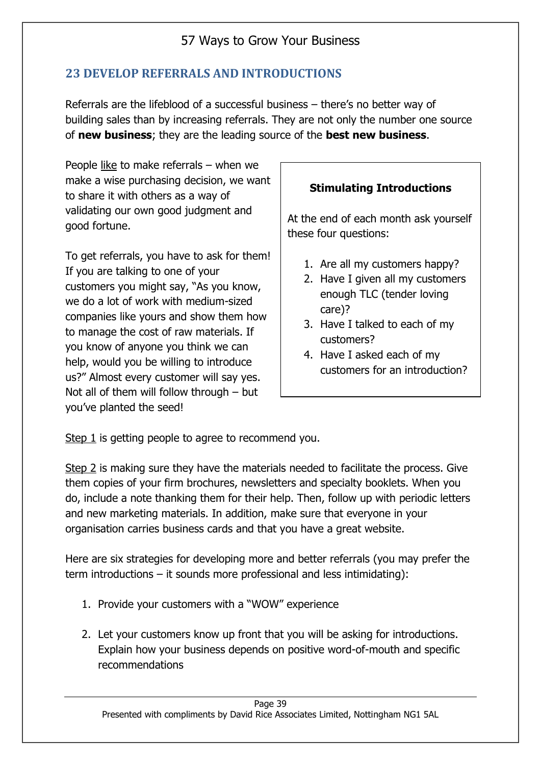## 23 DEVELOP REFERRALS AND INTRODUCTIONS

Referrals are the lifeblood of a successful business – there's no better way of building sales than by increasing referrals. They are not only the number one source of **new business**; they are the leading source of the **best new business**.

People like to make referrals – when we make a wise purchasing decision, we want to share it with others as a way of validating our own good judgment and good fortune.

To get referrals, you have to ask for them! If you are talking to one of your customers you might say, "As you know, we do a lot of work with medium-sized companies like yours and show them how to manage the cost of raw materials. If you know of anyone you think we can help, would you be willing to introduce us?" Almost every customer will say yes. Not all of them will follow through – but you've planted the seed!

> **Stimulating Introductions**
>
> At the end of each month ask yourself these four questions:
>
> 1. Are all my customers happy?
> 2. Have I given all my customers enough TLC (tender loving care)?
> 3. Have I talked to each of my customers?
> 4. Have I asked each of my customers for an introduction?

Step 1 is getting people to agree to recommend you.

Step 2 is making sure they have the materials needed to facilitate the process. Give them copies of your firm brochures, newsletters and specialty booklets. When you do, include a note thanking them for their help. Then, follow up with periodic letters and new marketing materials. In addition, make sure that everyone in your organisation carries business cards and that you have a great website.

Here are six strategies for developing more and better referrals (you may prefer the term introductions – it sounds more professional and less intimidating):

1. Provide your customers with a "WOW" experience
2. Let your customers know up front that you will be asking for introductions. Explain how your business depends on positive word-of-mouth and specific recommendations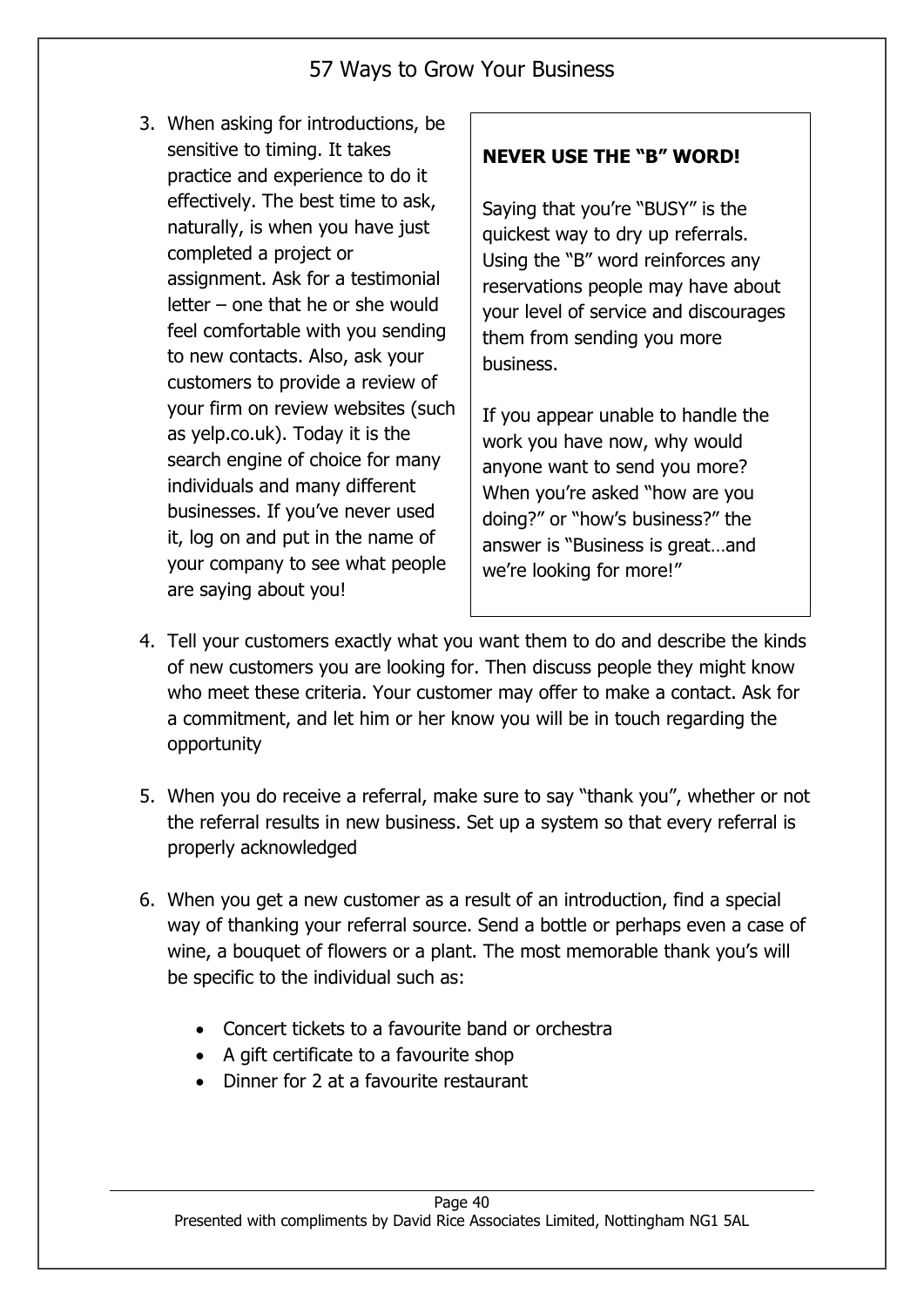3. When asking for introductions, be sensitive to timing. It takes practice and experience to do it effectively. The best time to ask, naturally, is when you have just completed a project or assignment. Ask for a testimonial letter – one that he or she would feel comfortable with you sending to new contacts. Also, ask your customers to provide a review of your firm on review websites (such as yelp.co.uk). Today it is the search engine of choice for many individuals and many different businesses. If you've never used it, log on and put in the name of your company to see what people are saying about you!

**NEVER USE THE "B" WORD!**

Saying that you're "BUSY" is the quickest way to dry up referrals. Using the "B" word reinforces any reservations people may have about your level of service and discourages them from sending you more business.

If you appear unable to handle the work you have now, why would anyone want to send you more? When you're asked "how are you doing?" or "how's business?" the answer is "Business is great…and we're looking for more!"

4. Tell your customers exactly what you want them to do and describe the kinds of new customers you are looking for. Then discuss people they might know who meet these criteria. Your customer may offer to make a contact. Ask for a commitment, and let him or her know you will be in touch regarding the opportunity

5. When you do receive a referral, make sure to say "thank you", whether or not the referral results in new business. Set up a system so that every referral is properly acknowledged

6. When you get a new customer as a result of an introduction, find a special way of thanking your referral source. Send a bottle or perhaps even a case of wine, a bouquet of flowers or a plant. The most memorable thank you's will be specific to the individual such as:

    - Concert tickets to a favourite band or orchestra
    - A gift certificate to a favourite shop
    - Dinner for 2 at a favourite restaurant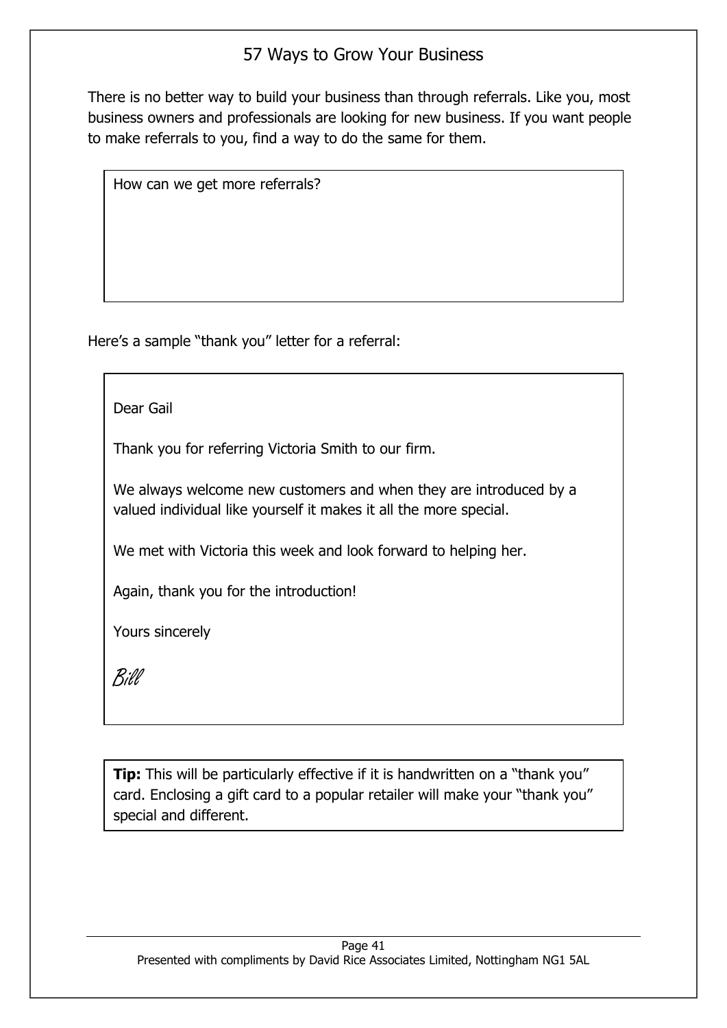# 57 Ways to Grow Your Business

There is no better way to build your business than through referrals. Like you, most business owners and professionals are looking for new business. If you want people to make referrals to you, find a way to do the same for them.

How can we get more referrals?

Here's a sample "thank you" letter for a referral:

> Dear Gail
>
> Thank you for referring Victoria Smith to our firm.
>
> We always welcome new customers and when they are introduced by a valued individual like yourself it makes it all the more special.
>
> We met with Victoria this week and look forward to helping her.
>
> Again, thank you for the introduction!
>
> Yours sincerely
>
> *Bill*

**Tip:** This will be particularly effective if it is handwritten on a "thank you" card. Enclosing a gift card to a popular retailer will make your "thank you" special and different.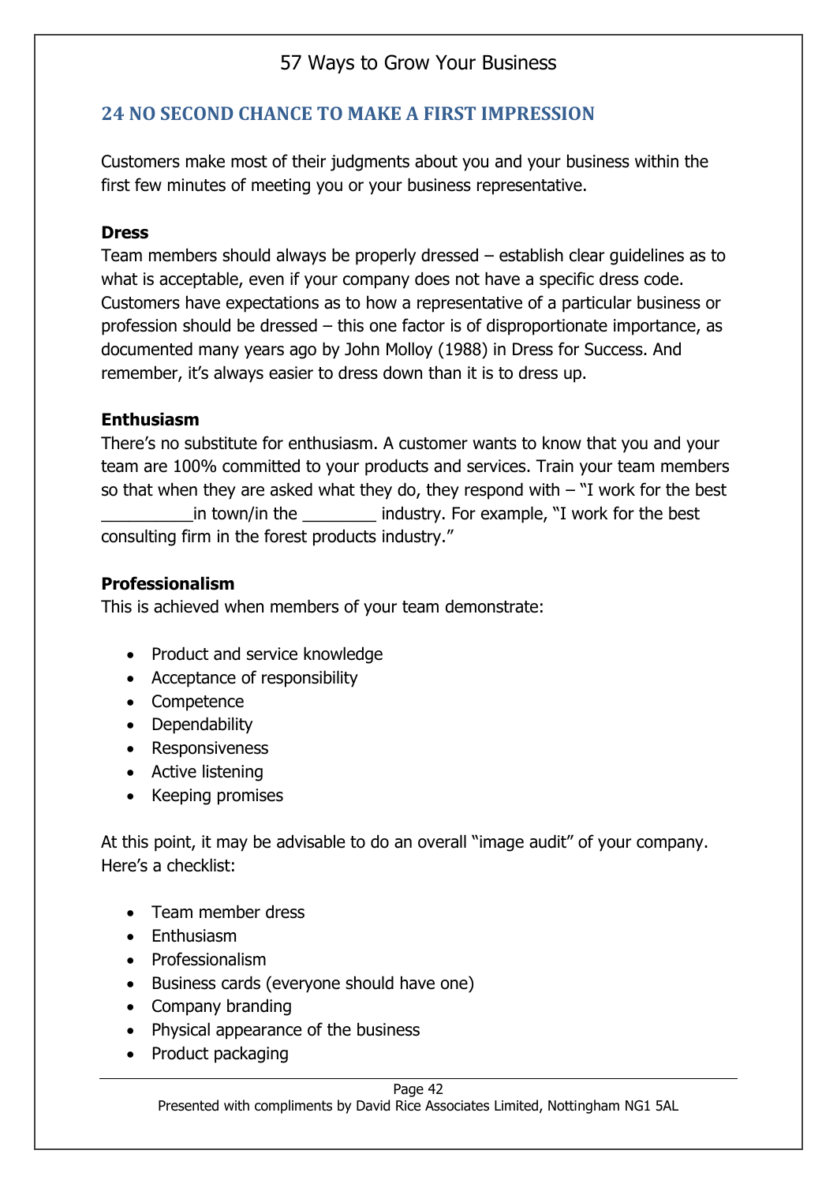## 24 NO SECOND CHANCE TO MAKE A FIRST IMPRESSION

Customers make most of their judgments about you and your business within the first few minutes of meeting you or your business representative.

**Dress**

Team members should always be properly dressed – establish clear guidelines as to what is acceptable, even if your company does not have a specific dress code. Customers have expectations as to how a representative of a particular business or profession should be dressed – this one factor is of disproportionate importance, as documented many years ago by John Molloy (1988) in Dress for Success. And remember, it's always easier to dress down than it is to dress up.

**Enthusiasm**

There's no substitute for enthusiasm. A customer wants to know that you and your team are 100% committed to your products and services. Train your team members so that when they are asked what they do, they respond with – "I work for the best __________in town/in the ________ industry. For example, "I work for the best consulting firm in the forest products industry."

**Professionalism**

This is achieved when members of your team demonstrate:

- Product and service knowledge
- Acceptance of responsibility
- Competence
- Dependability
- Responsiveness
- Active listening
- Keeping promises

At this point, it may be advisable to do an overall "image audit" of your company. Here's a checklist:

- Team member dress
- Enthusiasm
- Professionalism
- Business cards (everyone should have one)
- Company branding
- Physical appearance of the business
- Product packaging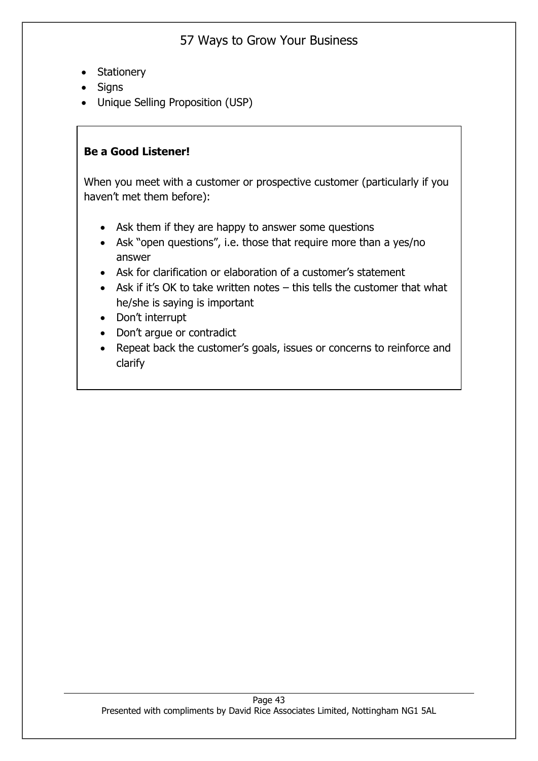- Stationery
- Signs
- Unique Selling Proposition (USP)

**Be a Good Listener!**

When you meet with a customer or prospective customer (particularly if you haven't met them before):

- Ask them if they are happy to answer some questions
- Ask "open questions", i.e. those that require more than a yes/no answer
- Ask for clarification or elaboration of a customer's statement
- Ask if it's OK to take written notes – this tells the customer that what he/she is saying is important
- Don't interrupt
- Don't argue or contradict
- Repeat back the customer's goals, issues or concerns to reinforce and clarify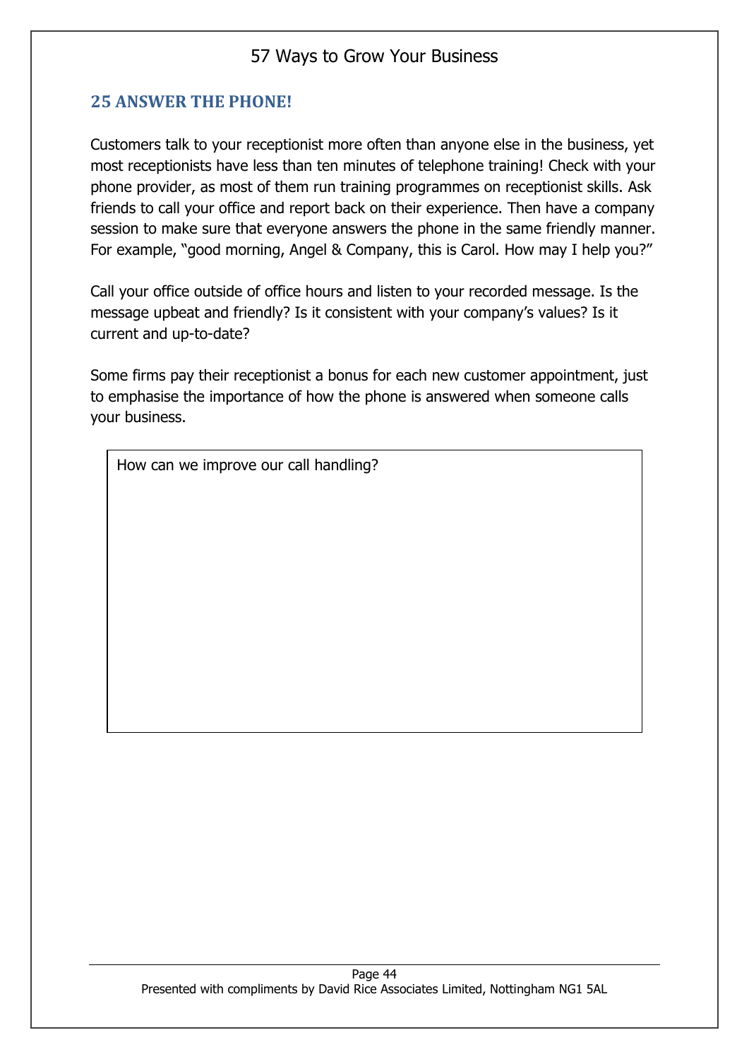## 25 ANSWER THE PHONE!

Customers talk to your receptionist more often than anyone else in the business, yet most receptionists have less than ten minutes of telephone training! Check with your phone provider, as most of them run training programmes on receptionist skills. Ask friends to call your office and report back on their experience. Then have a company session to make sure that everyone answers the phone in the same friendly manner. For example, "good morning, Angel & Company, this is Carol. How may I help you?"

Call your office outside of office hours and listen to your recorded message. Is the message upbeat and friendly? Is it consistent with your company's values? Is it current and up-to-date?

Some firms pay their receptionist a bonus for each new customer appointment, just to emphasise the importance of how the phone is answered when someone calls your business.

| How can we improve our call handling? |
| --- |
| |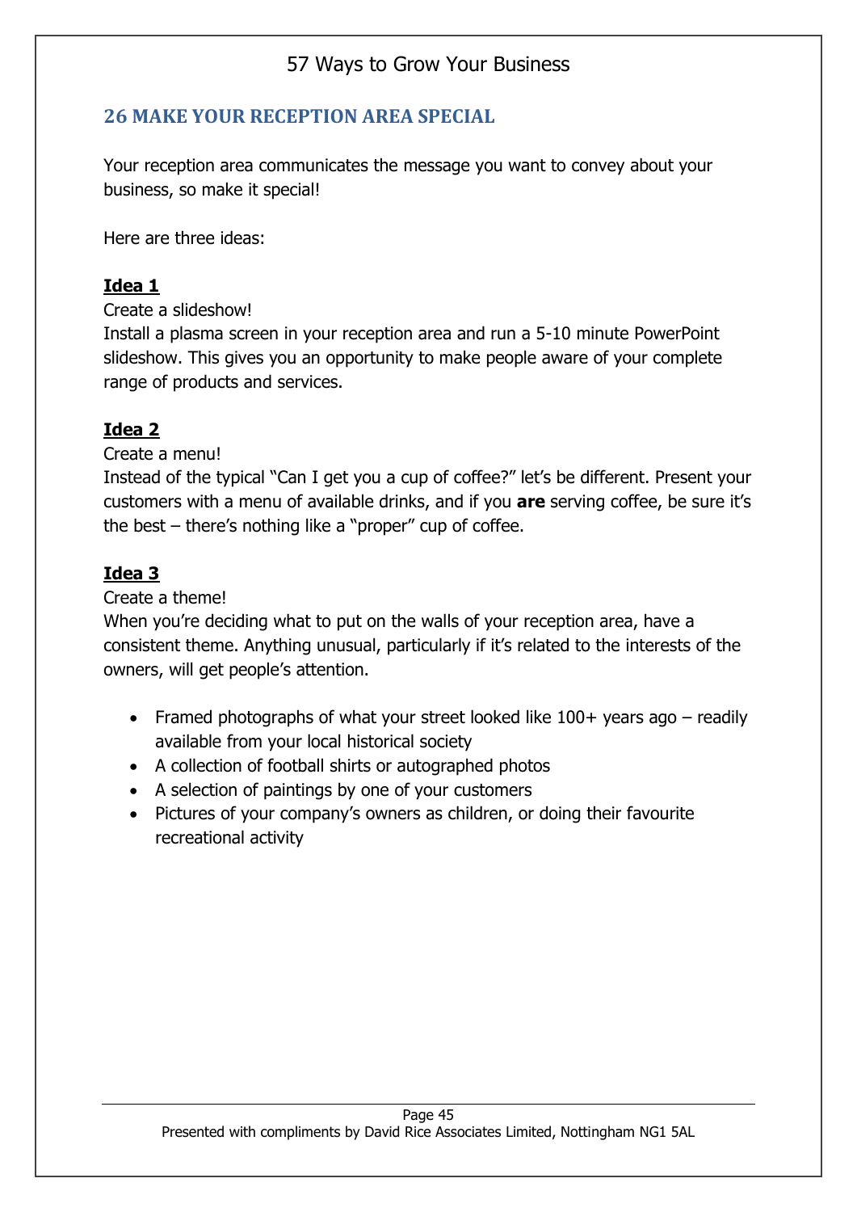## 26 MAKE YOUR RECEPTION AREA SPECIAL

Your reception area communicates the message you want to convey about your business, so make it special!

Here are three ideas:

**Idea 1**

Create a slideshow!
Install a plasma screen in your reception area and run a 5-10 minute PowerPoint slideshow. This gives you an opportunity to make people aware of your complete range of products and services.

**Idea 2**

Create a menu!
Instead of the typical "Can I get you a cup of coffee?" let's be different. Present your customers with a menu of available drinks, and if you **are** serving coffee, be sure it's the best – there's nothing like a "proper" cup of coffee.

**Idea 3**

Create a theme!
When you're deciding what to put on the walls of your reception area, have a consistent theme. Anything unusual, particularly if it's related to the interests of the owners, will get people's attention.

- Framed photographs of what your street looked like 100+ years ago – readily available from your local historical society
- A collection of football shirts or autographed photos
- A selection of paintings by one of your customers
- Pictures of your company's owners as children, or doing their favourite recreational activity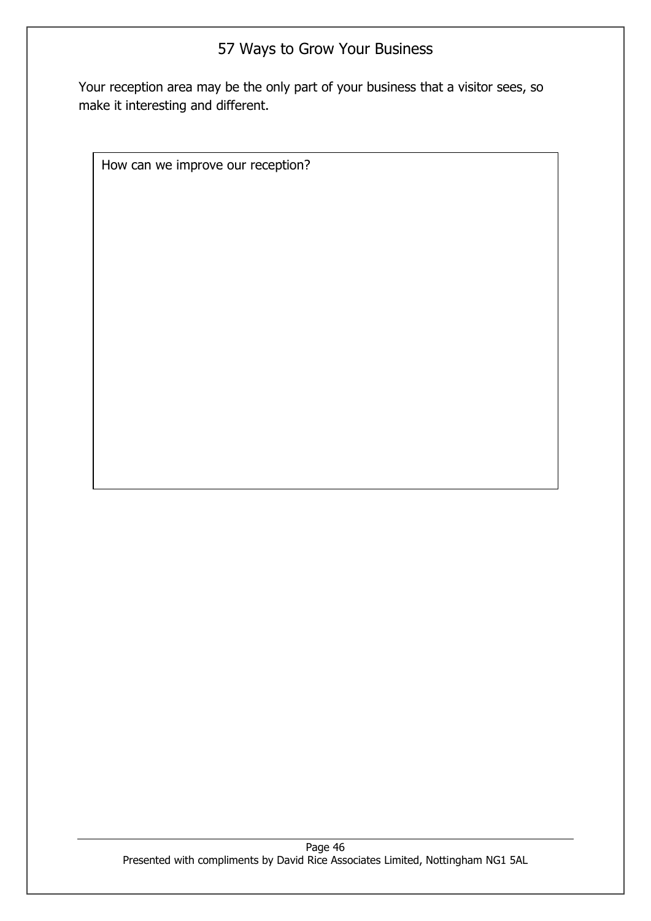Your reception area may be the only part of your business that a visitor sees, so make it interesting and different.

| How can we improve our reception? |
| --- |
| |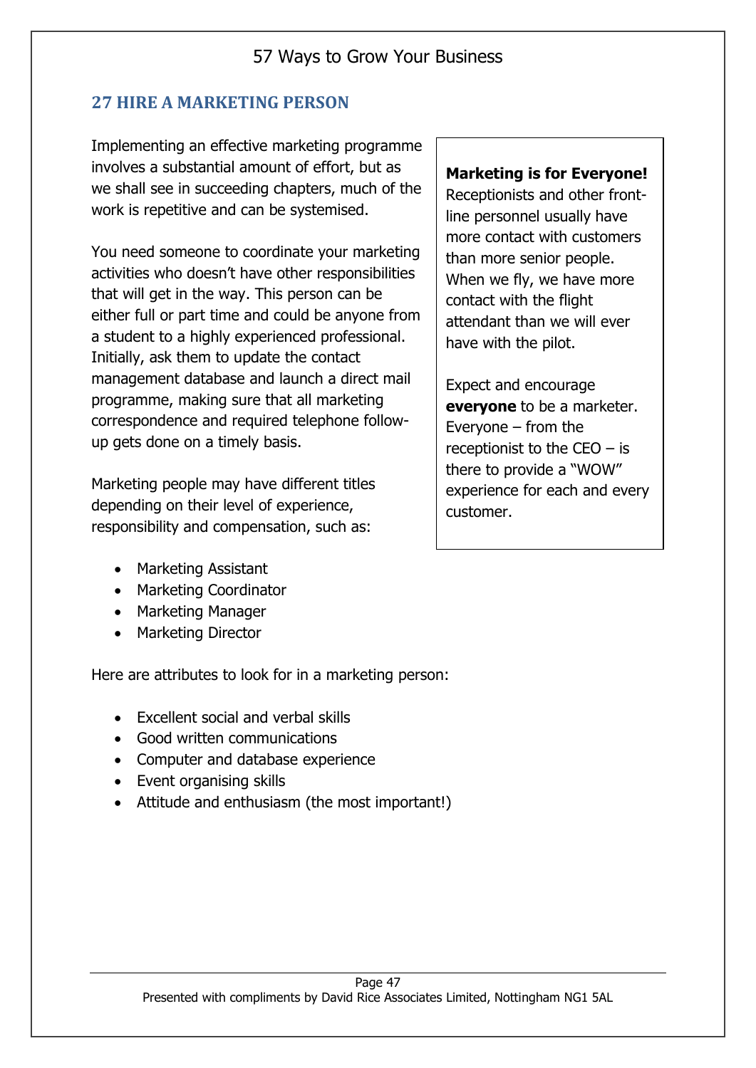## 27 HIRE A MARKETING PERSON

Implementing an effective marketing programme involves a substantial amount of effort, but as we shall see in succeeding chapters, much of the work is repetitive and can be systemised.

You need someone to coordinate your marketing activities who doesn't have other responsibilities that will get in the way. This person can be either full or part time and could be anyone from a student to a highly experienced professional. Initially, ask them to update the contact management database and launch a direct mail programme, making sure that all marketing correspondence and required telephone follow-up gets done on a timely basis.

Marketing people may have different titles depending on their level of experience, responsibility and compensation, such as:

- Marketing Assistant
- Marketing Coordinator
- Marketing Manager
- Marketing Director

Here are attributes to look for in a marketing person:

- Excellent social and verbal skills
- Good written communications
- Computer and database experience
- Event organising skills
- Attitude and enthusiasm (the most important!)

> **Marketing is for Everyone!**
> Receptionists and other front-line personnel usually have more contact with customers than more senior people. When we fly, we have more contact with the flight attendant than we will ever have with the pilot.
>
> Expect and encourage **everyone** to be a marketer. Everyone – from the receptionist to the CEO – is there to provide a "WOW" experience for each and every customer.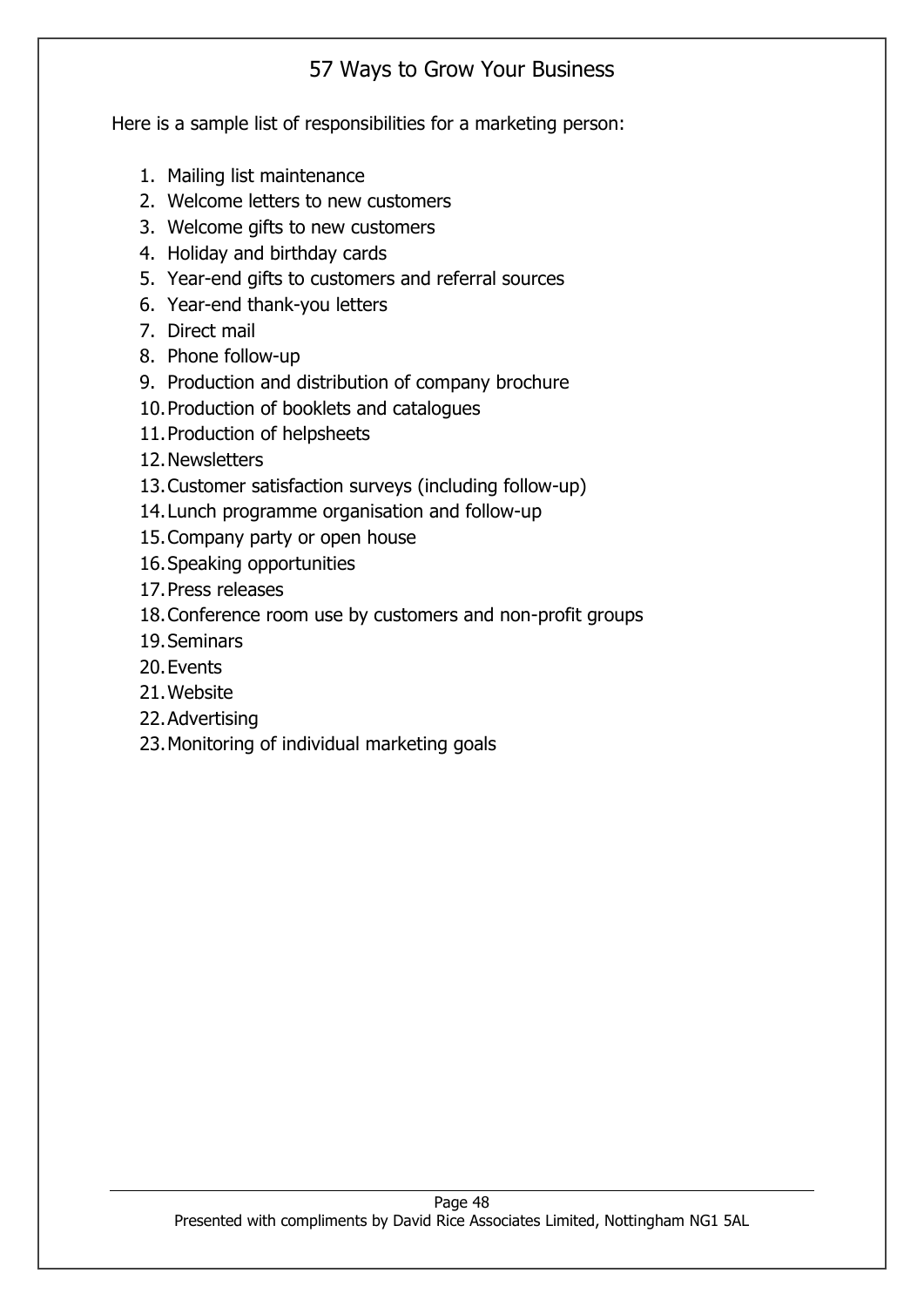Here is a sample list of responsibilities for a marketing person:

1. Mailing list maintenance
2. Welcome letters to new customers
3. Welcome gifts to new customers
4. Holiday and birthday cards
5. Year-end gifts to customers and referral sources
6. Year-end thank-you letters
7. Direct mail
8. Phone follow-up
9. Production and distribution of company brochure
10. Production of booklets and catalogues
11. Production of helpsheets
12. Newsletters
13. Customer satisfaction surveys (including follow-up)
14. Lunch programme organisation and follow-up
15. Company party or open house
16. Speaking opportunities
17. Press releases
18. Conference room use by customers and non-profit groups
19. Seminars
20. Events
21. Website
22. Advertising
23. Monitoring of individual marketing goals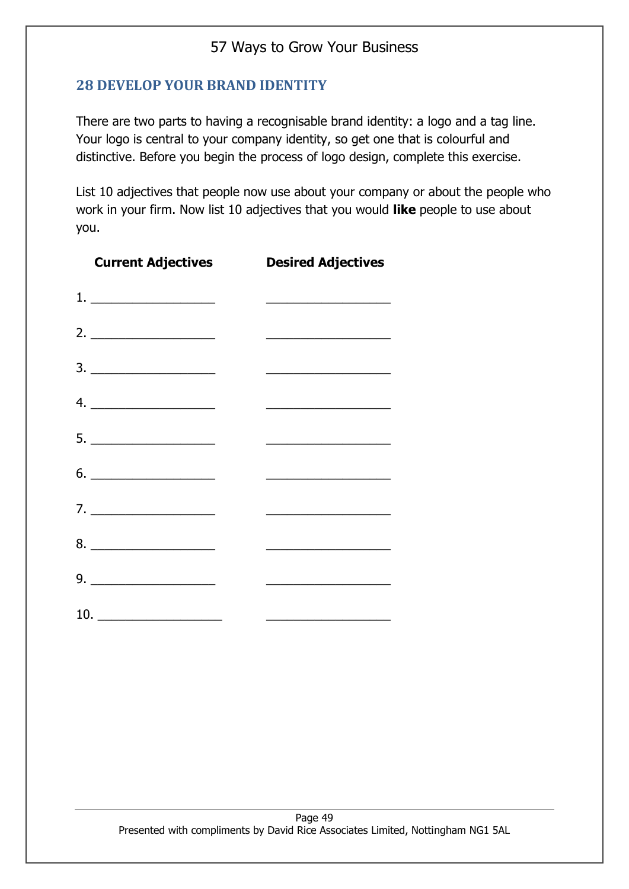## 28 DEVELOP YOUR BRAND IDENTITY

There are two parts to having a recognisable brand identity: a logo and a tag line. Your logo is central to your company identity, so get one that is colourful and distinctive. Before you begin the process of logo design, complete this exercise.

List 10 adjectives that people now use about your company or about the people who work in your firm. Now list 10 adjectives that you would **like** people to use about you.

| | **Current Adjectives** | **Desired Adjectives** |
|---|---|---|
| 1. | __________________ | __________________ |
| 2. | __________________ | __________________ |
| 3. | __________________ | __________________ |
| 4. | __________________ | __________________ |
| 5. | __________________ | __________________ |
| 6. | __________________ | __________________ |
| 7. | __________________ | __________________ |
| 8. | __________________ | __________________ |
| 9. | __________________ | __________________ |
| 10. | __________________ | __________________ |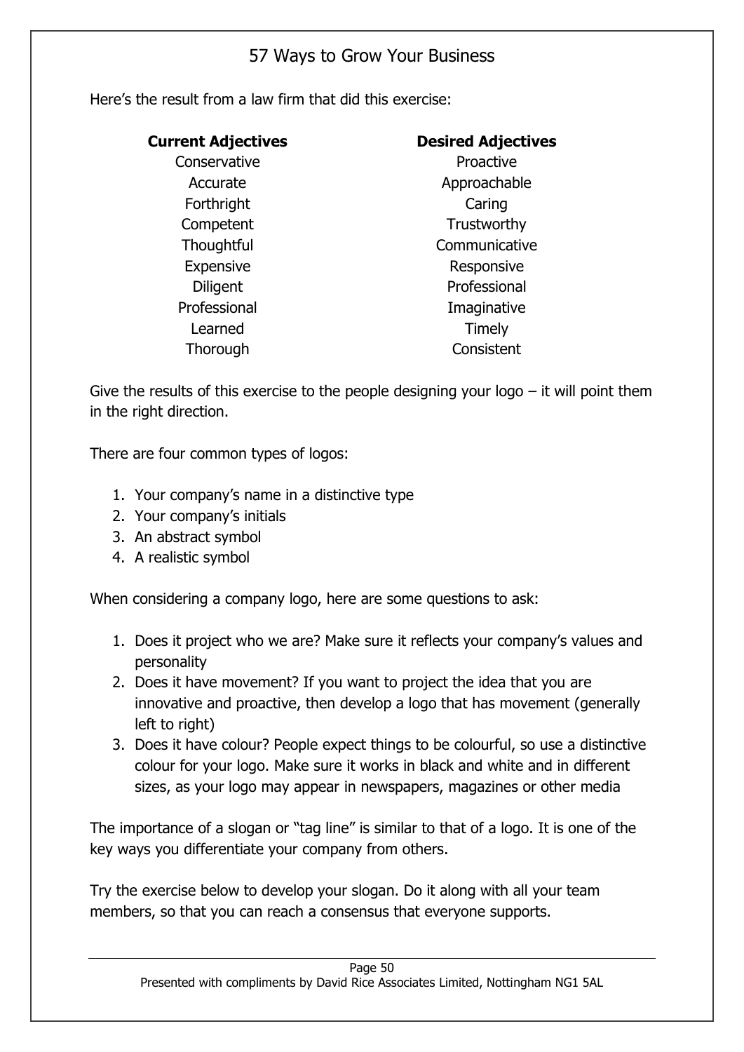Here's the result from a law firm that did this exercise:

| Current Adjectives | Desired Adjectives |
| --- | --- |
| Conservative | Proactive |
| Accurate | Approachable |
| Forthright | Caring |
| Competent | Trustworthy |
| Thoughtful | Communicative |
| Expensive | Responsive |
| Diligent | Professional |
| Professional | Imaginative |
| Learned | Timely |
| Thorough | Consistent |

Give the results of this exercise to the people designing your logo – it will point them in the right direction.

There are four common types of logos:

1. Your company's name in a distinctive type
2. Your company's initials
3. An abstract symbol
4. A realistic symbol

When considering a company logo, here are some questions to ask:

1. Does it project who we are? Make sure it reflects your company's values and personality
2. Does it have movement? If you want to project the idea that you are innovative and proactive, then develop a logo that has movement (generally left to right)
3. Does it have colour? People expect things to be colourful, so use a distinctive colour for your logo. Make sure it works in black and white and in different sizes, as your logo may appear in newspapers, magazines or other media

The importance of a slogan or "tag line" is similar to that of a logo. It is one of the key ways you differentiate your company from others.

Try the exercise below to develop your slogan. Do it along with all your team members, so that you can reach a consensus that everyone supports.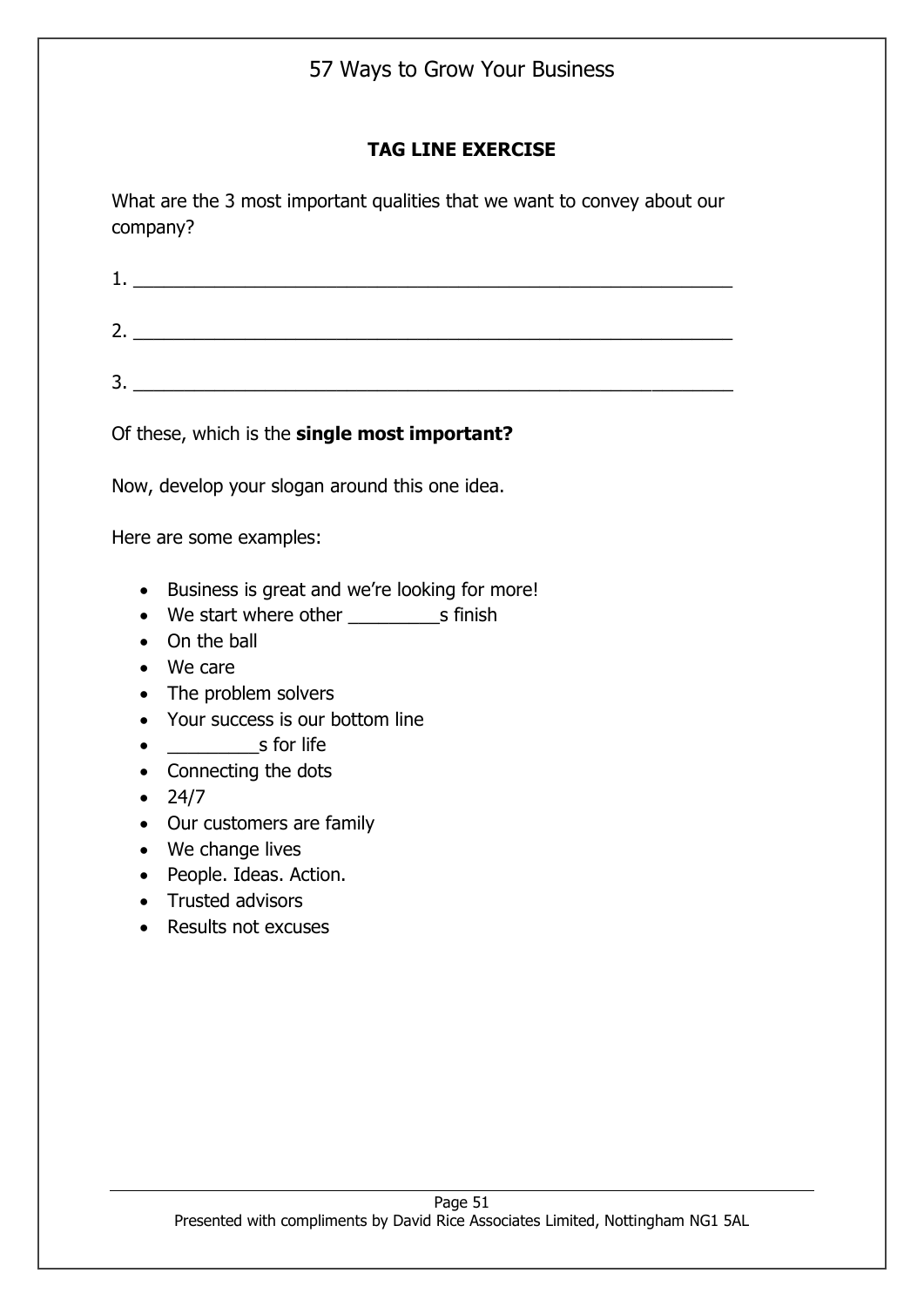## TAG LINE EXERCISE

What are the 3 most important qualities that we want to convey about our company?

1. ____________________________________________________________

2. ____________________________________________________________

3. ____________________________________________________________

Of these, which is the **single most important?**

Now, develop your slogan around this one idea.

Here are some examples:

- Business is great and we're looking for more!
- We start where other _________s finish
- On the ball
- We care
- The problem solvers
- Your success is our bottom line
- _________s for life
- Connecting the dots
- 24/7
- Our customers are family
- We change lives
- People. Ideas. Action.
- Trusted advisors
- Results not excuses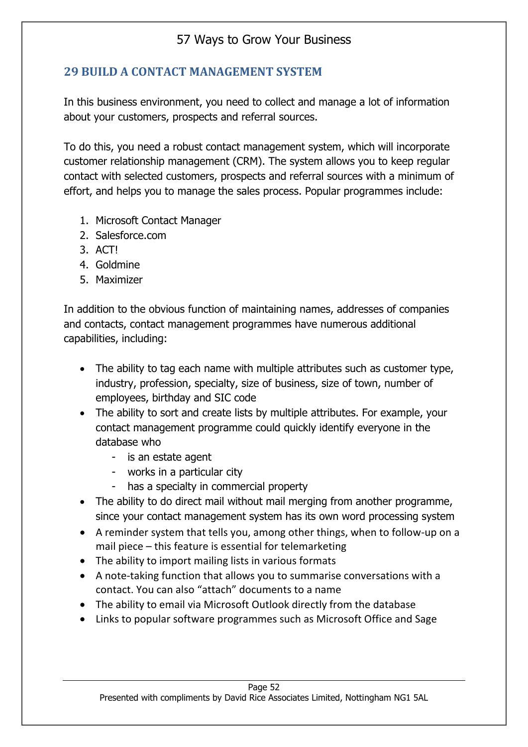## 29 BUILD A CONTACT MANAGEMENT SYSTEM

In this business environment, you need to collect and manage a lot of information about your customers, prospects and referral sources.

To do this, you need a robust contact management system, which will incorporate customer relationship management (CRM). The system allows you to keep regular contact with selected customers, prospects and referral sources with a minimum of effort, and helps you to manage the sales process. Popular programmes include:

1. Microsoft Contact Manager
2. Salesforce.com
3. ACT!
4. Goldmine
5. Maximizer

In addition to the obvious function of maintaining names, addresses of companies and contacts, contact management programmes have numerous additional capabilities, including:

- The ability to tag each name with multiple attributes such as customer type, industry, profession, specialty, size of business, size of town, number of employees, birthday and SIC code
- The ability to sort and create lists by multiple attributes. For example, your contact management programme could quickly identify everyone in the database who
  - is an estate agent
  - works in a particular city
  - has a specialty in commercial property
- The ability to do direct mail without mail merging from another programme, since your contact management system has its own word processing system
- A reminder system that tells you, among other things, when to follow-up on a mail piece – this feature is essential for telemarketing
- The ability to import mailing lists in various formats
- A note-taking function that allows you to summarise conversations with a contact. You can also "attach" documents to a name
- The ability to email via Microsoft Outlook directly from the database
- Links to popular software programmes such as Microsoft Office and Sage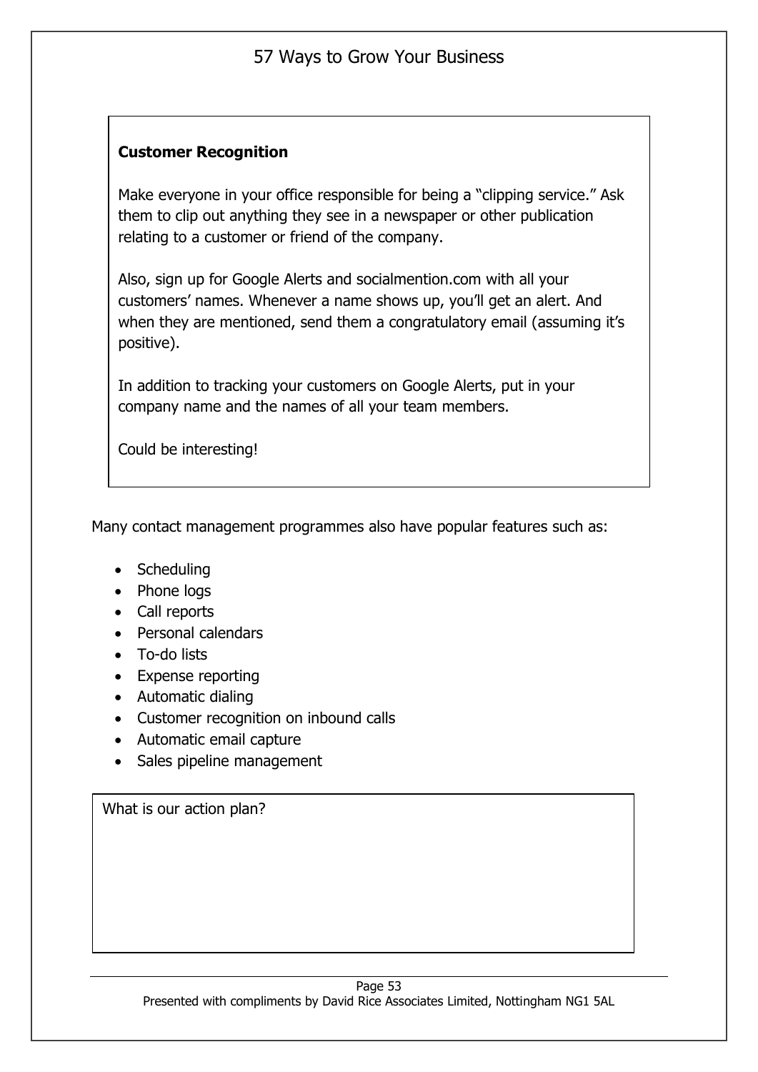**Customer Recognition**

Make everyone in your office responsible for being a "clipping service." Ask them to clip out anything they see in a newspaper or other publication relating to a customer or friend of the company.

Also, sign up for Google Alerts and socialmention.com with all your customers' names. Whenever a name shows up, you'll get an alert. And when they are mentioned, send them a congratulatory email (assuming it's positive).

In addition to tracking your customers on Google Alerts, put in your company name and the names of all your team members.

Could be interesting!

Many contact management programmes also have popular features such as:

- Scheduling
- Phone logs
- Call reports
- Personal calendars
- To-do lists
- Expense reporting
- Automatic dialing
- Customer recognition on inbound calls
- Automatic email capture
- Sales pipeline management

What is our action plan?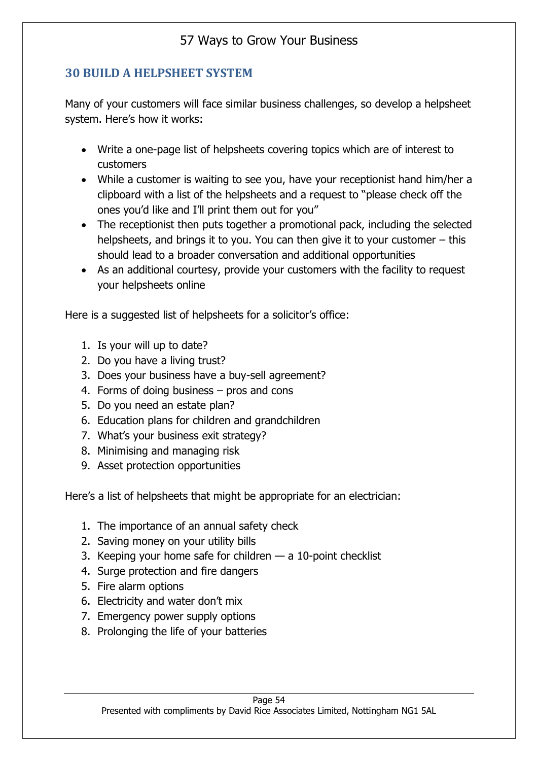## 30 BUILD A HELPSHEET SYSTEM

Many of your customers will face similar business challenges, so develop a helpsheet system. Here's how it works:

- Write a one-page list of helpsheets covering topics which are of interest to customers
- While a customer is waiting to see you, have your receptionist hand him/her a clipboard with a list of the helpsheets and a request to "please check off the ones you'd like and I'll print them out for you"
- The receptionist then puts together a promotional pack, including the selected helpsheets, and brings it to you. You can then give it to your customer – this should lead to a broader conversation and additional opportunities
- As an additional courtesy, provide your customers with the facility to request your helpsheets online

Here is a suggested list of helpsheets for a solicitor's office:

1. Is your will up to date?
2. Do you have a living trust?
3. Does your business have a buy-sell agreement?
4. Forms of doing business – pros and cons
5. Do you need an estate plan?
6. Education plans for children and grandchildren
7. What's your business exit strategy?
8. Minimising and managing risk
9. Asset protection opportunities

Here's a list of helpsheets that might be appropriate for an electrician:

1. The importance of an annual safety check
2. Saving money on your utility bills
3. Keeping your home safe for children — a 10-point checklist
4. Surge protection and fire dangers
5. Fire alarm options
6. Electricity and water don't mix
7. Emergency power supply options
8. Prolonging the life of your batteries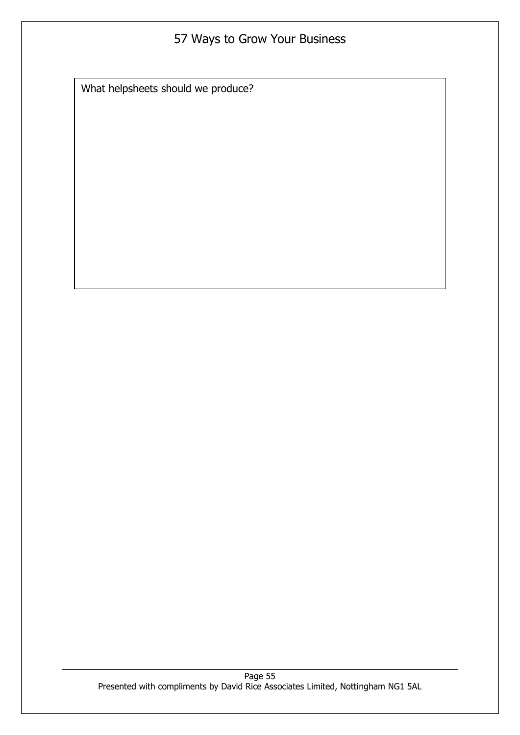What helpsheets should we produce?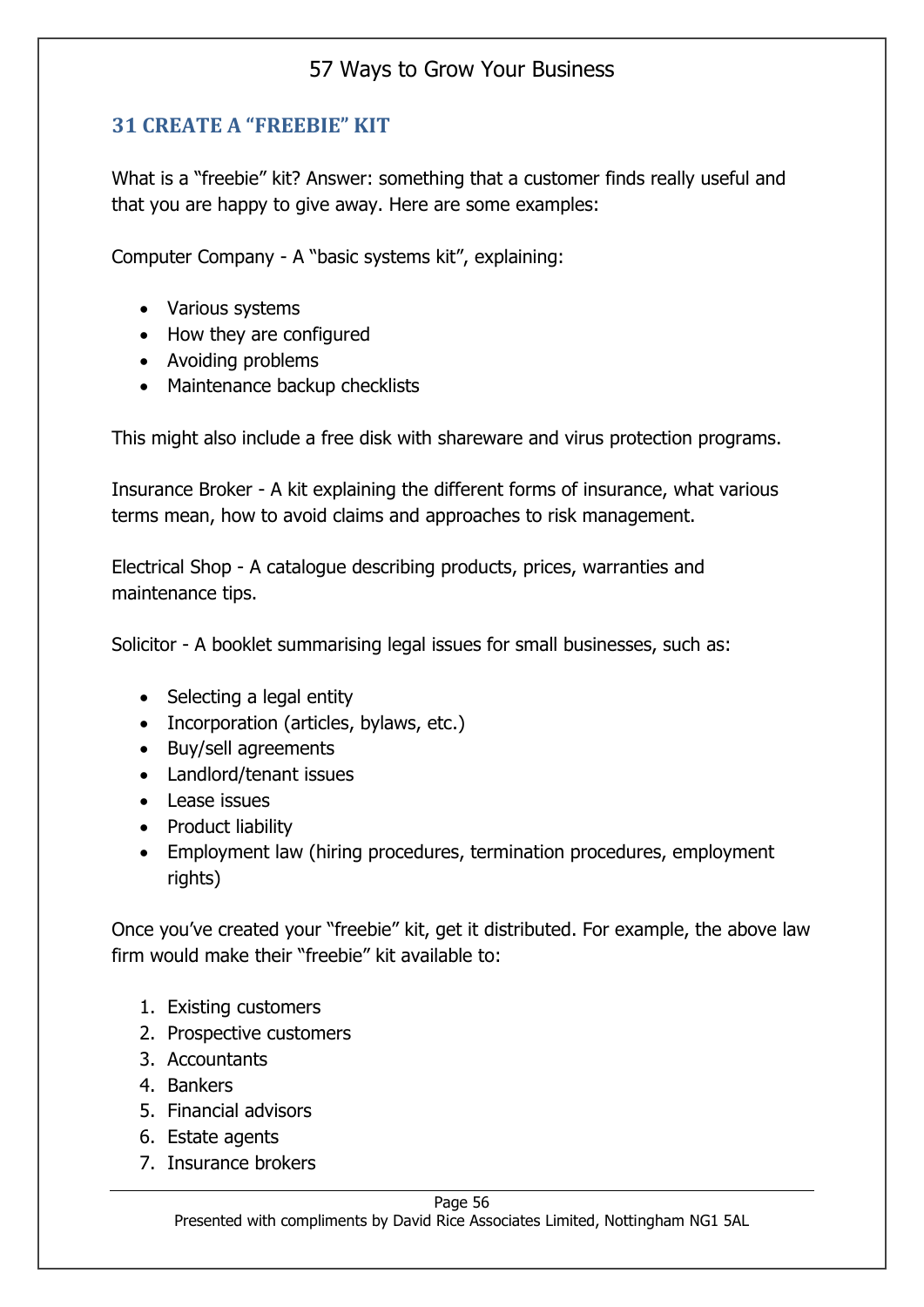## 31 CREATE A "FREEBIE" KIT

What is a "freebie" kit? Answer: something that a customer finds really useful and that you are happy to give away. Here are some examples:

Computer Company - A "basic systems kit", explaining:

- Various systems
- How they are configured
- Avoiding problems
- Maintenance backup checklists

This might also include a free disk with shareware and virus protection programs.

Insurance Broker - A kit explaining the different forms of insurance, what various terms mean, how to avoid claims and approaches to risk management.

Electrical Shop - A catalogue describing products, prices, warranties and maintenance tips.

Solicitor - A booklet summarising legal issues for small businesses, such as:

- Selecting a legal entity
- Incorporation (articles, bylaws, etc.)
- Buy/sell agreements
- Landlord/tenant issues
- Lease issues
- Product liability
- Employment law (hiring procedures, termination procedures, employment rights)

Once you've created your "freebie" kit, get it distributed. For example, the above law firm would make their "freebie" kit available to:

1. Existing customers
2. Prospective customers
3. Accountants
4. Bankers
5. Financial advisors
6. Estate agents
7. Insurance brokers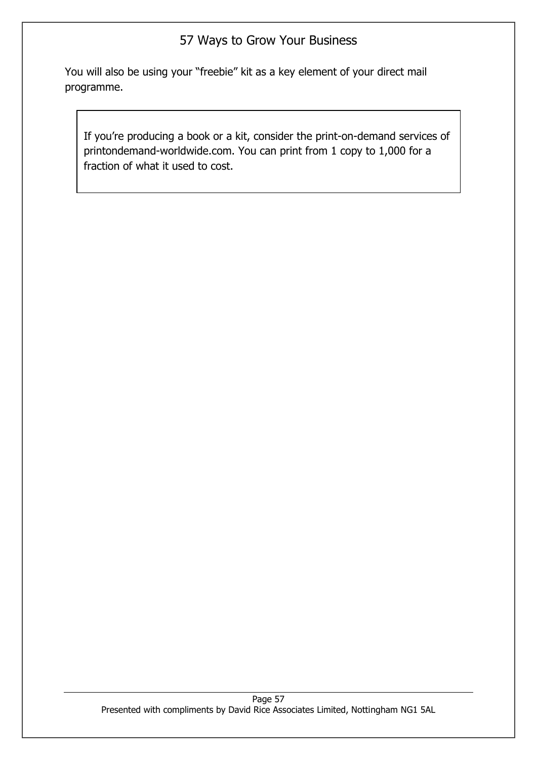You will also be using your "freebie" kit as a key element of your direct mail programme.

> If you're producing a book or a kit, consider the print-on-demand services of printondemand-worldwide.com. You can print from 1 copy to 1,000 for a fraction of what it used to cost.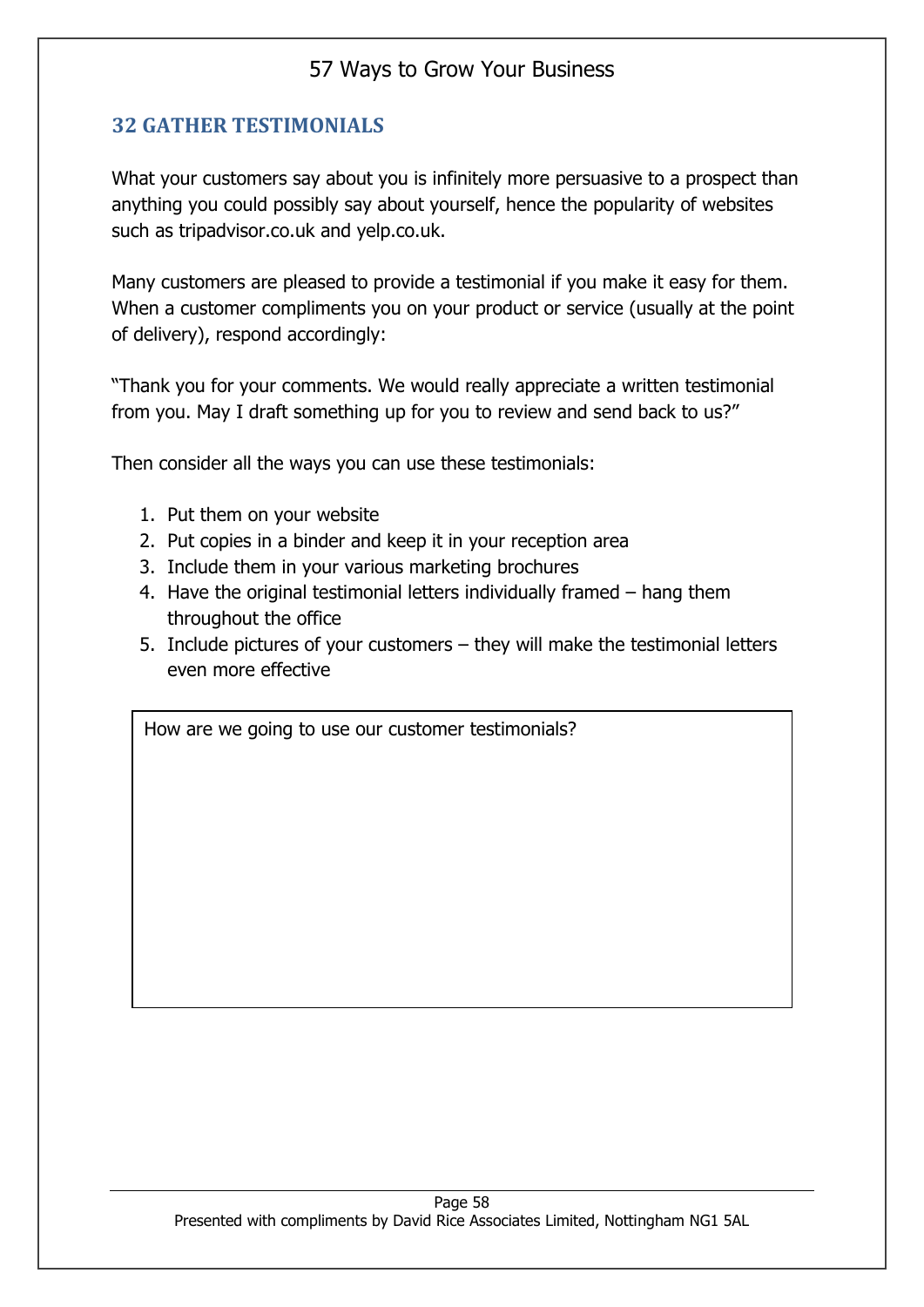## 32 GATHER TESTIMONIALS

What your customers say about you is infinitely more persuasive to a prospect than anything you could possibly say about yourself, hence the popularity of websites such as tripadvisor.co.uk and yelp.co.uk.

Many customers are pleased to provide a testimonial if you make it easy for them. When a customer compliments you on your product or service (usually at the point of delivery), respond accordingly:

"Thank you for your comments. We would really appreciate a written testimonial from you. May I draft something up for you to review and send back to us?"

Then consider all the ways you can use these testimonials:

1. Put them on your website
2. Put copies in a binder and keep it in your reception area
3. Include them in your various marketing brochures
4. Have the original testimonial letters individually framed – hang them throughout the office
5. Include pictures of your customers – they will make the testimonial letters even more effective

| How are we going to use our customer testimonials? |
|---|
| |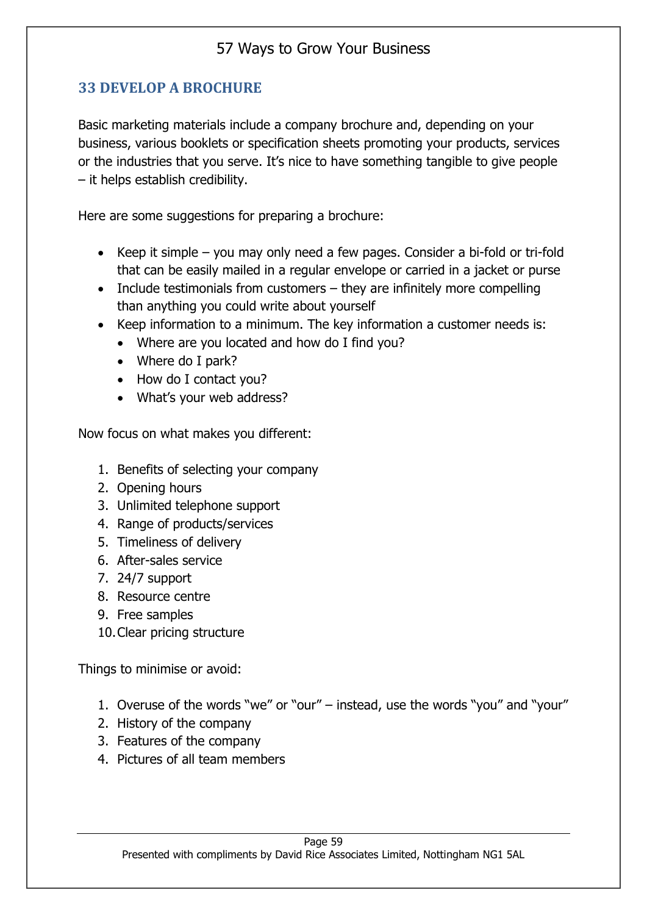## 33 DEVELOP A BROCHURE

Basic marketing materials include a company brochure and, depending on your business, various booklets or specification sheets promoting your products, services or the industries that you serve. It's nice to have something tangible to give people – it helps establish credibility.

Here are some suggestions for preparing a brochure:

- Keep it simple – you may only need a few pages. Consider a bi-fold or tri-fold that can be easily mailed in a regular envelope or carried in a jacket or purse
- Include testimonials from customers – they are infinitely more compelling than anything you could write about yourself
- Keep information to a minimum. The key information a customer needs is:
  - Where are you located and how do I find you?
  - Where do I park?
  - How do I contact you?
  - What's your web address?

Now focus on what makes you different:

1. Benefits of selecting your company
2. Opening hours
3. Unlimited telephone support
4. Range of products/services
5. Timeliness of delivery
6. After-sales service
7. 24/7 support
8. Resource centre
9. Free samples
10. Clear pricing structure

Things to minimise or avoid:

1. Overuse of the words "we" or "our" – instead, use the words "you" and "your"
2. History of the company
3. Features of the company
4. Pictures of all team members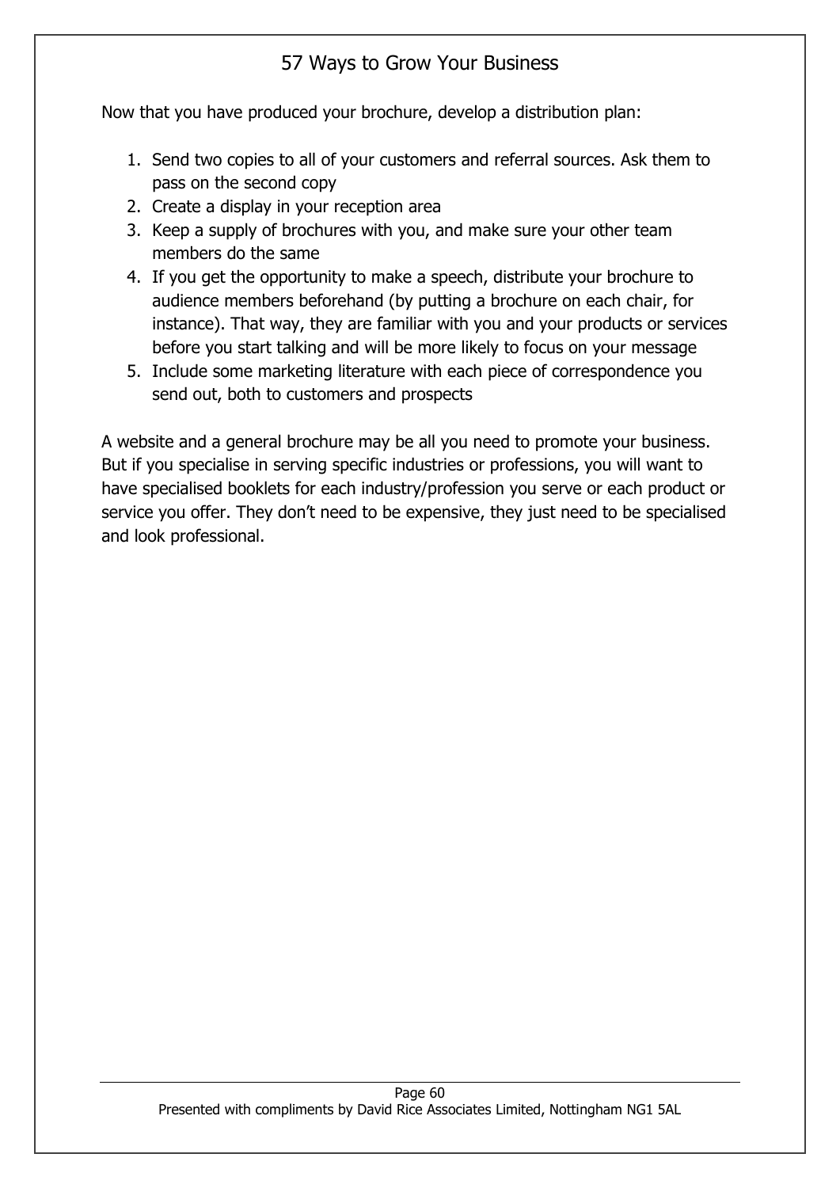Now that you have produced your brochure, develop a distribution plan:

1. Send two copies to all of your customers and referral sources. Ask them to pass on the second copy
2. Create a display in your reception area
3. Keep a supply of brochures with you, and make sure your other team members do the same
4. If you get the opportunity to make a speech, distribute your brochure to audience members beforehand (by putting a brochure on each chair, for instance). That way, they are familiar with you and your products or services before you start talking and will be more likely to focus on your message
5. Include some marketing literature with each piece of correspondence you send out, both to customers and prospects

A website and a general brochure may be all you need to promote your business. But if you specialise in serving specific industries or professions, you will want to have specialised booklets for each industry/profession you serve or each product or service you offer. They don't need to be expensive, they just need to be specialised and look professional.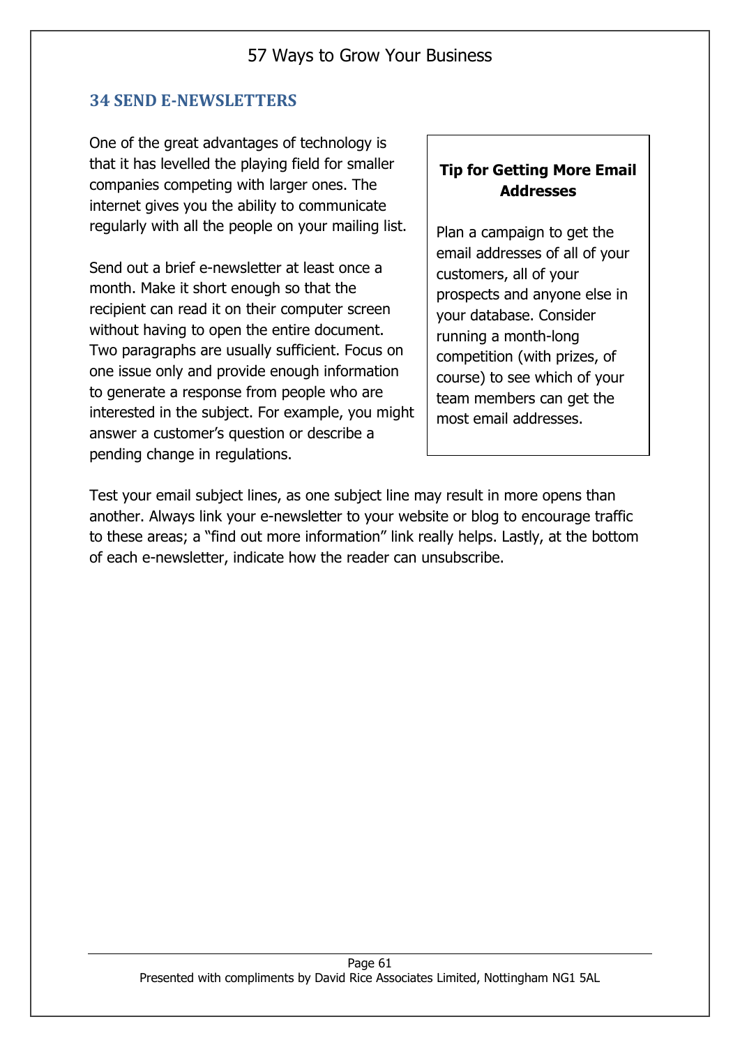## 34 SEND E-NEWSLETTERS

One of the great advantages of technology is that it has levelled the playing field for smaller companies competing with larger ones. The internet gives you the ability to communicate regularly with all the people on your mailing list.

Send out a brief e-newsletter at least once a month. Make it short enough so that the recipient can read it on their computer screen without having to open the entire document. Two paragraphs are usually sufficient. Focus on one issue only and provide enough information to generate a response from people who are interested in the subject. For example, you might answer a customer's question or describe a pending change in regulations.

> **Tip for Getting More Email Addresses**
>
> Plan a campaign to get the email addresses of all of your customers, all of your prospects and anyone else in your database. Consider running a month-long competition (with prizes, of course) to see which of your team members can get the most email addresses.

Test your email subject lines, as one subject line may result in more opens than another. Always link your e-newsletter to your website or blog to encourage traffic to these areas; a "find out more information" link really helps. Lastly, at the bottom of each e-newsletter, indicate how the reader can unsubscribe.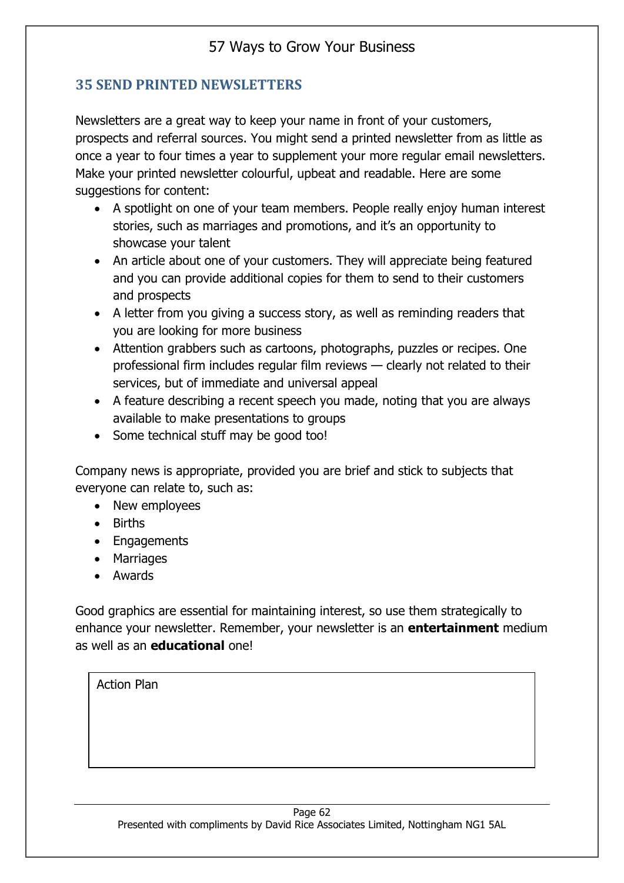## 35 SEND PRINTED NEWSLETTERS

Newsletters are a great way to keep your name in front of your customers, prospects and referral sources. You might send a printed newsletter from as little as once a year to four times a year to supplement your more regular email newsletters. Make your printed newsletter colourful, upbeat and readable. Here are some suggestions for content:

- A spotlight on one of your team members. People really enjoy human interest stories, such as marriages and promotions, and it's an opportunity to showcase your talent
- An article about one of your customers. They will appreciate being featured and you can provide additional copies for them to send to their customers and prospects
- A letter from you giving a success story, as well as reminding readers that you are looking for more business
- Attention grabbers such as cartoons, photographs, puzzles or recipes. One professional firm includes regular film reviews — clearly not related to their services, but of immediate and universal appeal
- A feature describing a recent speech you made, noting that you are always available to make presentations to groups
- Some technical stuff may be good too!

Company news is appropriate, provided you are brief and stick to subjects that everyone can relate to, such as:

- New employees
- Births
- Engagements
- Marriages
- Awards

Good graphics are essential for maintaining interest, so use them strategically to enhance your newsletter. Remember, your newsletter is an **entertainment** medium as well as an **educational** one!

| Action Plan |
|---|
| |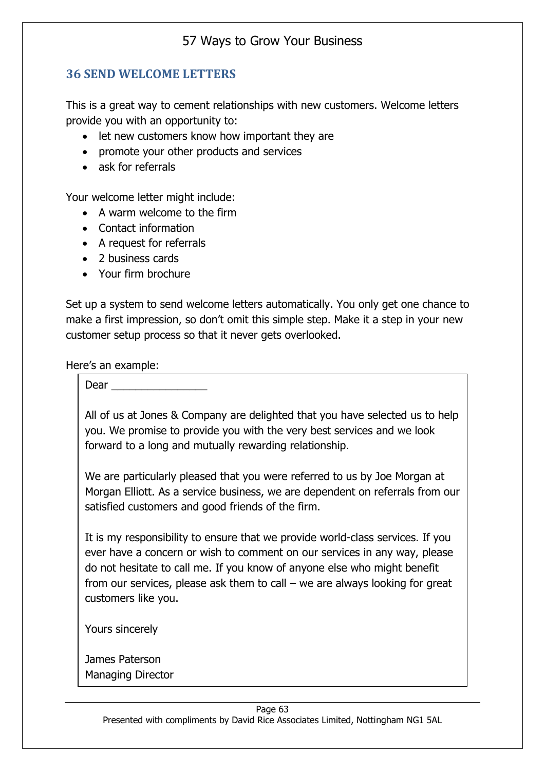## 36 SEND WELCOME LETTERS

This is a great way to cement relationships with new customers. Welcome letters provide you with an opportunity to:

- let new customers know how important they are
- promote your other products and services
- ask for referrals

Your welcome letter might include:

- A warm welcome to the firm
- Contact information
- A request for referrals
- 2 business cards
- Your firm brochure

Set up a system to send welcome letters automatically. You only get one chance to make a first impression, so don't omit this simple step. Make it a step in your new customer setup process so that it never gets overlooked.

Here's an example:

> Dear ________________
>
> All of us at Jones & Company are delighted that you have selected us to help you. We promise to provide you with the very best services and we look forward to a long and mutually rewarding relationship.
>
> We are particularly pleased that you were referred to us by Joe Morgan at Morgan Elliott. As a service business, we are dependent on referrals from our satisfied customers and good friends of the firm.
>
> It is my responsibility to ensure that we provide world-class services. If you ever have a concern or wish to comment on our services in any way, please do not hesitate to call me. If you know of anyone else who might benefit from our services, please ask them to call – we are always looking for great customers like you.
>
> Yours sincerely
>
> James Paterson
> Managing Director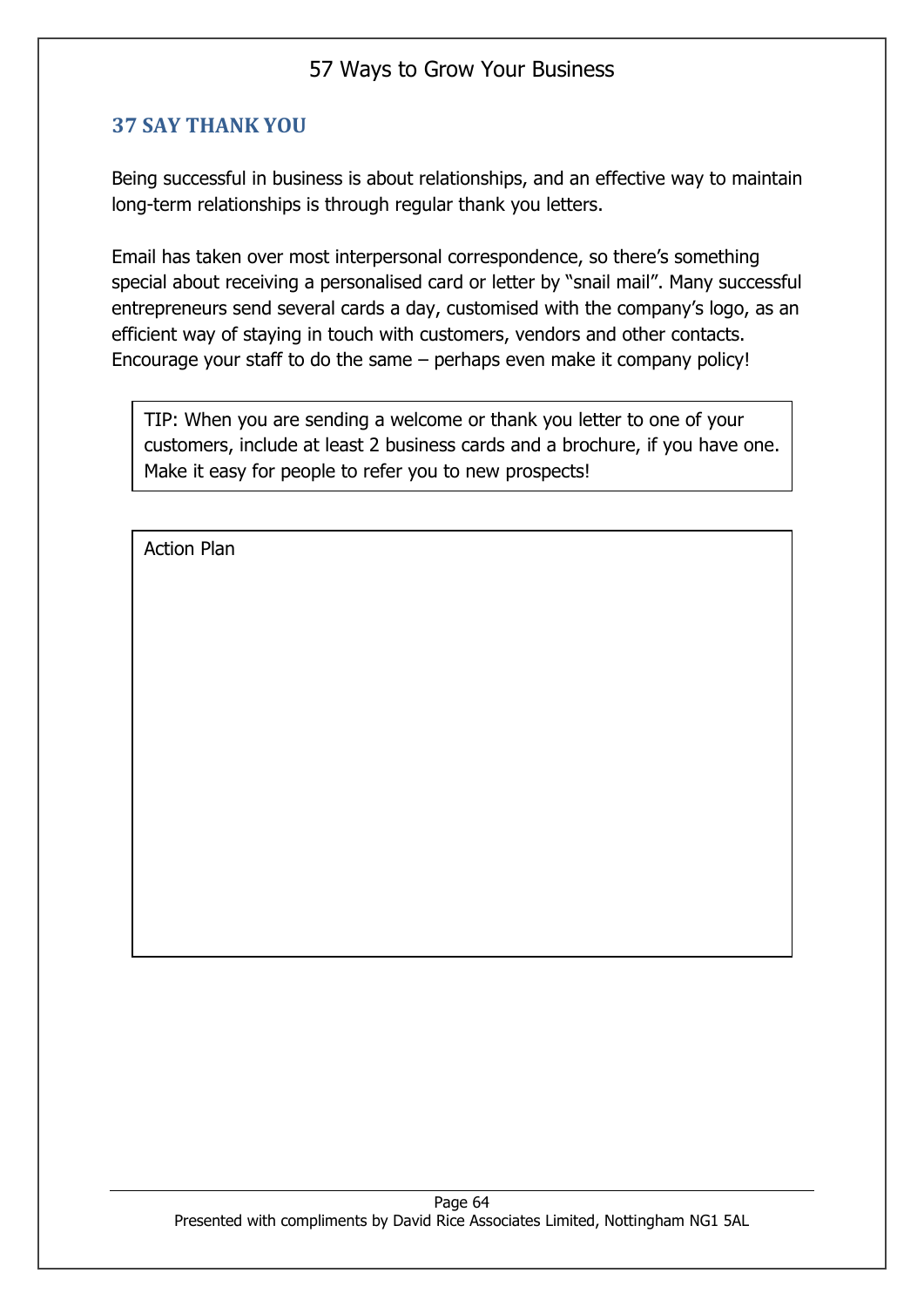## 37 SAY THANK YOU

Being successful in business is about relationships, and an effective way to maintain long-term relationships is through regular thank you letters.

Email has taken over most interpersonal correspondence, so there's something special about receiving a personalised card or letter by "snail mail". Many successful entrepreneurs send several cards a day, customised with the company's logo, as an efficient way of staying in touch with customers, vendors and other contacts. Encourage your staff to do the same – perhaps even make it company policy!

> TIP: When you are sending a welcome or thank you letter to one of your customers, include at least 2 business cards and a brochure, if you have one. Make it easy for people to refer you to new prospects!

Action Plan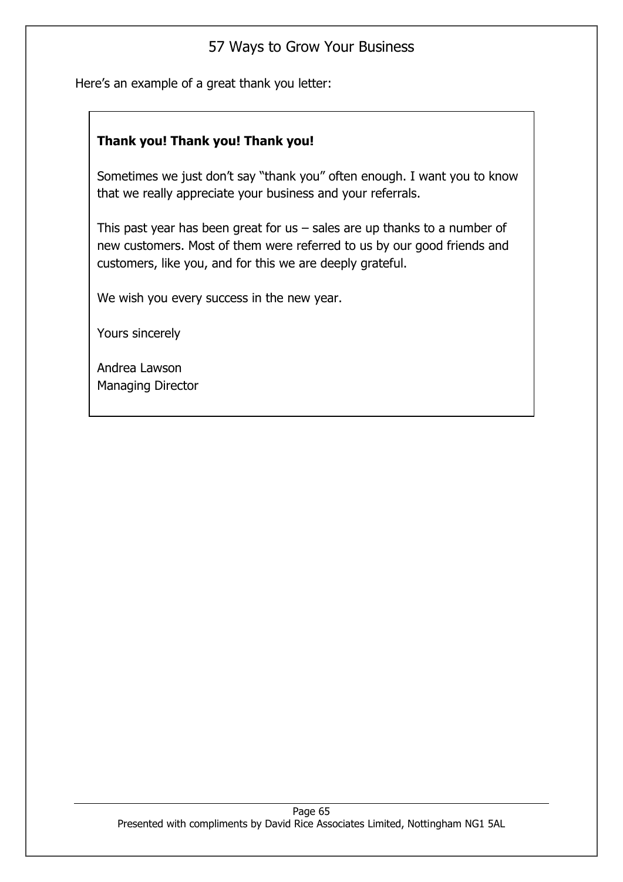Here's an example of a great thank you letter:

> **Thank you! Thank you! Thank you!**
>
> Sometimes we just don't say "thank you" often enough. I want you to know that we really appreciate your business and your referrals.
>
> This past year has been great for us – sales are up thanks to a number of new customers. Most of them were referred to us by our good friends and customers, like you, and for this we are deeply grateful.
>
> We wish you every success in the new year.
>
> Yours sincerely
>
> Andrea Lawson
> Managing Director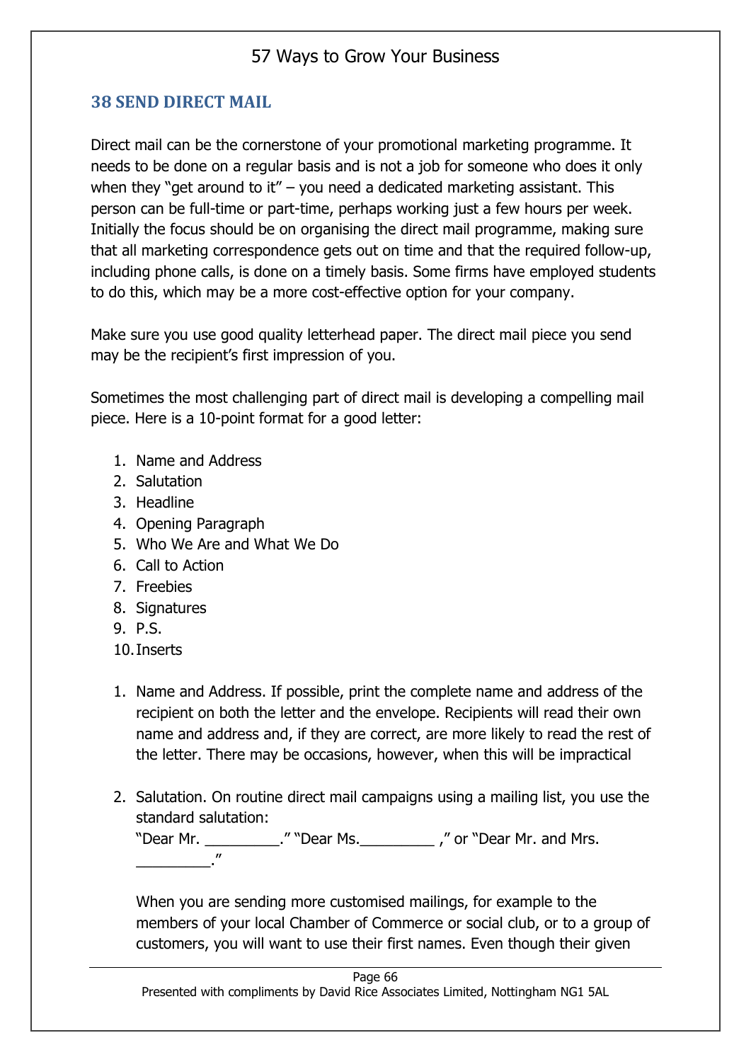## 38 SEND DIRECT MAIL

Direct mail can be the cornerstone of your promotional marketing programme. It needs to be done on a regular basis and is not a job for someone who does it only when they "get around to it" – you need a dedicated marketing assistant. This person can be full-time or part-time, perhaps working just a few hours per week. Initially the focus should be on organising the direct mail programme, making sure that all marketing correspondence gets out on time and that the required follow-up, including phone calls, is done on a timely basis. Some firms have employed students to do this, which may be a more cost-effective option for your company.

Make sure you use good quality letterhead paper. The direct mail piece you send may be the recipient's first impression of you.

Sometimes the most challenging part of direct mail is developing a compelling mail piece. Here is a 10-point format for a good letter:

1. Name and Address
2. Salutation
3. Headline
4. Opening Paragraph
5. Who We Are and What We Do
6. Call to Action
7. Freebies
8. Signatures
9. P.S.
10. Inserts

1. Name and Address. If possible, print the complete name and address of the recipient on both the letter and the envelope. Recipients will read their own name and address and, if they are correct, are more likely to read the rest of the letter. There may be occasions, however, when this will be impractical

2. Salutation. On routine direct mail campaigns using a mailing list, you use the standard salutation:
   "Dear Mr. _________." "Dear Ms._________ ," or "Dear Mr. and Mrs. _________."

   When you are sending more customised mailings, for example to the members of your local Chamber of Commerce or social club, or to a group of customers, you will want to use their first names. Even though their given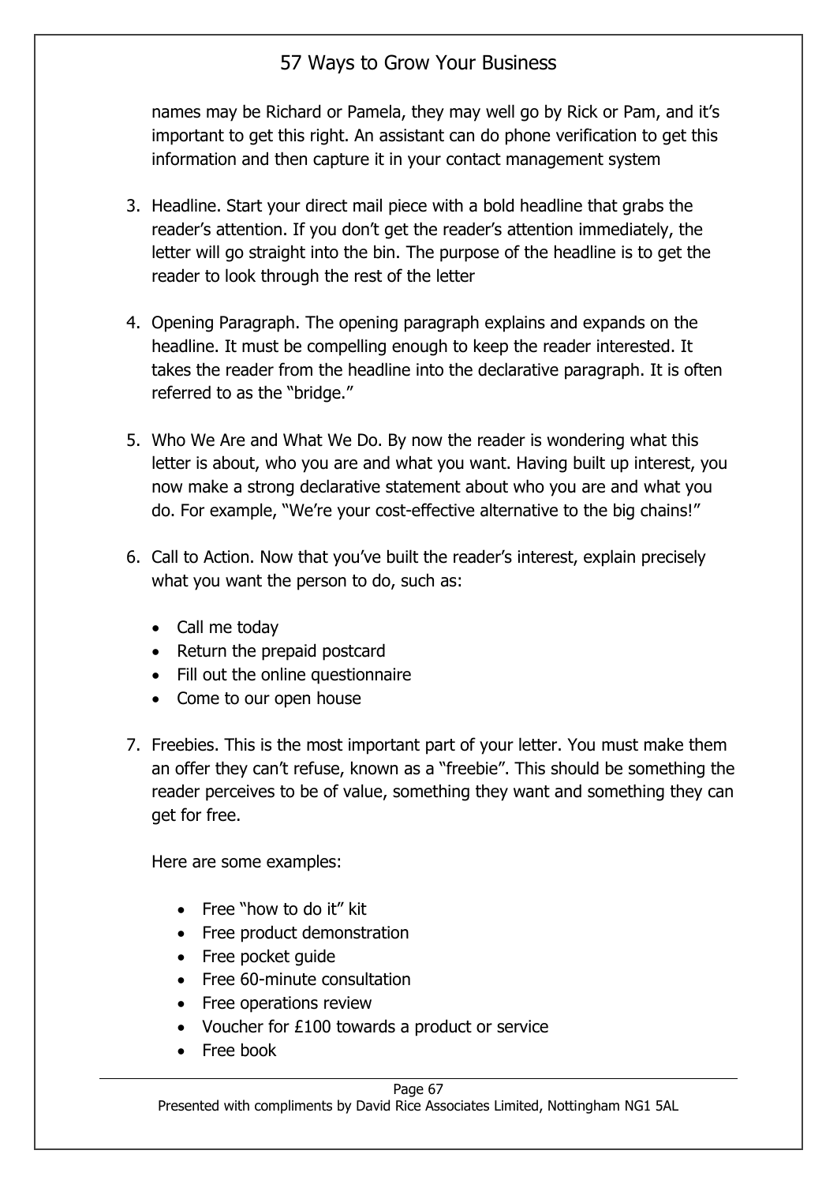names may be Richard or Pamela, they may well go by Rick or Pam, and it's important to get this right. An assistant can do phone verification to get this information and then capture it in your contact management system

3. Headline. Start your direct mail piece with a bold headline that grabs the reader's attention. If you don't get the reader's attention immediately, the letter will go straight into the bin. The purpose of the headline is to get the reader to look through the rest of the letter

4. Opening Paragraph. The opening paragraph explains and expands on the headline. It must be compelling enough to keep the reader interested. It takes the reader from the headline into the declarative paragraph. It is often referred to as the "bridge."

5. Who We Are and What We Do. By now the reader is wondering what this letter is about, who you are and what you want. Having built up interest, you now make a strong declarative statement about who you are and what you do. For example, "We're your cost-effective alternative to the big chains!"

6. Call to Action. Now that you've built the reader's interest, explain precisely what you want the person to do, such as:

    - Call me today
    - Return the prepaid postcard
    - Fill out the online questionnaire
    - Come to our open house

7. Freebies. This is the most important part of your letter. You must make them an offer they can't refuse, known as a "freebie". This should be something the reader perceives to be of value, something they want and something they can get for free.

    Here are some examples:

    - Free "how to do it" kit
    - Free product demonstration
    - Free pocket guide
    - Free 60-minute consultation
    - Free operations review
    - Voucher for £100 towards a product or service
    - Free book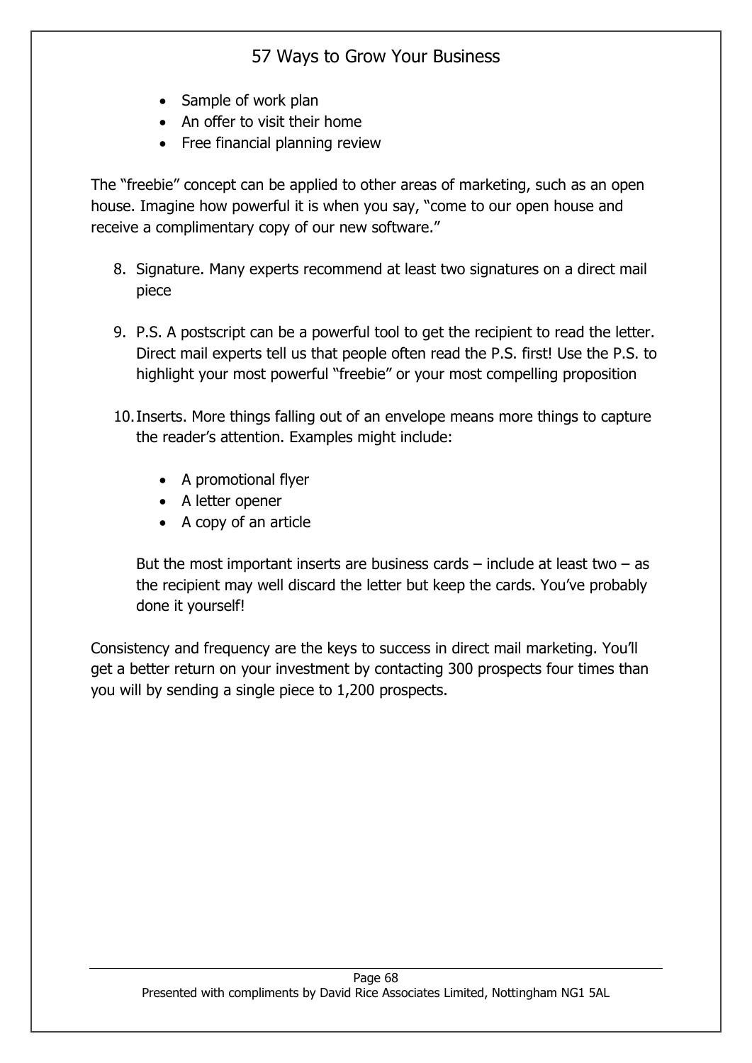- Sample of work plan
- An offer to visit their home
- Free financial planning review

The "freebie" concept can be applied to other areas of marketing, such as an open house. Imagine how powerful it is when you say, "come to our open house and receive a complimentary copy of our new software."

8. Signature. Many experts recommend at least two signatures on a direct mail piece

9. P.S. A postscript can be a powerful tool to get the recipient to read the letter. Direct mail experts tell us that people often read the P.S. first! Use the P.S. to highlight your most powerful "freebie" or your most compelling proposition

10. Inserts. More things falling out of an envelope means more things to capture the reader's attention. Examples might include:

    - A promotional flyer
    - A letter opener
    - A copy of an article

    But the most important inserts are business cards – include at least two – as the recipient may well discard the letter but keep the cards. You've probably done it yourself!

Consistency and frequency are the keys to success in direct mail marketing. You'll get a better return on your investment by contacting 300 prospects four times than you will by sending a single piece to 1,200 prospects.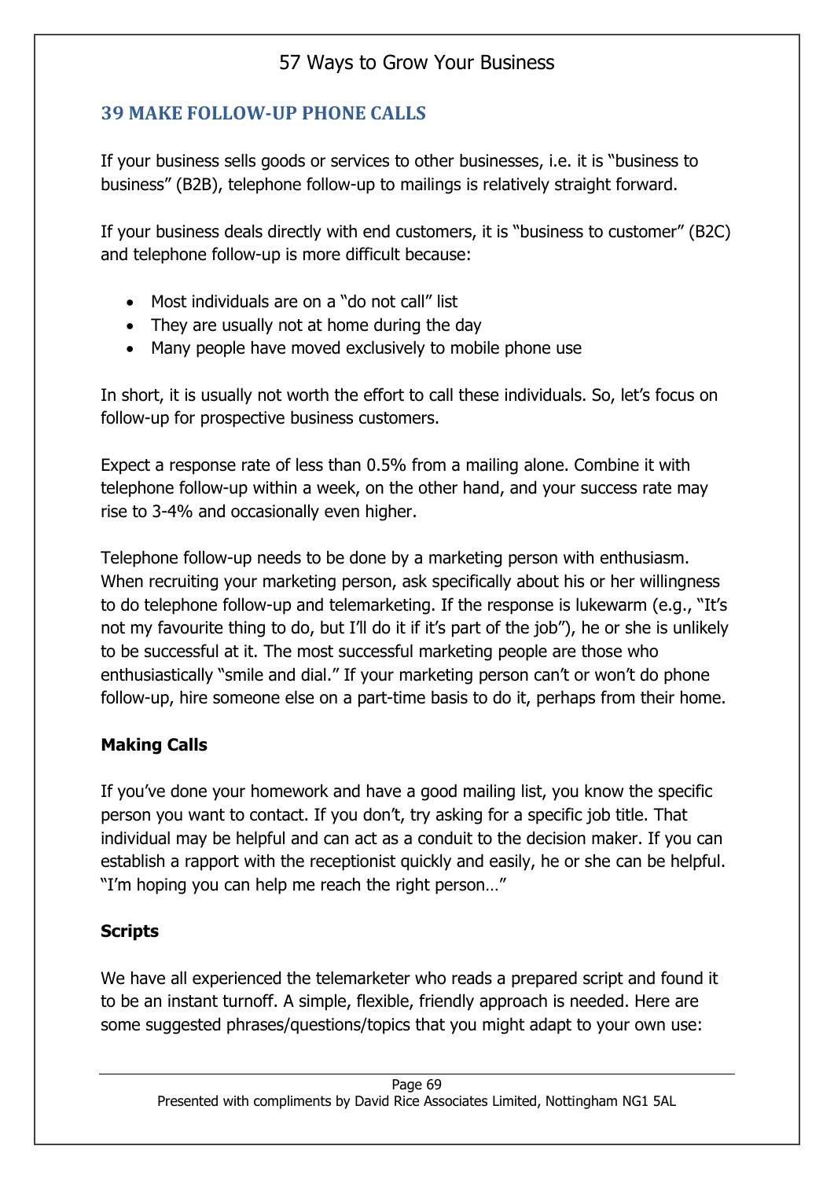## 39 MAKE FOLLOW-UP PHONE CALLS

If your business sells goods or services to other businesses, i.e. it is "business to business" (B2B), telephone follow-up to mailings is relatively straight forward.

If your business deals directly with end customers, it is "business to customer" (B2C) and telephone follow-up is more difficult because:

- Most individuals are on a "do not call" list
- They are usually not at home during the day
- Many people have moved exclusively to mobile phone use

In short, it is usually not worth the effort to call these individuals. So, let's focus on follow-up for prospective business customers.

Expect a response rate of less than 0.5% from a mailing alone. Combine it with telephone follow-up within a week, on the other hand, and your success rate may rise to 3-4% and occasionally even higher.

Telephone follow-up needs to be done by a marketing person with enthusiasm. When recruiting your marketing person, ask specifically about his or her willingness to do telephone follow-up and telemarketing. If the response is lukewarm (e.g., "It's not my favourite thing to do, but I'll do it if it's part of the job"), he or she is unlikely to be successful at it. The most successful marketing people are those who enthusiastically "smile and dial." If your marketing person can't or won't do phone follow-up, hire someone else on a part-time basis to do it, perhaps from their home.

**Making Calls**

If you've done your homework and have a good mailing list, you know the specific person you want to contact. If you don't, try asking for a specific job title. That individual may be helpful and can act as a conduit to the decision maker. If you can establish a rapport with the receptionist quickly and easily, he or she can be helpful. "I'm hoping you can help me reach the right person…"

**Scripts**

We have all experienced the telemarketer who reads a prepared script and found it to be an instant turnoff. A simple, flexible, friendly approach is needed. Here are some suggested phrases/questions/topics that you might adapt to your own use: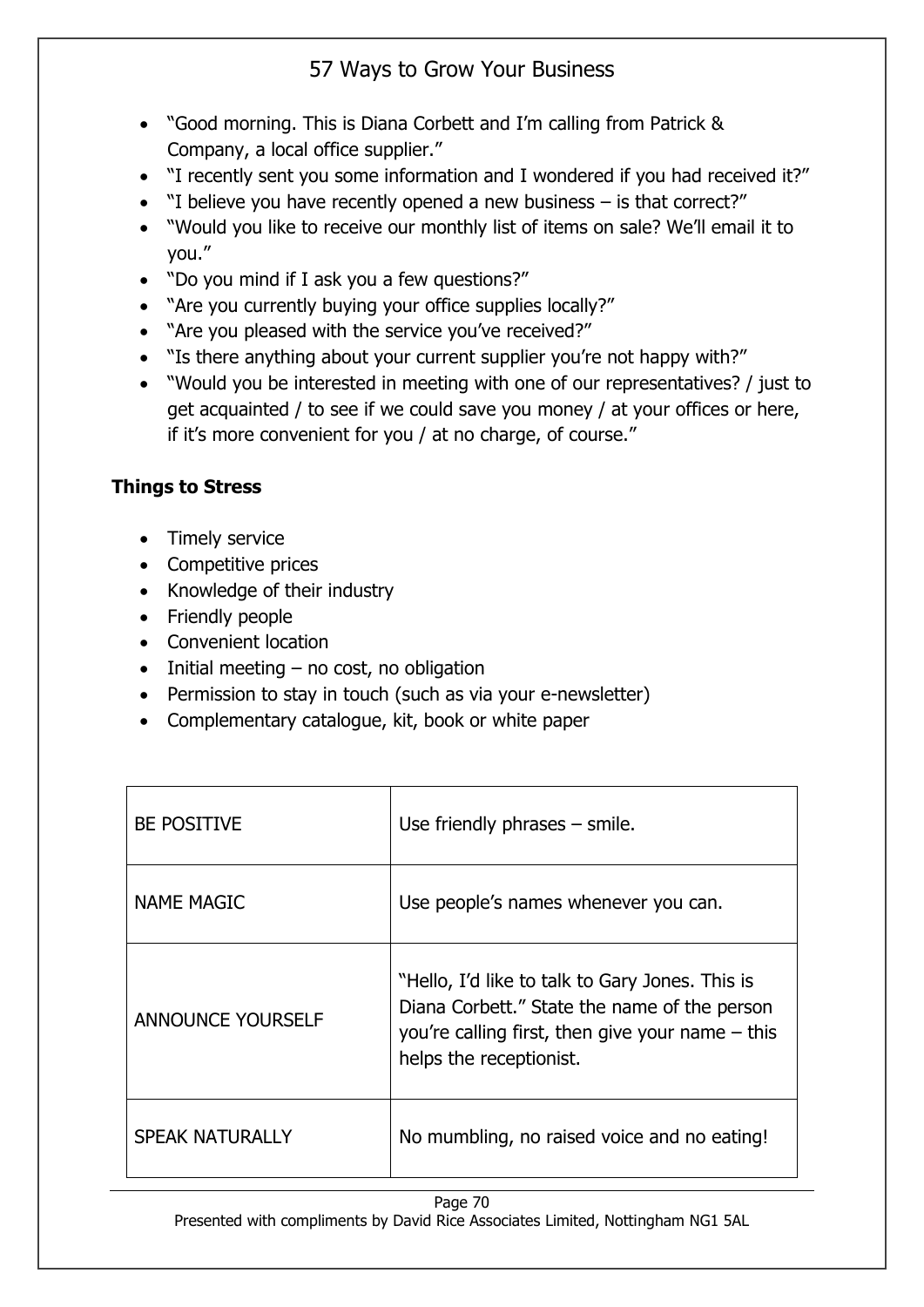- "Good morning. This is Diana Corbett and I'm calling from Patrick & Company, a local office supplier."
- "I recently sent you some information and I wondered if you had received it?"
- "I believe you have recently opened a new business – is that correct?"
- "Would you like to receive our monthly list of items on sale? We'll email it to you."
- "Do you mind if I ask you a few questions?"
- "Are you currently buying your office supplies locally?"
- "Are you pleased with the service you've received?"
- "Is there anything about your current supplier you're not happy with?"
- "Would you be interested in meeting with one of our representatives? / just to get acquainted / to see if we could save you money / at your offices or here, if it's more convenient for you / at no charge, of course."

**Things to Stress**

- Timely service
- Competitive prices
- Knowledge of their industry
- Friendly people
- Convenient location
- Initial meeting – no cost, no obligation
- Permission to stay in touch (such as via your e-newsletter)
- Complementary catalogue, kit, book or white paper

| | |
|---|---|
| BE POSITIVE | Use friendly phrases – smile. |
| NAME MAGIC | Use people's names whenever you can. |
| ANNOUNCE YOURSELF | "Hello, I'd like to talk to Gary Jones. This is Diana Corbett." State the name of the person you're calling first, then give your name – this helps the receptionist. |
| SPEAK NATURALLY | No mumbling, no raised voice and no eating! |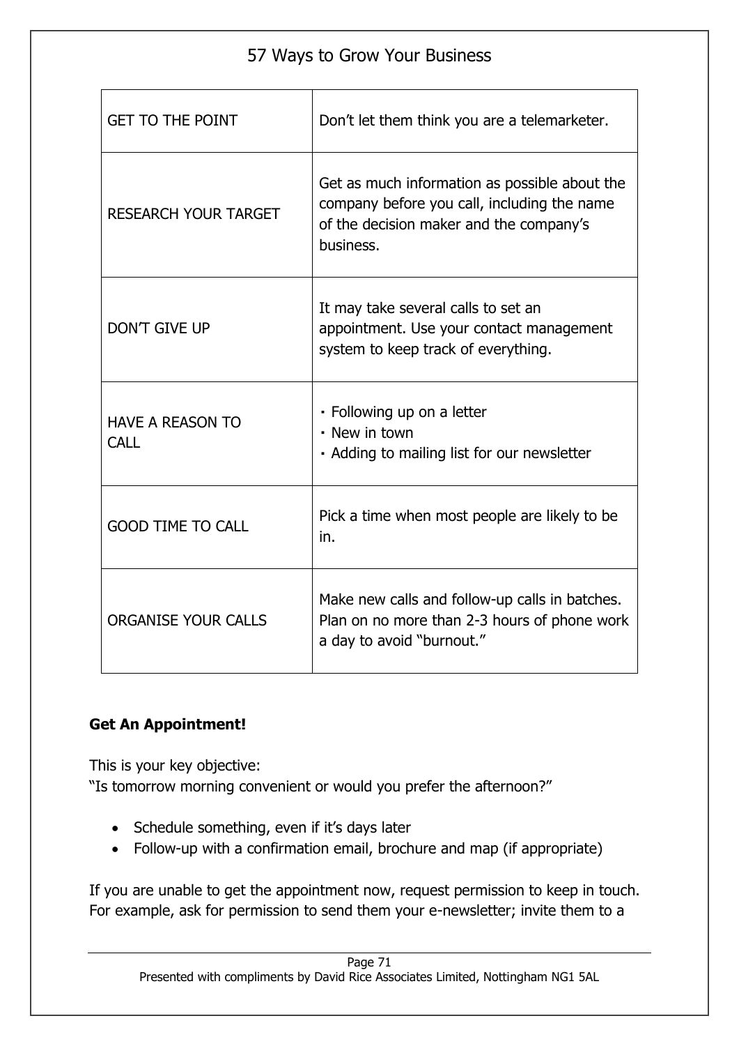| | |
|---|---|
| GET TO THE POINT | Don’t let them think you are a telemarketer. |
| RESEARCH YOUR TARGET | Get as much information as possible about the company before you call, including the name of the decision maker and the company’s business. |
| DON’T GIVE UP | It may take several calls to set an appointment. Use your contact management system to keep track of everything. |
| HAVE A REASON TO CALL | · Following up on a letter<br>· New in town<br>· Adding to mailing list for our newsletter |
| GOOD TIME TO CALL | Pick a time when most people are likely to be in. |
| ORGANISE YOUR CALLS | Make new calls and follow-up calls in batches. Plan on no more than 2-3 hours of phone work a day to avoid “burnout.” |

**Get An Appointment!**

This is your key objective:
“Is tomorrow morning convenient or would you prefer the afternoon?”

- Schedule something, even if it’s days later
- Follow-up with a confirmation email, brochure and map (if appropriate)

If you are unable to get the appointment now, request permission to keep in touch. For example, ask for permission to send them your e-newsletter; invite them to a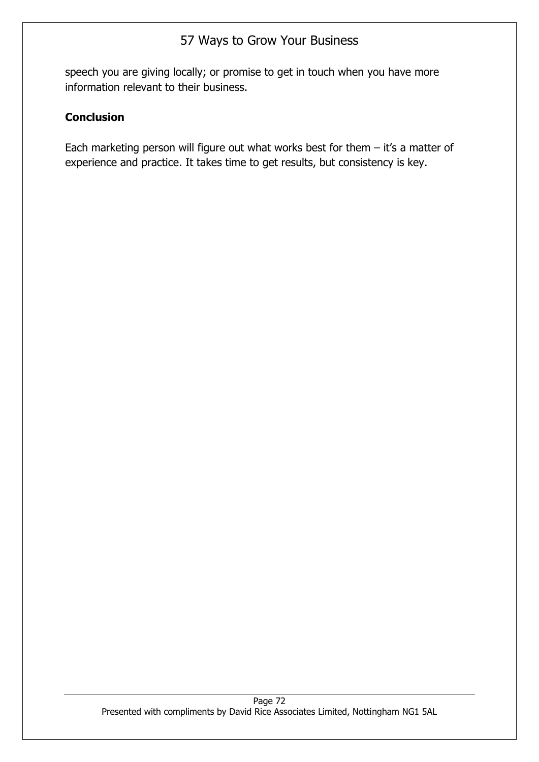speech you are giving locally; or promise to get in touch when you have more information relevant to their business.

**Conclusion**

Each marketing person will figure out what works best for them – it’s a matter of experience and practice. It takes time to get results, but consistency is key.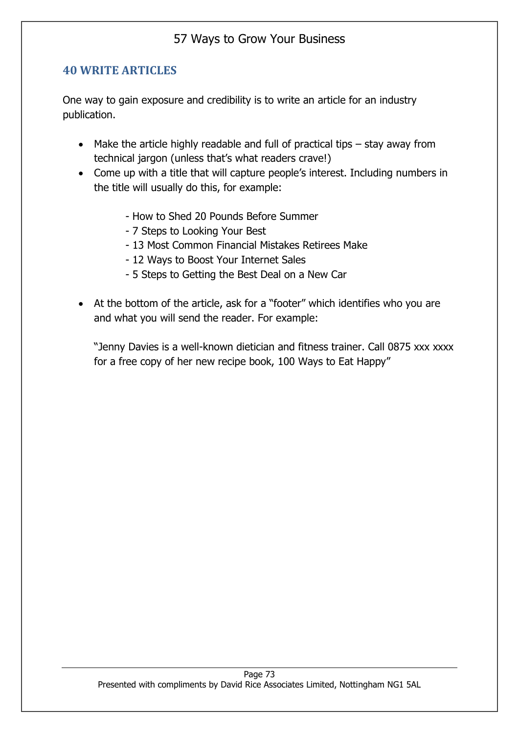## 40 WRITE ARTICLES

One way to gain exposure and credibility is to write an article for an industry publication.

- Make the article highly readable and full of practical tips – stay away from technical jargon (unless that's what readers crave!)
- Come up with a title that will capture people's interest. Including numbers in the title will usually do this, for example:

  - How to Shed 20 Pounds Before Summer
  - 7 Steps to Looking Your Best
  - 13 Most Common Financial Mistakes Retirees Make
  - 12 Ways to Boost Your Internet Sales
  - 5 Steps to Getting the Best Deal on a New Car

- At the bottom of the article, ask for a "footer" which identifies who you are and what you will send the reader. For example:

  "Jenny Davies is a well-known dietician and fitness trainer. Call 0875 xxx xxxx for a free copy of her new recipe book, 100 Ways to Eat Happy"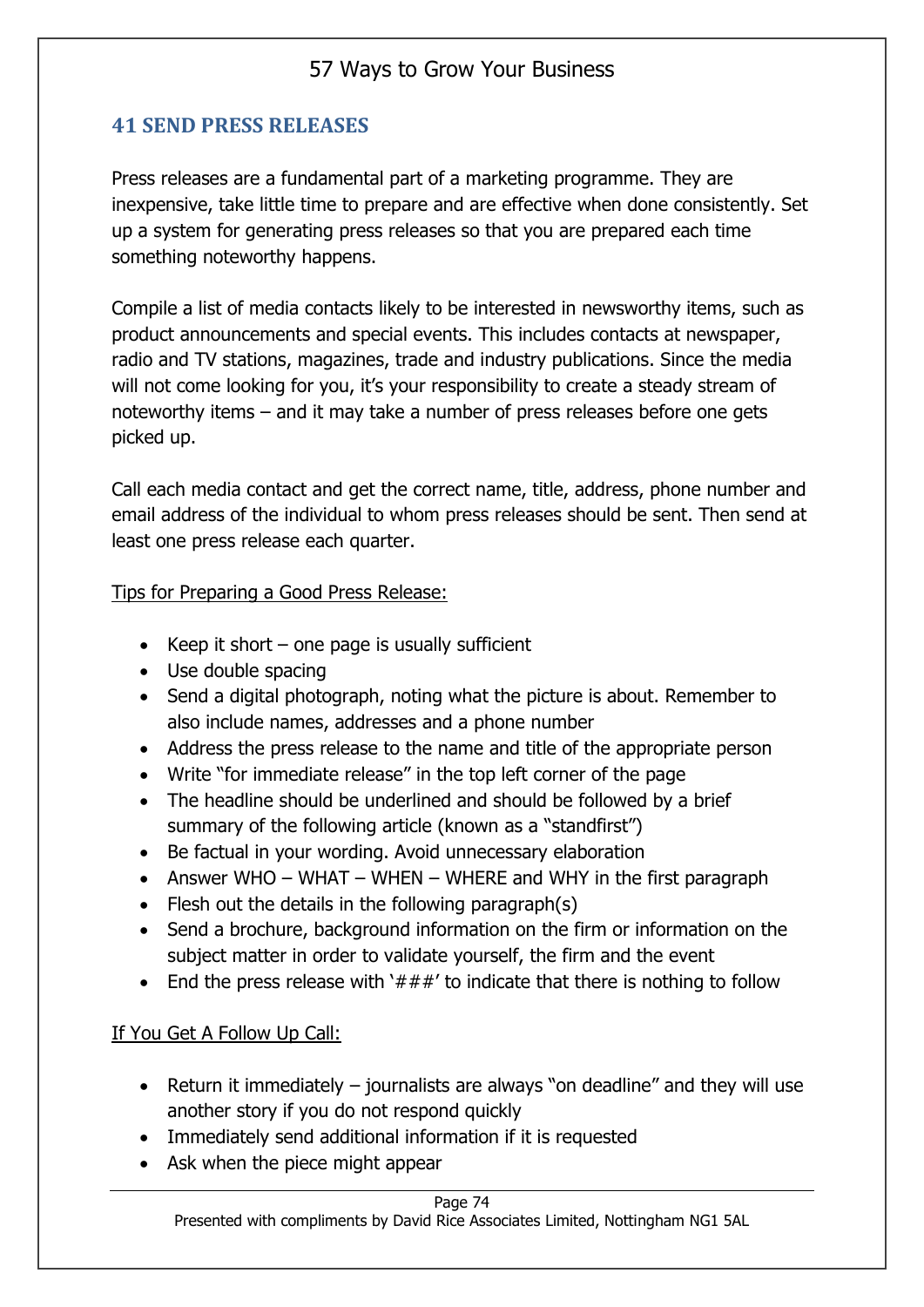## 41 SEND PRESS RELEASES

Press releases are a fundamental part of a marketing programme. They are inexpensive, take little time to prepare and are effective when done consistently. Set up a system for generating press releases so that you are prepared each time something noteworthy happens.

Compile a list of media contacts likely to be interested in newsworthy items, such as product announcements and special events. This includes contacts at newspaper, radio and TV stations, magazines, trade and industry publications. Since the media will not come looking for you, it's your responsibility to create a steady stream of noteworthy items – and it may take a number of press releases before one gets picked up.

Call each media contact and get the correct name, title, address, phone number and email address of the individual to whom press releases should be sent. Then send at least one press release each quarter.

Tips for Preparing a Good Press Release:

- Keep it short – one page is usually sufficient
- Use double spacing
- Send a digital photograph, noting what the picture is about. Remember to also include names, addresses and a phone number
- Address the press release to the name and title of the appropriate person
- Write "for immediate release" in the top left corner of the page
- The headline should be underlined and should be followed by a brief summary of the following article (known as a "standfirst")
- Be factual in your wording. Avoid unnecessary elaboration
- Answer WHO – WHAT – WHEN – WHERE and WHY in the first paragraph
- Flesh out the details in the following paragraph(s)
- Send a brochure, background information on the firm or information on the subject matter in order to validate yourself, the firm and the event
- End the press release with '###' to indicate that there is nothing to follow

If You Get A Follow Up Call:

- Return it immediately – journalists are always "on deadline" and they will use another story if you do not respond quickly
- Immediately send additional information if it is requested
- Ask when the piece might appear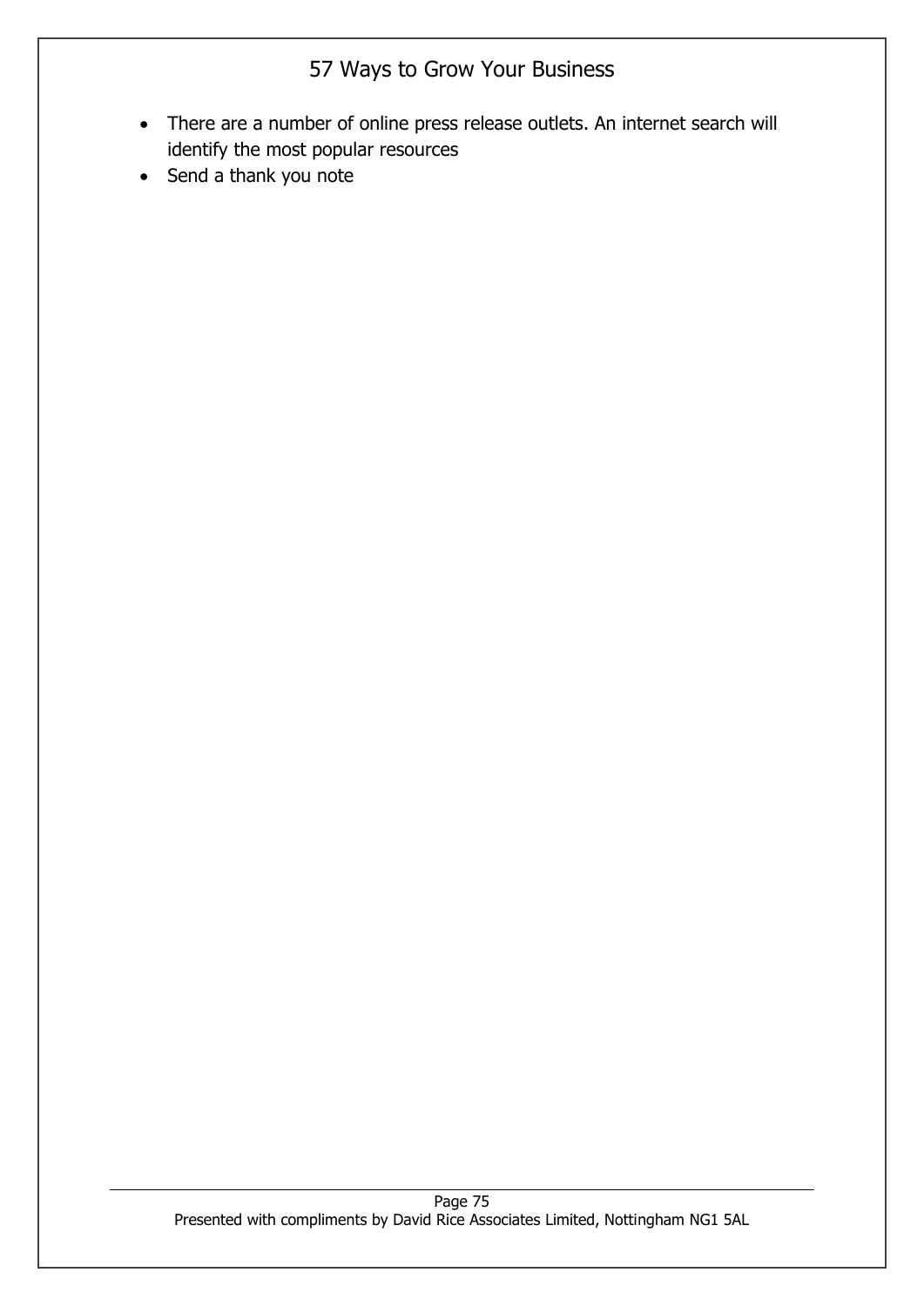- There are a number of online press release outlets. An internet search will identify the most popular resources
- Send a thank you note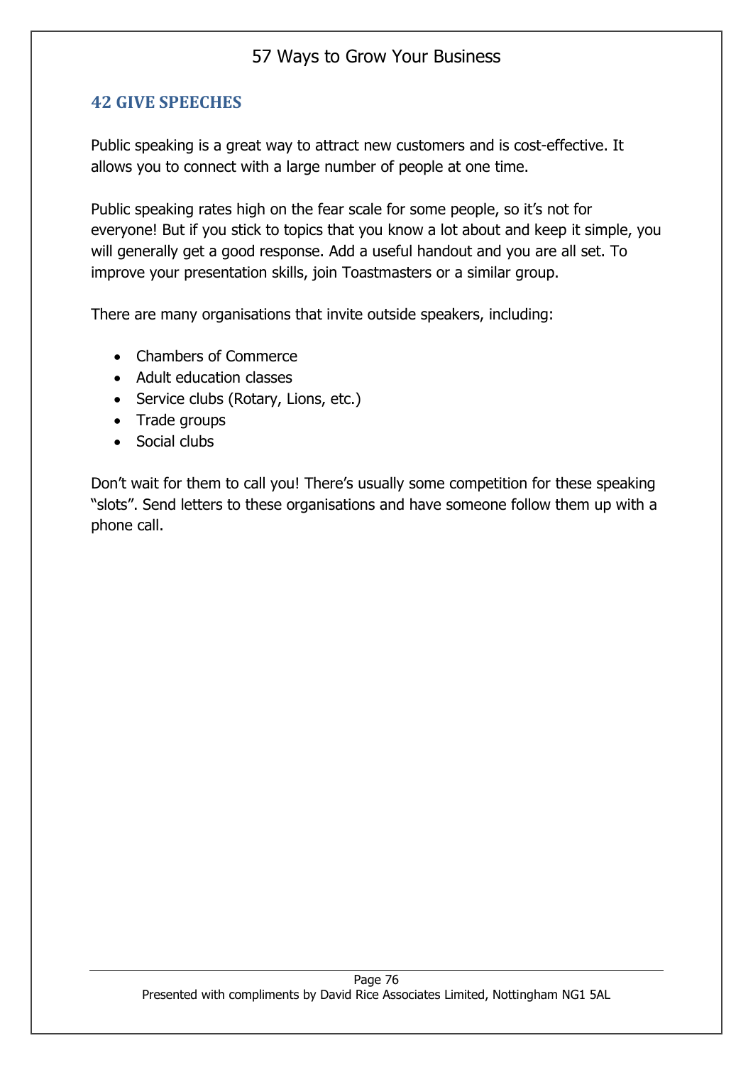## 42 GIVE SPEECHES

Public speaking is a great way to attract new customers and is cost-effective. It allows you to connect with a large number of people at one time.

Public speaking rates high on the fear scale for some people, so it's not for everyone! But if you stick to topics that you know a lot about and keep it simple, you will generally get a good response. Add a useful handout and you are all set. To improve your presentation skills, join Toastmasters or a similar group.

There are many organisations that invite outside speakers, including:

- Chambers of Commerce
- Adult education classes
- Service clubs (Rotary, Lions, etc.)
- Trade groups
- Social clubs

Don't wait for them to call you! There's usually some competition for these speaking "slots". Send letters to these organisations and have someone follow them up with a phone call.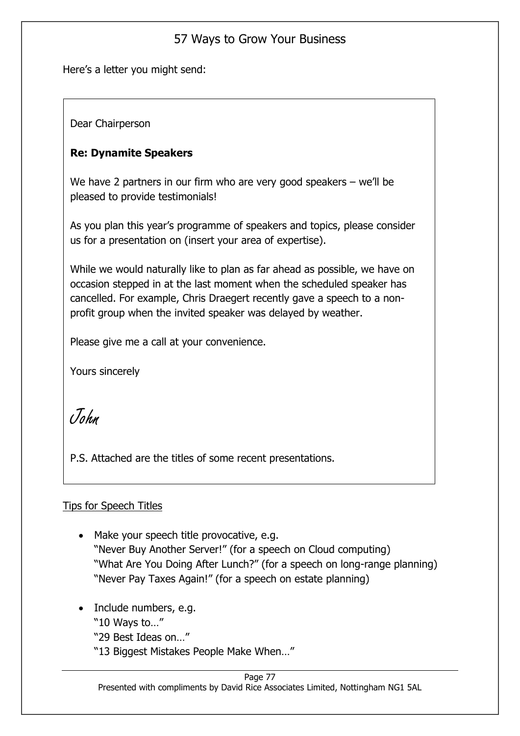Here's a letter you might send:

> Dear Chairperson
>
> **Re: Dynamite Speakers**
>
> We have 2 partners in our firm who are very good speakers – we'll be pleased to provide testimonials!
>
> As you plan this year's programme of speakers and topics, please consider us for a presentation on (insert your area of expertise).
>
> While we would naturally like to plan as far ahead as possible, we have on occasion stepped in at the last moment when the scheduled speaker has cancelled. For example, Chris Draegert recently gave a speech to a non-profit group when the invited speaker was delayed by weather.
>
> Please give me a call at your convenience.
>
> Yours sincerely
>
> *John*
>
> P.S. Attached are the titles of some recent presentations.

Tips for Speech Titles

- Make your speech title provocative, e.g.
  "Never Buy Another Server!" (for a speech on Cloud computing)
  "What Are You Doing After Lunch?" (for a speech on long-range planning)
  "Never Pay Taxes Again!" (for a speech on estate planning)

- Include numbers, e.g.
  "10 Ways to…"
  "29 Best Ideas on…"
  "13 Biggest Mistakes People Make When…"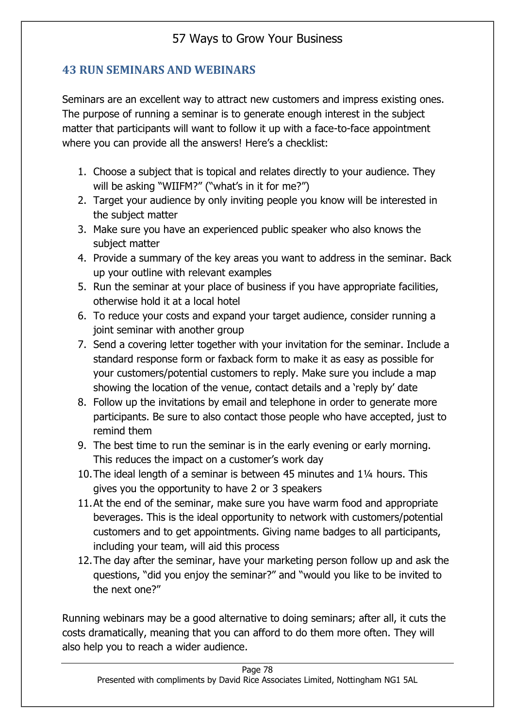## 43 RUN SEMINARS AND WEBINARS

Seminars are an excellent way to attract new customers and impress existing ones. The purpose of running a seminar is to generate enough interest in the subject matter that participants will want to follow it up with a face-to-face appointment where you can provide all the answers! Here's a checklist:

1. Choose a subject that is topical and relates directly to your audience. They will be asking "WIIFM?" ("what's in it for me?")
2. Target your audience by only inviting people you know will be interested in the subject matter
3. Make sure you have an experienced public speaker who also knows the subject matter
4. Provide a summary of the key areas you want to address in the seminar. Back up your outline with relevant examples
5. Run the seminar at your place of business if you have appropriate facilities, otherwise hold it at a local hotel
6. To reduce your costs and expand your target audience, consider running a joint seminar with another group
7. Send a covering letter together with your invitation for the seminar. Include a standard response form or faxback form to make it as easy as possible for your customers/potential customers to reply. Make sure you include a map showing the location of the venue, contact details and a 'reply by' date
8. Follow up the invitations by email and telephone in order to generate more participants. Be sure to also contact those people who have accepted, just to remind them
9. The best time to run the seminar is in the early evening or early morning. This reduces the impact on a customer's work day
10. The ideal length of a seminar is between 45 minutes and 1¼ hours. This gives you the opportunity to have 2 or 3 speakers
11. At the end of the seminar, make sure you have warm food and appropriate beverages. This is the ideal opportunity to network with customers/potential customers and to get appointments. Giving name badges to all participants, including your team, will aid this process
12. The day after the seminar, have your marketing person follow up and ask the questions, "did you enjoy the seminar?" and "would you like to be invited to the next one?"

Running webinars may be a good alternative to doing seminars; after all, it cuts the costs dramatically, meaning that you can afford to do them more often. They will also help you to reach a wider audience.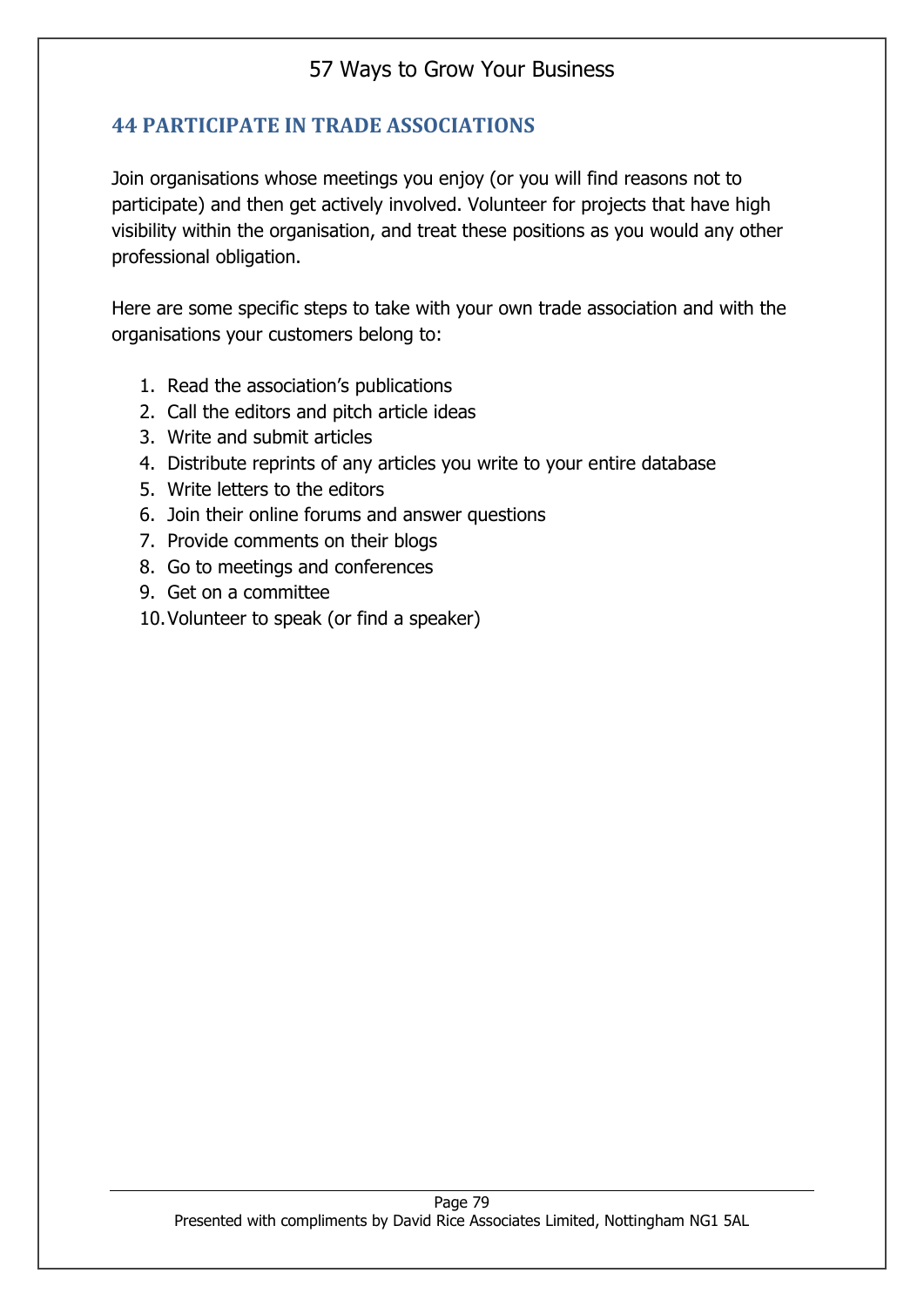## 44 PARTICIPATE IN TRADE ASSOCIATIONS

Join organisations whose meetings you enjoy (or you will find reasons not to participate) and then get actively involved. Volunteer for projects that have high visibility within the organisation, and treat these positions as you would any other professional obligation.

Here are some specific steps to take with your own trade association and with the organisations your customers belong to:

1. Read the association's publications
2. Call the editors and pitch article ideas
3. Write and submit articles
4. Distribute reprints of any articles you write to your entire database
5. Write letters to the editors
6. Join their online forums and answer questions
7. Provide comments on their blogs
8. Go to meetings and conferences
9. Get on a committee
10. Volunteer to speak (or find a speaker)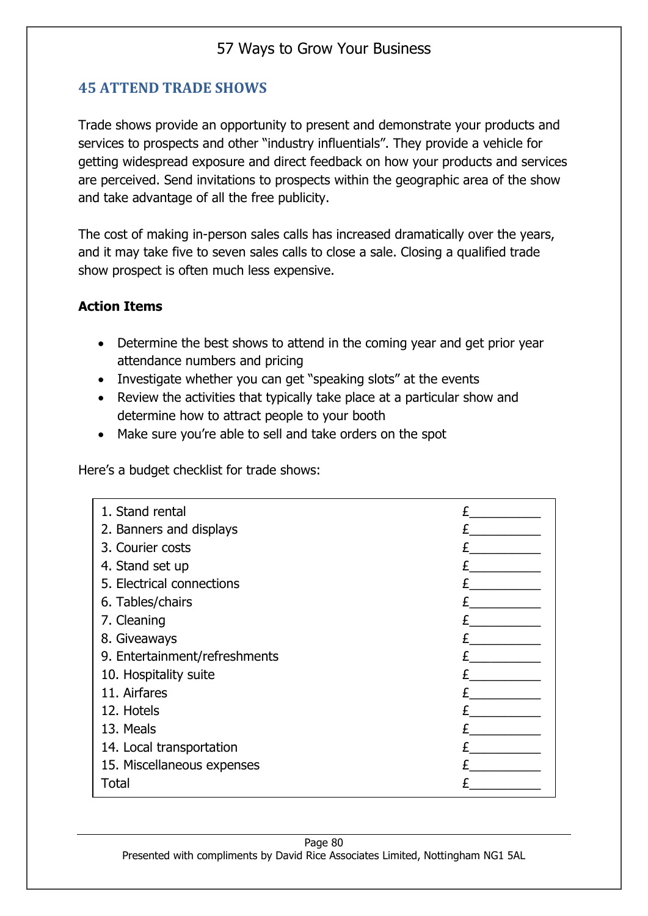## 45 ATTEND TRADE SHOWS

Trade shows provide an opportunity to present and demonstrate your products and services to prospects and other "industry influentials". They provide a vehicle for getting widespread exposure and direct feedback on how your products and services are perceived. Send invitations to prospects within the geographic area of the show and take advantage of all the free publicity.

The cost of making in-person sales calls has increased dramatically over the years, and it may take five to seven sales calls to close a sale. Closing a qualified trade show prospect is often much less expensive.

**Action Items**

- Determine the best shows to attend in the coming year and get prior year attendance numbers and pricing
- Investigate whether you can get "speaking slots" at the events
- Review the activities that typically take place at a particular show and determine how to attract people to your booth
- Make sure you're able to sell and take orders on the spot

Here's a budget checklist for trade shows:

| Item | Cost |
|---|---|
| 1. Stand rental | £__________ |
| 2. Banners and displays | £__________ |
| 3. Courier costs | £__________ |
| 4. Stand set up | £__________ |
| 5. Electrical connections | £__________ |
| 6. Tables/chairs | £__________ |
| 7. Cleaning | £__________ |
| 8. Giveaways | £__________ |
| 9. Entertainment/refreshments | £__________ |
| 10. Hospitality suite | £__________ |
| 11. Airfares | £__________ |
| 12. Hotels | £__________ |
| 13. Meals | £__________ |
| 14. Local transportation | £__________ |
| 15. Miscellaneous expenses | £__________ |
| Total | £__________ |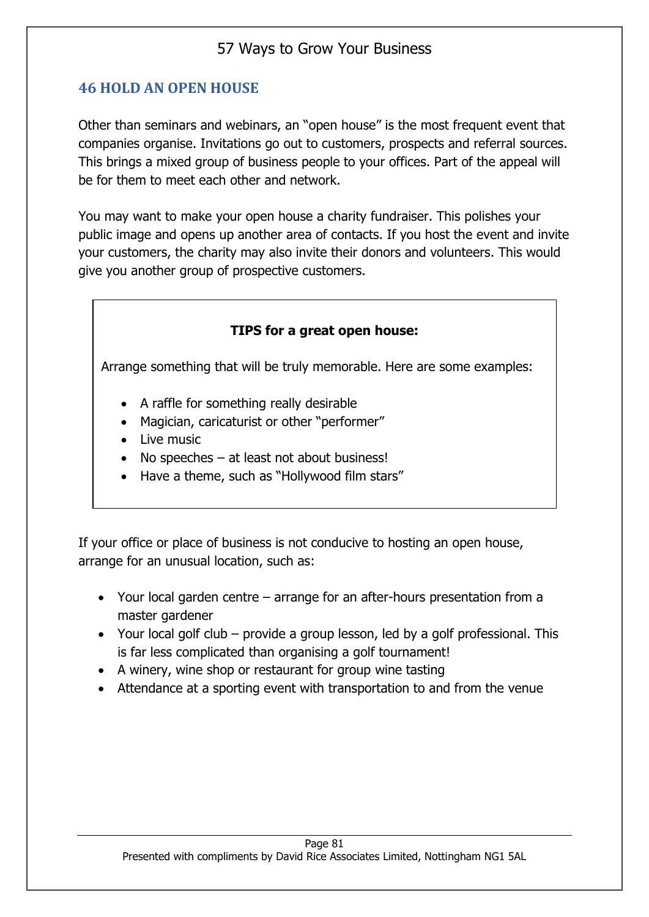## 46 HOLD AN OPEN HOUSE

Other than seminars and webinars, an "open house" is the most frequent event that companies organise. Invitations go out to customers, prospects and referral sources. This brings a mixed group of business people to your offices. Part of the appeal will be for them to meet each other and network.

You may want to make your open house a charity fundraiser. This polishes your public image and opens up another area of contacts. If you host the event and invite your customers, the charity may also invite their donors and volunteers. This would give you another group of prospective customers.

> **TIPS for a great open house:**
>
> Arrange something that will be truly memorable. Here are some examples:
>
> - A raffle for something really desirable
> - Magician, caricaturist or other "performer"
> - Live music
> - No speeches – at least not about business!
> - Have a theme, such as "Hollywood film stars"

If your office or place of business is not conducive to hosting an open house, arrange for an unusual location, such as:

- Your local garden centre – arrange for an after-hours presentation from a master gardener
- Your local golf club – provide a group lesson, led by a golf professional. This is far less complicated than organising a golf tournament!
- A winery, wine shop or restaurant for group wine tasting
- Attendance at a sporting event with transportation to and from the venue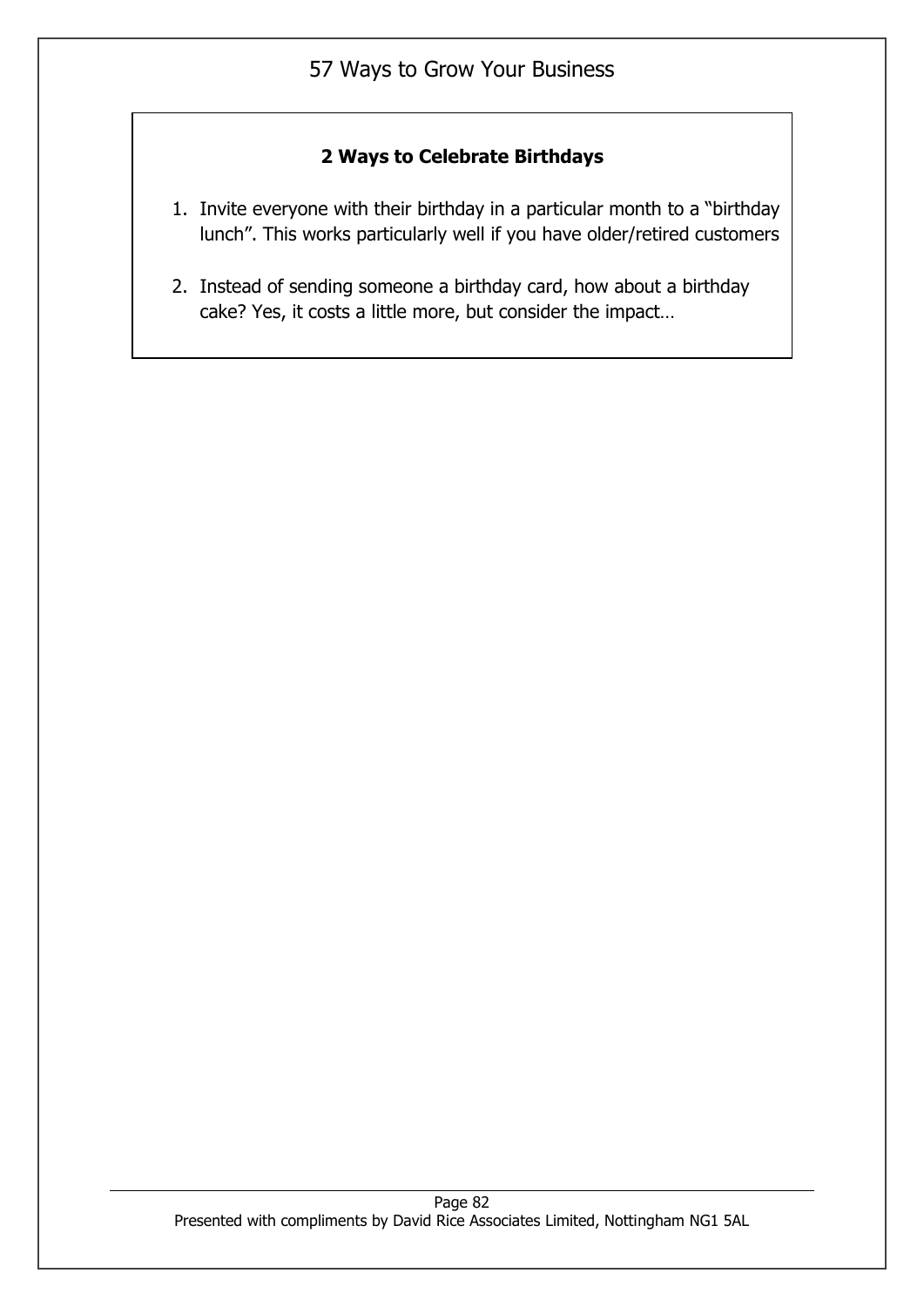## 2 Ways to Celebrate Birthdays

1. Invite everyone with their birthday in a particular month to a "birthday lunch". This works particularly well if you have older/retired customers

2. Instead of sending someone a birthday card, how about a birthday cake? Yes, it costs a little more, but consider the impact…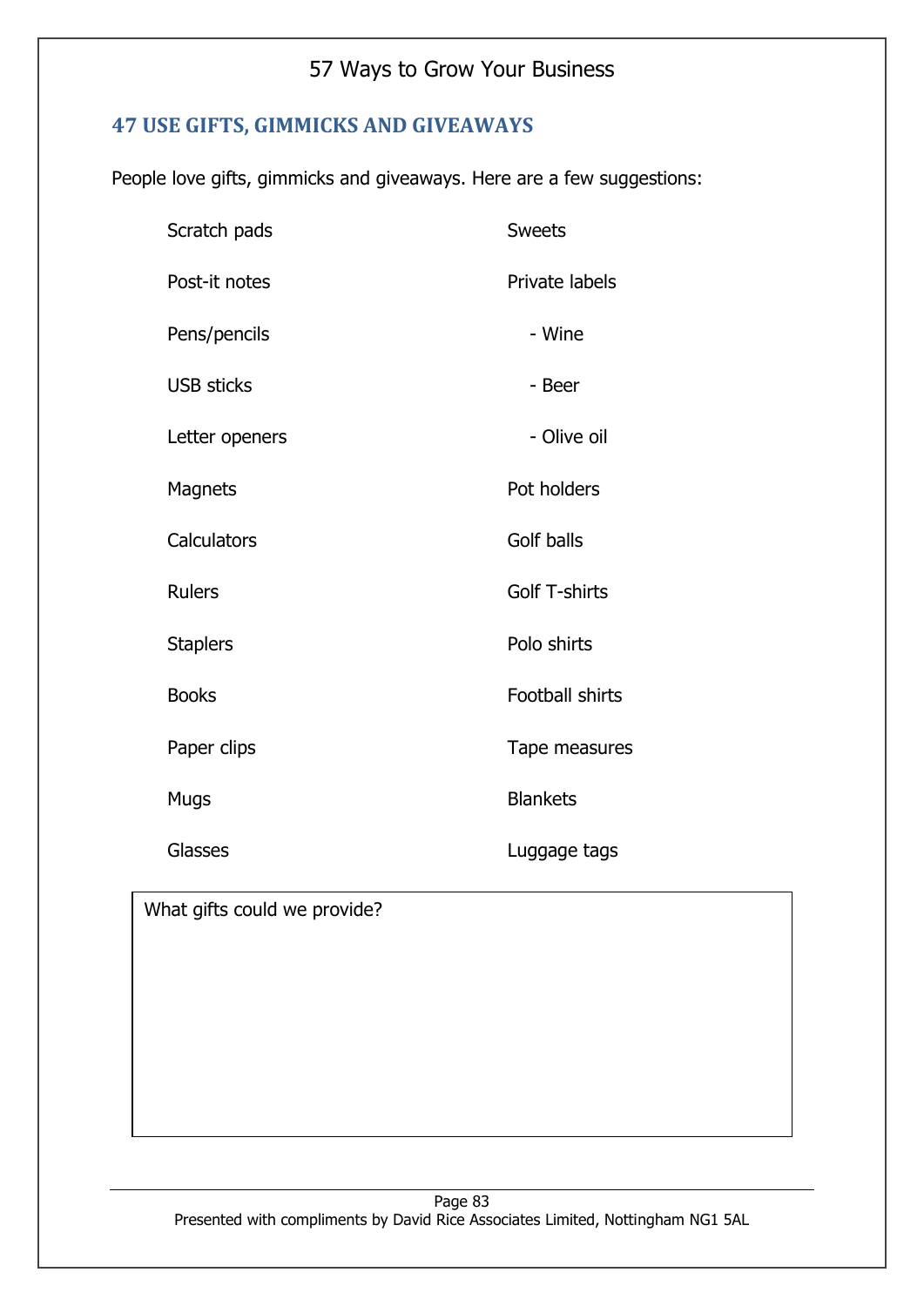## 47 USE GIFTS, GIMMICKS AND GIVEAWAYS

People love gifts, gimmicks and giveaways. Here are a few suggestions:

- Scratch pads
- Post-it notes
- Pens/pencils
- USB sticks
- Letter openers
- Magnets
- Calculators
- Rulers
- Staplers
- Books
- Paper clips
- Mugs
- Glasses
- Sweets
- Private labels
  - Wine
  - Beer
  - Olive oil
- Pot holders
- Golf balls
- Golf T-shirts
- Polo shirts
- Football shirts
- Tape measures
- Blankets
- Luggage tags

| What gifts could we provide? |
|---|
| |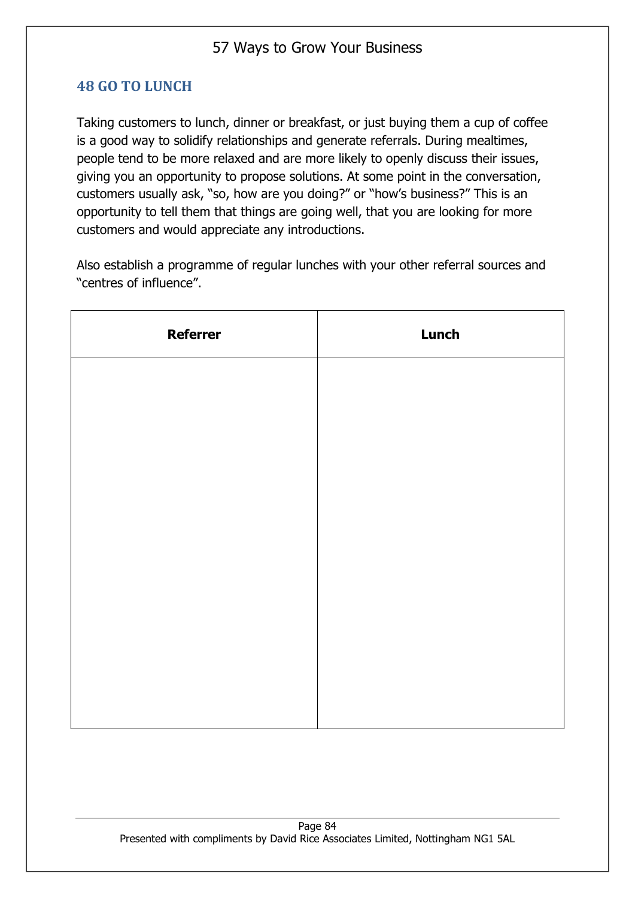## 48 GO TO LUNCH

Taking customers to lunch, dinner or breakfast, or just buying them a cup of coffee is a good way to solidify relationships and generate referrals. During mealtimes, people tend to be more relaxed and are more likely to openly discuss their issues, giving you an opportunity to propose solutions. At some point in the conversation, customers usually ask, "so, how are you doing?" or "how's business?" This is an opportunity to tell them that things are going well, that you are looking for more customers and would appreciate any introductions.

Also establish a programme of regular lunches with your other referral sources and "centres of influence".

| Referrer | Lunch |
|---|---|
| | |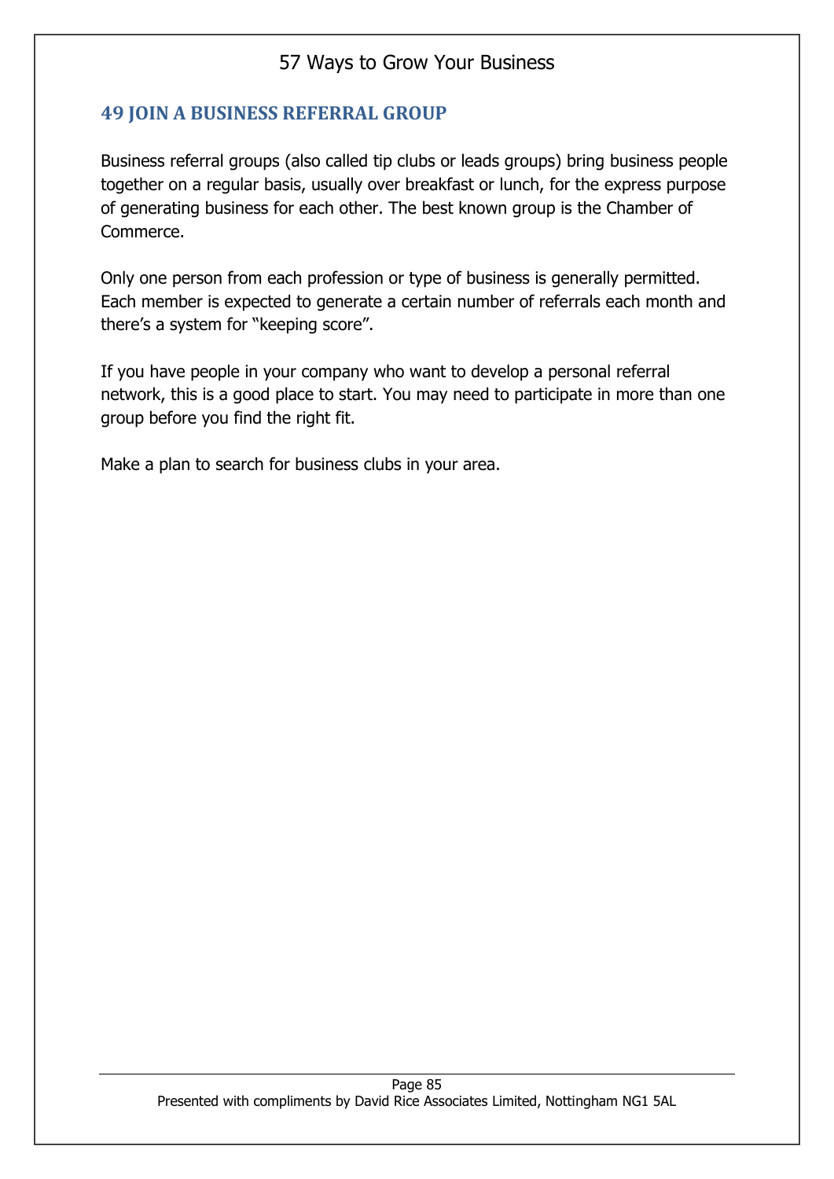## 49 JOIN A BUSINESS REFERRAL GROUP

Business referral groups (also called tip clubs or leads groups) bring business people together on a regular basis, usually over breakfast or lunch, for the express purpose of generating business for each other. The best known group is the Chamber of Commerce.

Only one person from each profession or type of business is generally permitted. Each member is expected to generate a certain number of referrals each month and there's a system for "keeping score".

If you have people in your company who want to develop a personal referral network, this is a good place to start. You may need to participate in more than one group before you find the right fit.

Make a plan to search for business clubs in your area.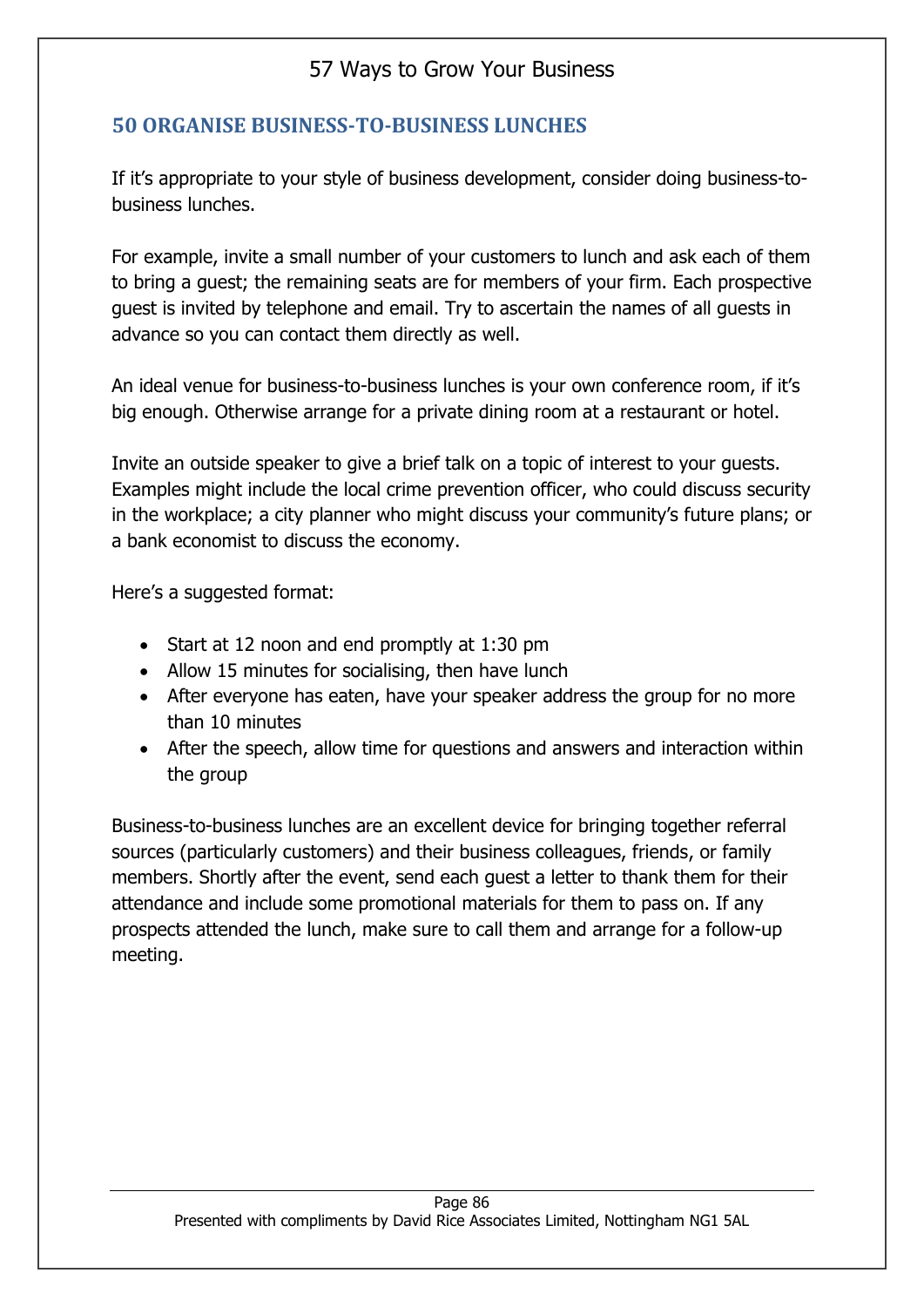## 50 ORGANISE BUSINESS-TO-BUSINESS LUNCHES

If it's appropriate to your style of business development, consider doing business-to-business lunches.

For example, invite a small number of your customers to lunch and ask each of them to bring a guest; the remaining seats are for members of your firm. Each prospective guest is invited by telephone and email. Try to ascertain the names of all guests in advance so you can contact them directly as well.

An ideal venue for business-to-business lunches is your own conference room, if it's big enough. Otherwise arrange for a private dining room at a restaurant or hotel.

Invite an outside speaker to give a brief talk on a topic of interest to your guests. Examples might include the local crime prevention officer, who could discuss security in the workplace; a city planner who might discuss your community's future plans; or a bank economist to discuss the economy.

Here's a suggested format:

- Start at 12 noon and end promptly at 1:30 pm
- Allow 15 minutes for socialising, then have lunch
- After everyone has eaten, have your speaker address the group for no more than 10 minutes
- After the speech, allow time for questions and answers and interaction within the group

Business-to-business lunches are an excellent device for bringing together referral sources (particularly customers) and their business colleagues, friends, or family members. Shortly after the event, send each guest a letter to thank them for their attendance and include some promotional materials for them to pass on. If any prospects attended the lunch, make sure to call them and arrange for a follow-up meeting.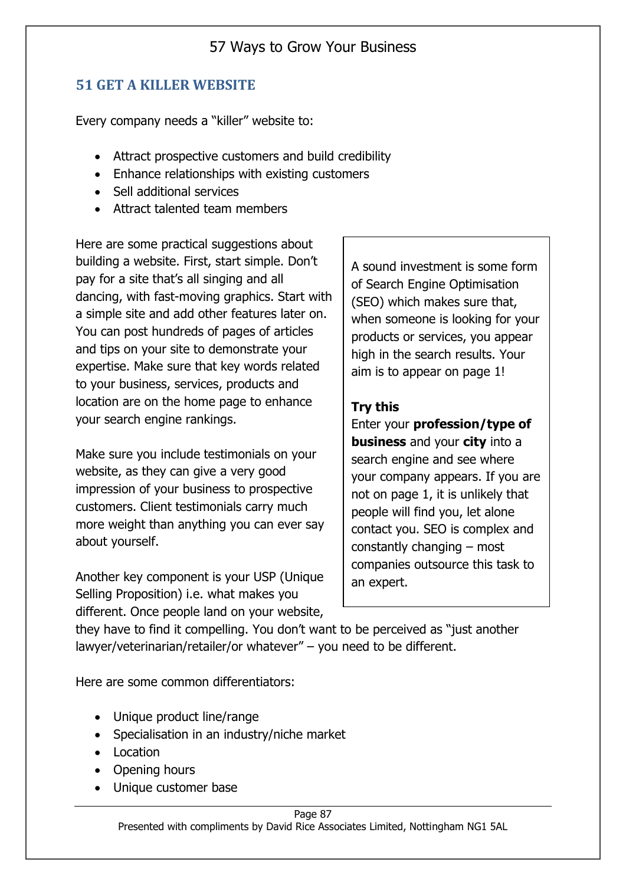## 51 GET A KILLER WEBSITE

Every company needs a "killer" website to:

- Attract prospective customers and build credibility
- Enhance relationships with existing customers
- Sell additional services
- Attract talented team members

Here are some practical suggestions about building a website. First, start simple. Don't pay for a site that's all singing and all dancing, with fast-moving graphics. Start with a simple site and add other features later on. You can post hundreds of pages of articles and tips on your site to demonstrate your expertise. Make sure that key words related to your business, services, products and location are on the home page to enhance your search engine rankings.

Make sure you include testimonials on your website, as they can give a very good impression of your business to prospective customers. Client testimonials carry much more weight than anything you can ever say about yourself.

Another key component is your USP (Unique Selling Proposition) i.e. what makes you different. Once people land on your website, they have to find it compelling. You don't want to be perceived as "just another lawyer/veterinarian/retailer/or whatever" – you need to be different.

Here are some common differentiators:

- Unique product line/range
- Specialisation in an industry/niche market
- Location
- Opening hours
- Unique customer base

> A sound investment is some form of Search Engine Optimisation (SEO) which makes sure that, when someone is looking for your products or services, you appear high in the search results. Your aim is to appear on page 1!
>
> **Try this**
> Enter your **profession/type of business** and your **city** into a search engine and see where your company appears. If you are not on page 1, it is unlikely that people will find you, let alone contact you. SEO is complex and constantly changing – most companies outsource this task to an expert.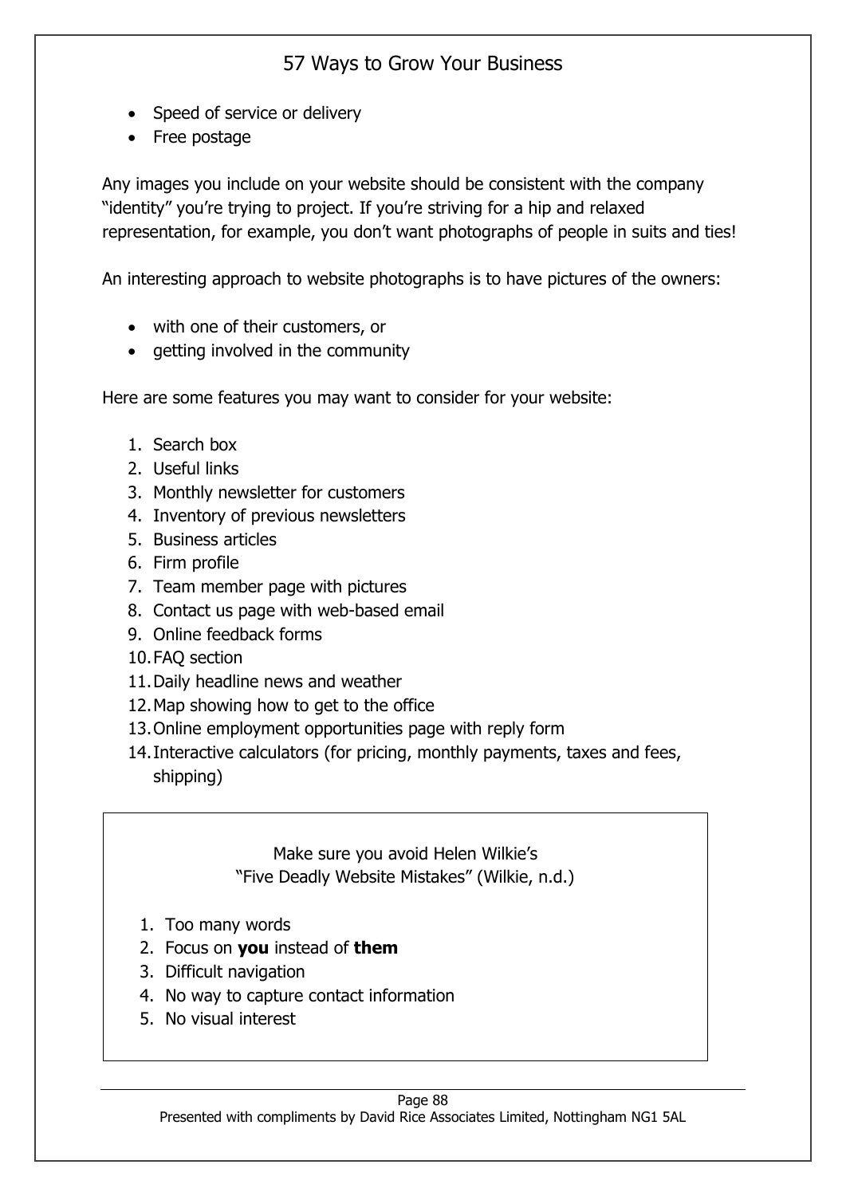- Speed of service or delivery
- Free postage

Any images you include on your website should be consistent with the company "identity" you're trying to project. If you're striving for a hip and relaxed representation, for example, you don't want photographs of people in suits and ties!

An interesting approach to website photographs is to have pictures of the owners:

- with one of their customers, or
- getting involved in the community

Here are some features you may want to consider for your website:

1. Search box
2. Useful links
3. Monthly newsletter for customers
4. Inventory of previous newsletters
5. Business articles
6. Firm profile
7. Team member page with pictures
8. Contact us page with web-based email
9. Online feedback forms
10. FAQ section
11. Daily headline news and weather
12. Map showing how to get to the office
13. Online employment opportunities page with reply form
14. Interactive calculators (for pricing, monthly payments, taxes and fees, shipping)

Make sure you avoid Helen Wilkie's "Five Deadly Website Mistakes" (Wilkie, n.d.)

1. Too many words
2. Focus on **you** instead of **them**
3. Difficult navigation
4. No way to capture contact information
5. No visual interest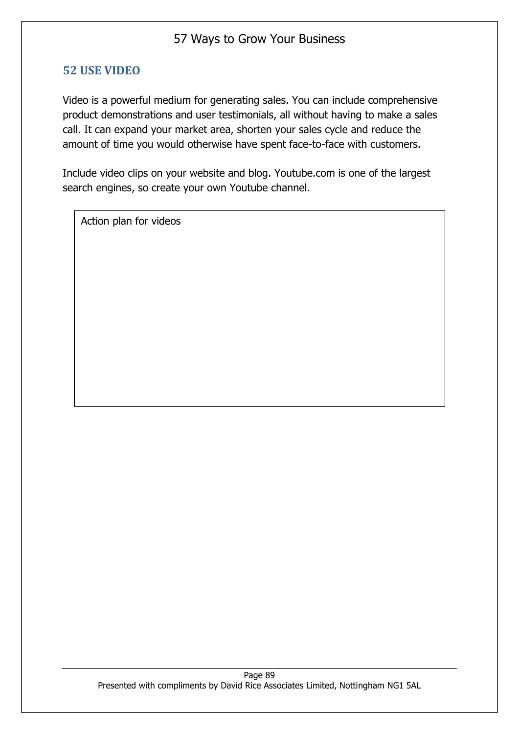## 52 USE VIDEO

Video is a powerful medium for generating sales. You can include comprehensive product demonstrations and user testimonials, all without having to make a sales call. It can expand your market area, shorten your sales cycle and reduce the amount of time you would otherwise have spent face-to-face with customers.

Include video clips on your website and blog. Youtube.com is one of the largest search engines, so create your own Youtube channel.

| Action plan for videos |
|---|
| |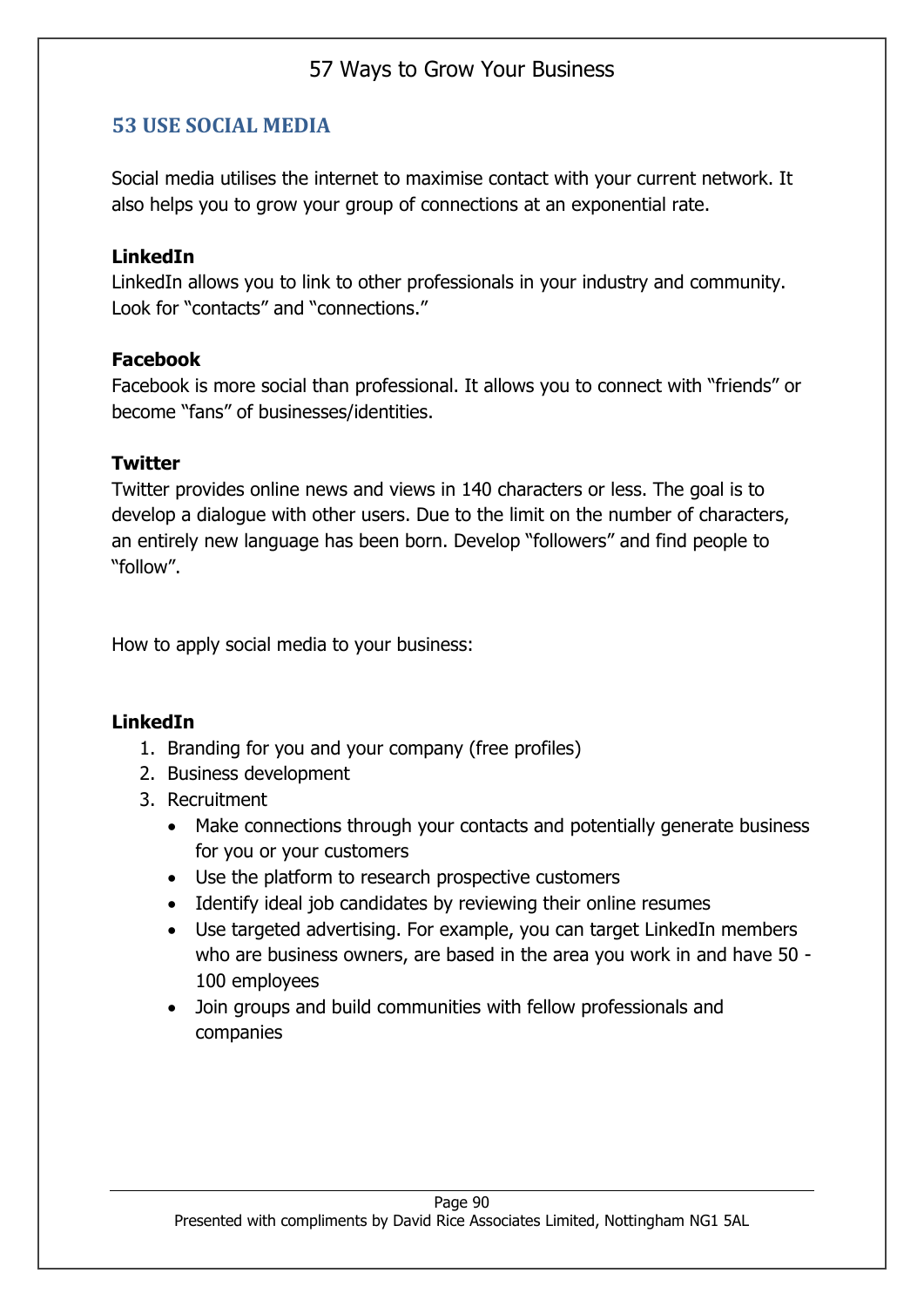## 53 USE SOCIAL MEDIA

Social media utilises the internet to maximise contact with your current network. It also helps you to grow your group of connections at an exponential rate.

**LinkedIn**
LinkedIn allows you to link to other professionals in your industry and community. Look for "contacts" and "connections."

**Facebook**
Facebook is more social than professional. It allows you to connect with "friends" or become "fans" of businesses/identities.

**Twitter**
Twitter provides online news and views in 140 characters or less. The goal is to develop a dialogue with other users. Due to the limit on the number of characters, an entirely new language has been born. Develop "followers" and find people to "follow".

How to apply social media to your business:

**LinkedIn**

1. Branding for you and your company (free profiles)
2. Business development
3. Recruitment
   - Make connections through your contacts and potentially generate business for you or your customers
   - Use the platform to research prospective customers
   - Identify ideal job candidates by reviewing their online resumes
   - Use targeted advertising. For example, you can target LinkedIn members who are business owners, are based in the area you work in and have 50 - 100 employees
   - Join groups and build communities with fellow professionals and companies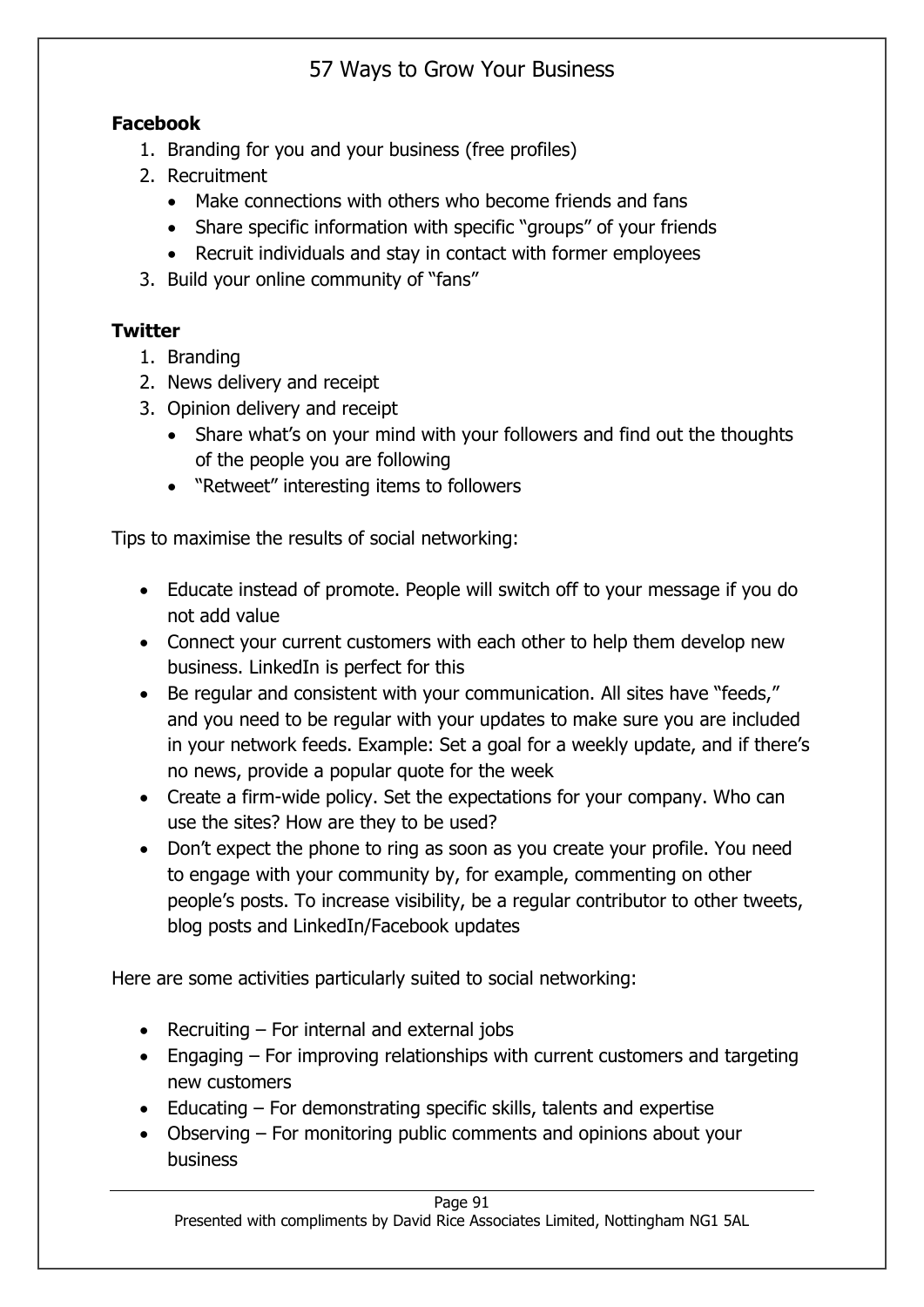**Facebook**

1. Branding for you and your business (free profiles)
2. Recruitment
    - Make connections with others who become friends and fans
    - Share specific information with specific "groups" of your friends
    - Recruit individuals and stay in contact with former employees
3. Build your online community of "fans"

**Twitter**

1. Branding
2. News delivery and receipt
3. Opinion delivery and receipt
    - Share what's on your mind with your followers and find out the thoughts of the people you are following
    - "Retweet" interesting items to followers

Tips to maximise the results of social networking:

- Educate instead of promote. People will switch off to your message if you do not add value
- Connect your current customers with each other to help them develop new business. LinkedIn is perfect for this
- Be regular and consistent with your communication. All sites have "feeds," and you need to be regular with your updates to make sure you are included in your network feeds. Example: Set a goal for a weekly update, and if there's no news, provide a popular quote for the week
- Create a firm-wide policy. Set the expectations for your company. Who can use the sites? How are they to be used?
- Don't expect the phone to ring as soon as you create your profile. You need to engage with your community by, for example, commenting on other people's posts. To increase visibility, be a regular contributor to other tweets, blog posts and LinkedIn/Facebook updates

Here are some activities particularly suited to social networking:

- Recruiting – For internal and external jobs
- Engaging – For improving relationships with current customers and targeting new customers
- Educating – For demonstrating specific skills, talents and expertise
- Observing – For monitoring public comments and opinions about your business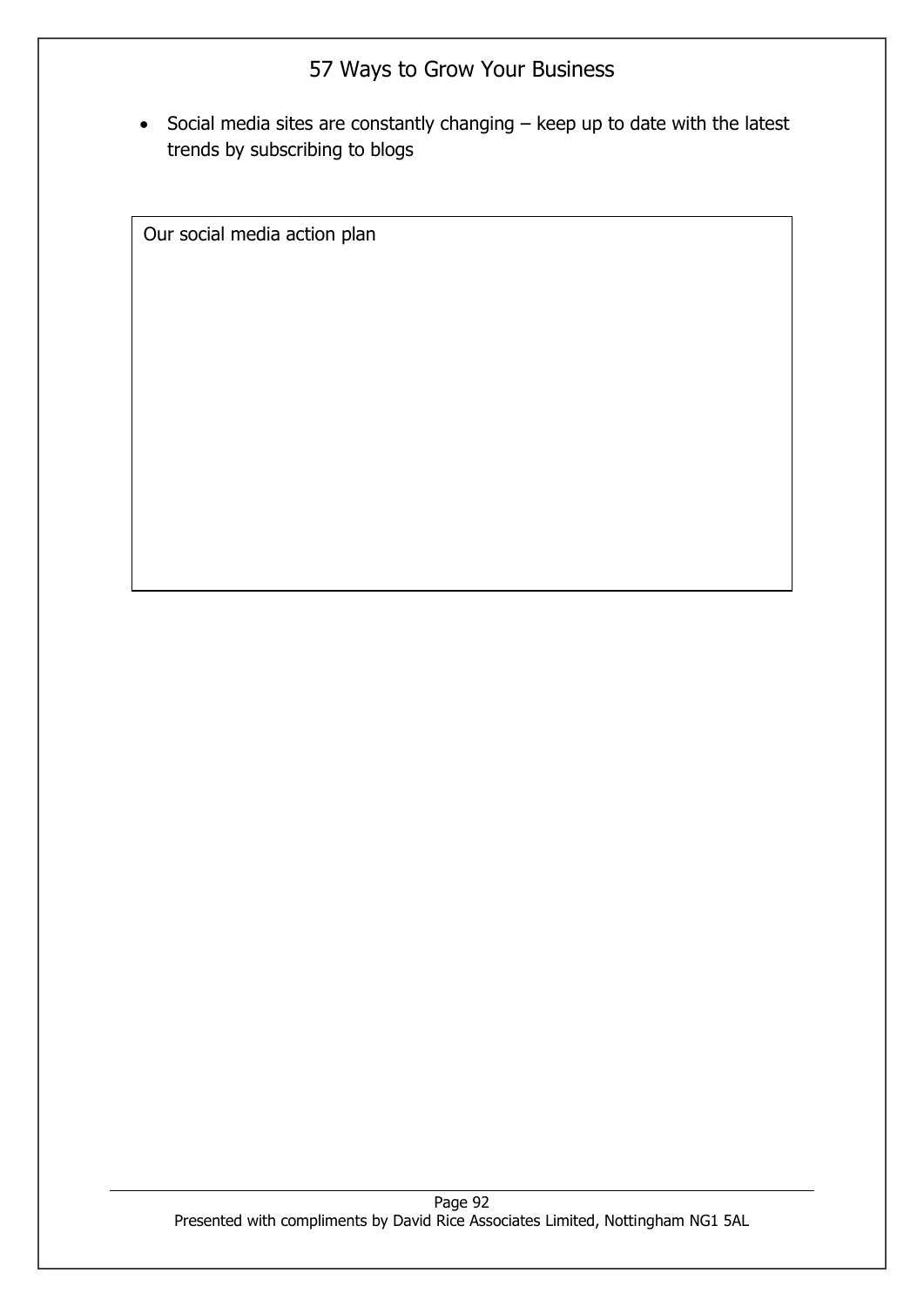- Social media sites are constantly changing – keep up to date with the latest trends by subscribing to blogs

| Our social media action plan |
| --- |
| |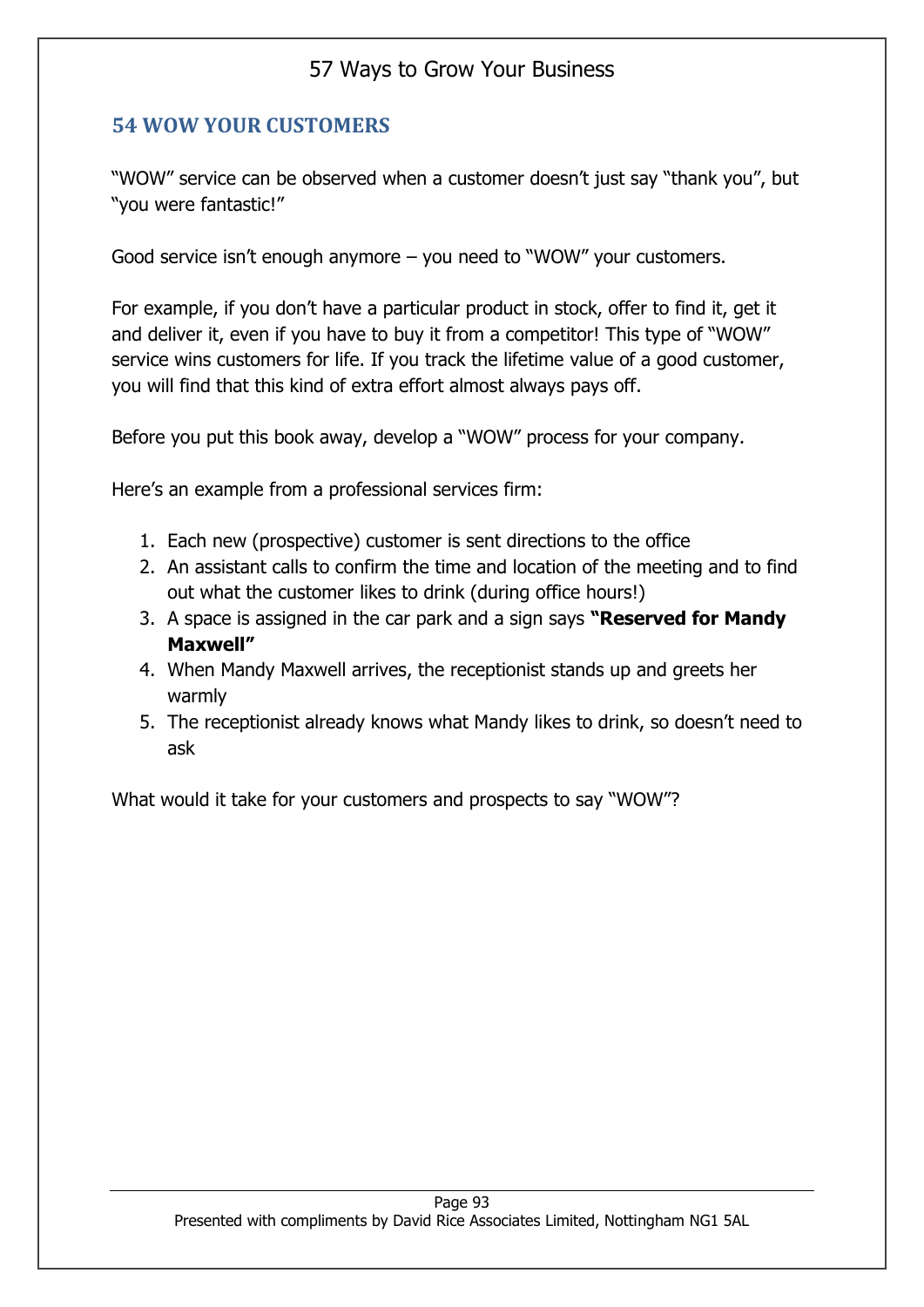## 54 WOW YOUR CUSTOMERS

"WOW" service can be observed when a customer doesn't just say "thank you", but "you were fantastic!"

Good service isn't enough anymore – you need to "WOW" your customers.

For example, if you don't have a particular product in stock, offer to find it, get it and deliver it, even if you have to buy it from a competitor! This type of "WOW" service wins customers for life. If you track the lifetime value of a good customer, you will find that this kind of extra effort almost always pays off.

Before you put this book away, develop a "WOW" process for your company.

Here's an example from a professional services firm:

1. Each new (prospective) customer is sent directions to the office
2. An assistant calls to confirm the time and location of the meeting and to find out what the customer likes to drink (during office hours!)
3. A space is assigned in the car park and a sign says **"Reserved for Mandy Maxwell"**
4. When Mandy Maxwell arrives, the receptionist stands up and greets her warmly
5. The receptionist already knows what Mandy likes to drink, so doesn't need to ask

What would it take for your customers and prospects to say "WOW"?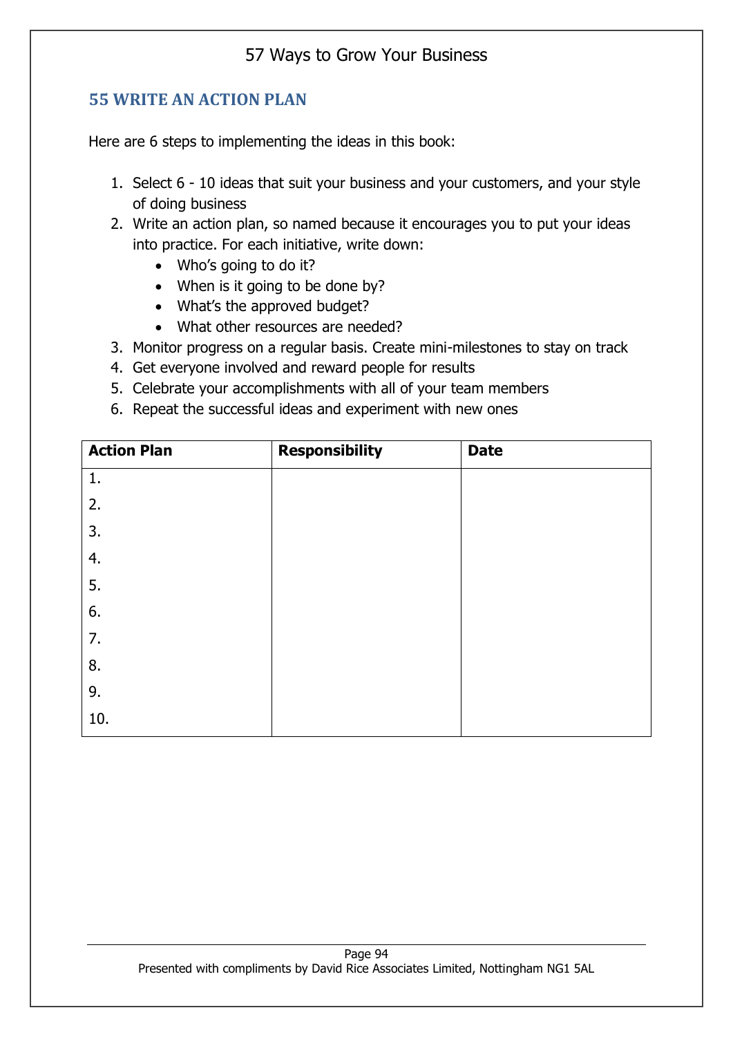## 55 WRITE AN ACTION PLAN

Here are 6 steps to implementing the ideas in this book:

1. Select 6 - 10 ideas that suit your business and your customers, and your style of doing business
2. Write an action plan, so named because it encourages you to put your ideas into practice. For each initiative, write down:
   - Who's going to do it?
   - When is it going to be done by?
   - What's the approved budget?
   - What other resources are needed?
3. Monitor progress on a regular basis. Create mini-milestones to stay on track
4. Get everyone involved and reward people for results
5. Celebrate your accomplishments with all of your team members
6. Repeat the successful ideas and experiment with new ones

| **Action Plan** | **Responsibility** | **Date** |
|---|---|---|
| 1. | | |
| 2. | | |
| 3. | | |
| 4. | | |
| 5. | | |
| 6. | | |
| 7. | | |
| 8. | | |
| 9. | | |
| 10. | | |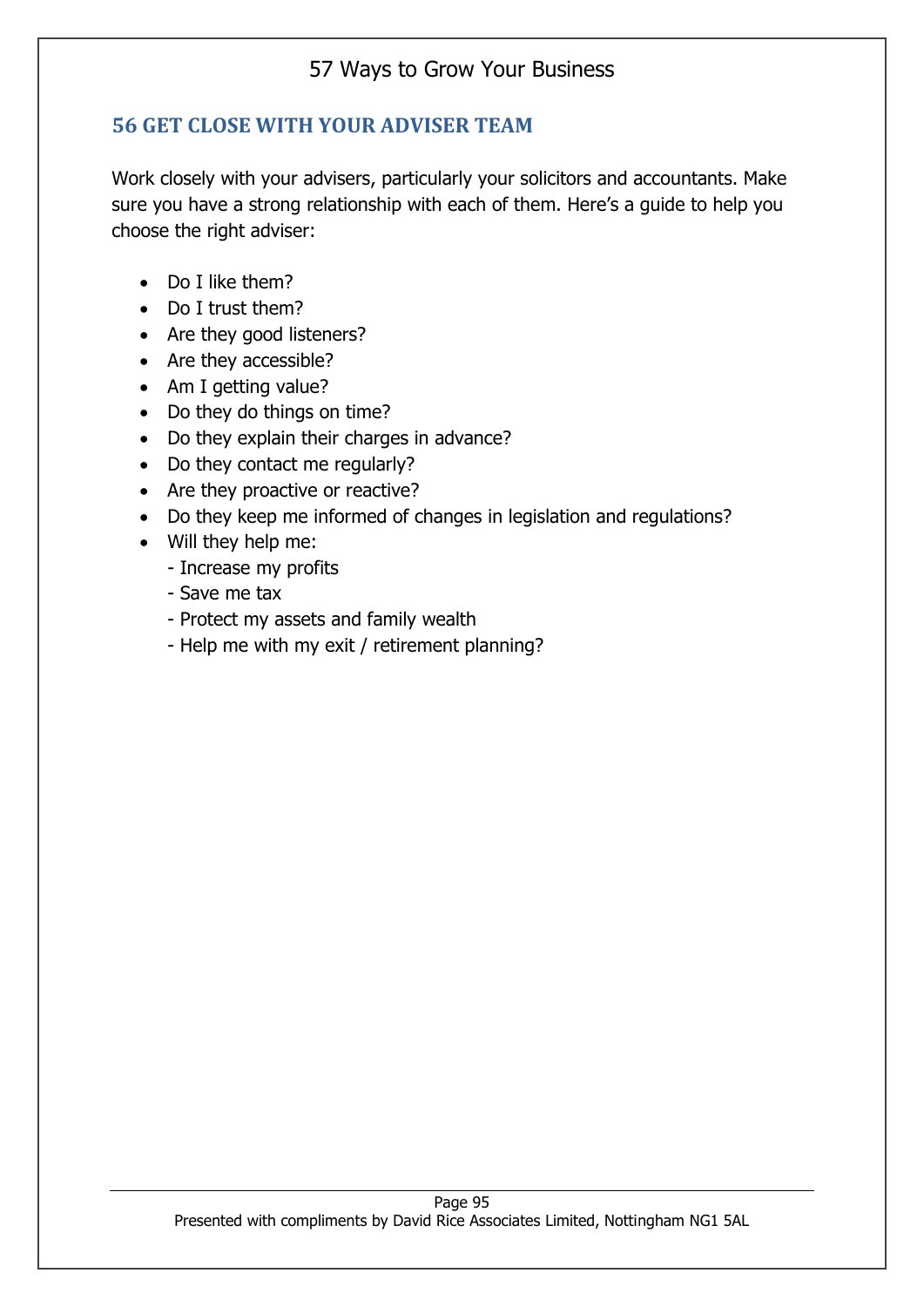## 56 GET CLOSE WITH YOUR ADVISER TEAM

Work closely with your advisers, particularly your solicitors and accountants. Make sure you have a strong relationship with each of them. Here's a guide to help you choose the right adviser:

- Do I like them?
- Do I trust them?
- Are they good listeners?
- Are they accessible?
- Am I getting value?
- Do they do things on time?
- Do they explain their charges in advance?
- Do they contact me regularly?
- Are they proactive or reactive?
- Do they keep me informed of changes in legislation and regulations?
- Will they help me:
  - Increase my profits
  - Save me tax
  - Protect my assets and family wealth
  - Help me with my exit / retirement planning?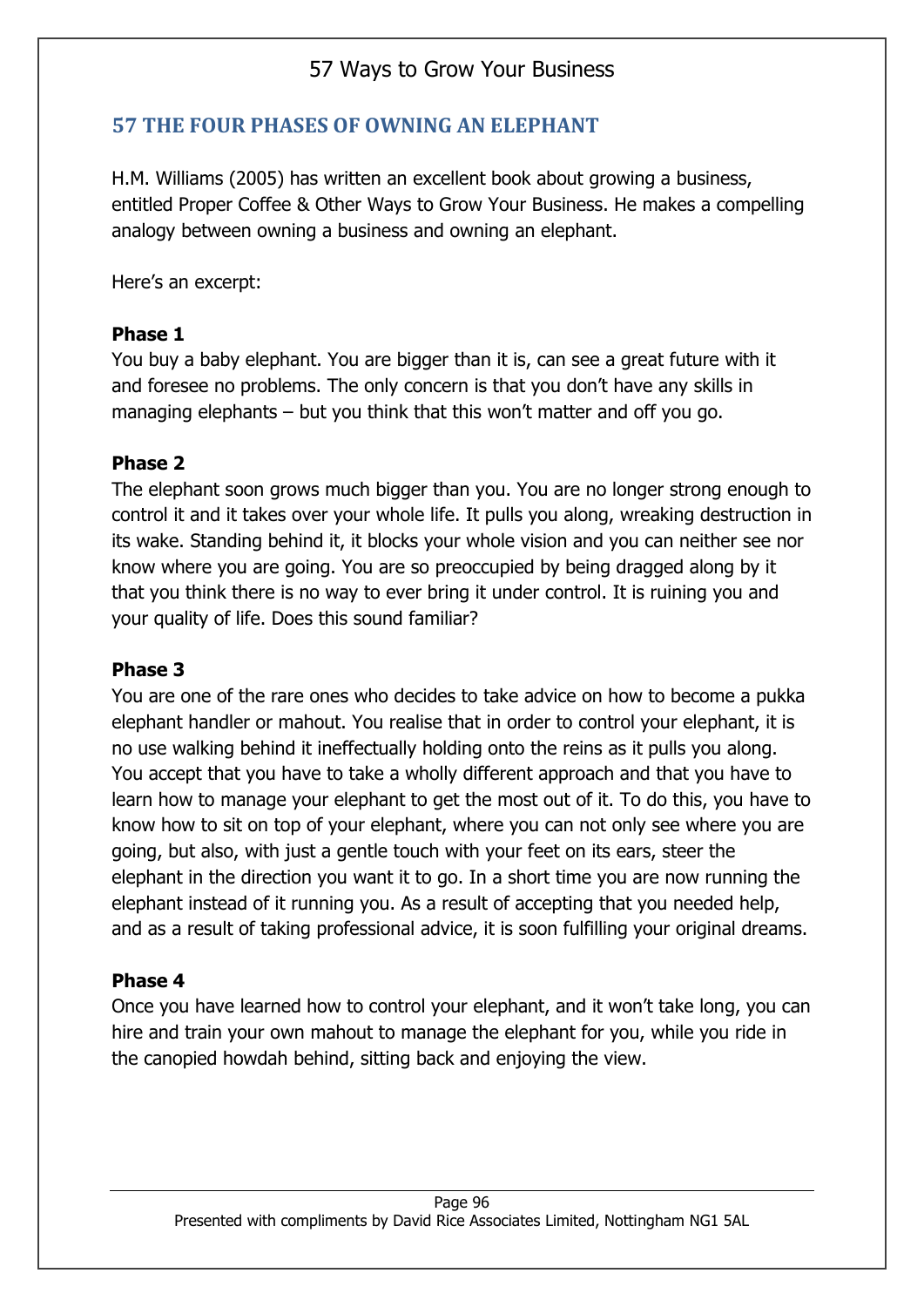## 57 THE FOUR PHASES OF OWNING AN ELEPHANT

H.M. Williams (2005) has written an excellent book about growing a business, entitled Proper Coffee & Other Ways to Grow Your Business. He makes a compelling analogy between owning a business and owning an elephant.

Here's an excerpt:

**Phase 1**
You buy a baby elephant. You are bigger than it is, can see a great future with it and foresee no problems. The only concern is that you don't have any skills in managing elephants – but you think that this won't matter and off you go.

**Phase 2**
The elephant soon grows much bigger than you. You are no longer strong enough to control it and it takes over your whole life. It pulls you along, wreaking destruction in its wake. Standing behind it, it blocks your whole vision and you can neither see nor know where you are going. You are so preoccupied by being dragged along by it that you think there is no way to ever bring it under control. It is ruining you and your quality of life. Does this sound familiar?

**Phase 3**
You are one of the rare ones who decides to take advice on how to become a pukka elephant handler or mahout. You realise that in order to control your elephant, it is no use walking behind it ineffectually holding onto the reins as it pulls you along. You accept that you have to take a wholly different approach and that you have to learn how to manage your elephant to get the most out of it. To do this, you have to know how to sit on top of your elephant, where you can not only see where you are going, but also, with just a gentle touch with your feet on its ears, steer the elephant in the direction you want it to go. In a short time you are now running the elephant instead of it running you. As a result of accepting that you needed help, and as a result of taking professional advice, it is soon fulfilling your original dreams.

**Phase 4**
Once you have learned how to control your elephant, and it won't take long, you can hire and train your own mahout to manage the elephant for you, while you ride in the canopied howdah behind, sitting back and enjoying the view.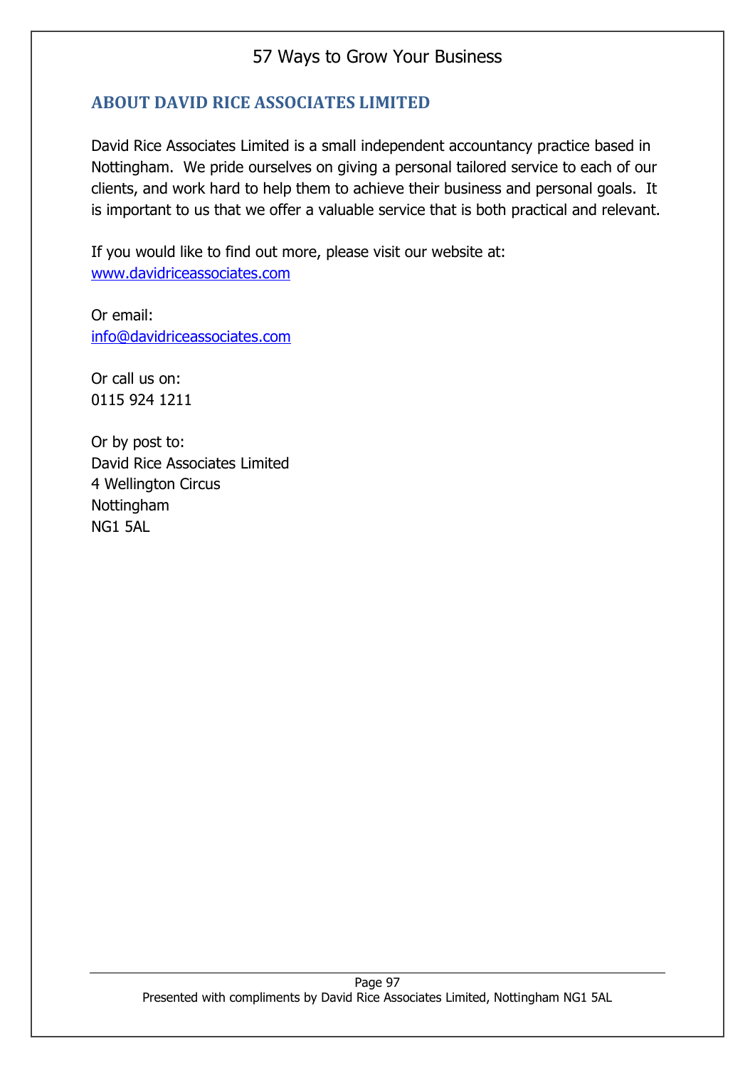## ABOUT DAVID RICE ASSOCIATES LIMITED

David Rice Associates Limited is a small independent accountancy practice based in Nottingham. We pride ourselves on giving a personal tailored service to each of our clients, and work hard to help them to achieve their business and personal goals. It is important to us that we offer a valuable service that is both practical and relevant.

If you would like to find out more, please visit our website at:
[www.davidriceassociates.com](http://www.davidriceassociates.com)

Or email:
[info@davidriceassociates.com](mailto:info@davidriceassociates.com)

Or call us on:
0115 924 1211

Or by post to:
David Rice Associates Limited
4 Wellington Circus
Nottingham
NG1 5AL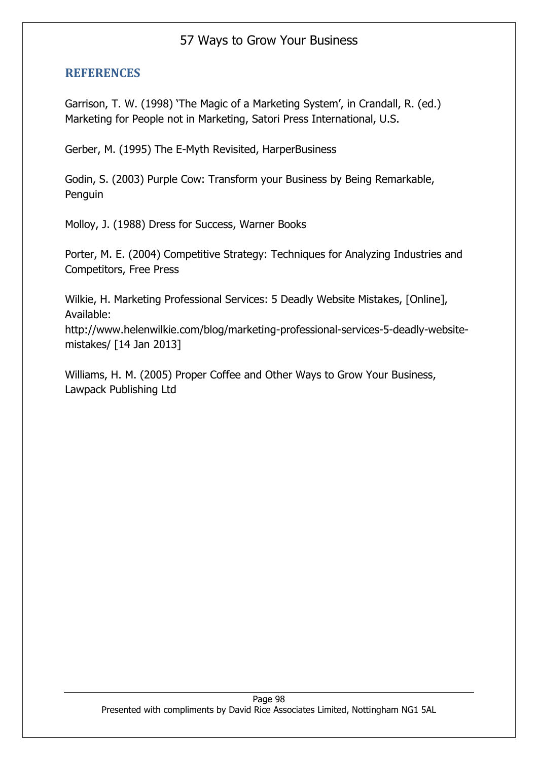## REFERENCES

Garrison, T. W. (1998) 'The Magic of a Marketing System', in Crandall, R. (ed.) Marketing for People not in Marketing, Satori Press International, U.S.

Gerber, M. (1995) The E-Myth Revisited, HarperBusiness

Godin, S. (2003) Purple Cow: Transform your Business by Being Remarkable, Penguin

Molloy, J. (1988) Dress for Success, Warner Books

Porter, M. E. (2004) Competitive Strategy: Techniques for Analyzing Industries and Competitors, Free Press

Wilkie, H. Marketing Professional Services: 5 Deadly Website Mistakes, [Online], Available: http://www.helenwilkie.com/blog/marketing-professional-services-5-deadly-website-mistakes/ [14 Jan 2013]

Williams, H. M. (2005) Proper Coffee and Other Ways to Grow Your Business, Lawpack Publishing Ltd